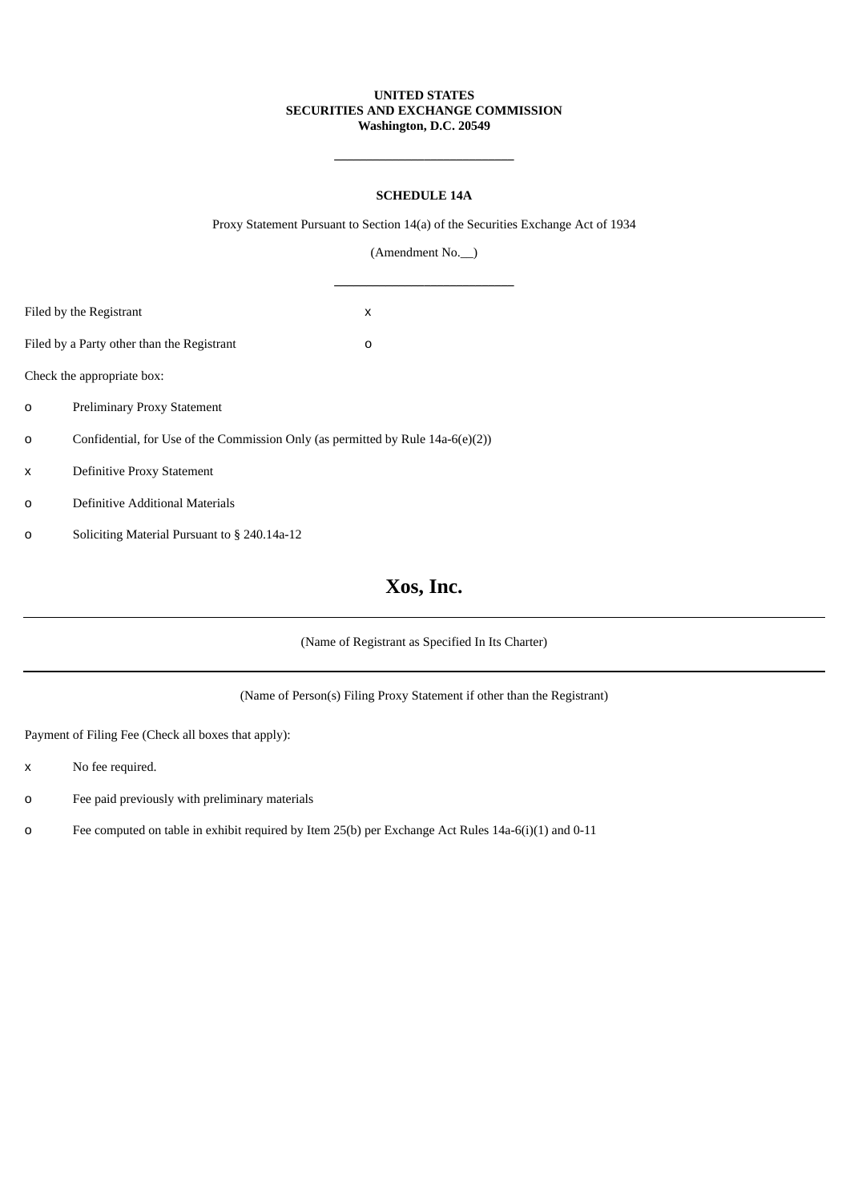**UNITED STATES**
**SECURITIES AND EXCHANGE COMMISSION**
**Washington, D.C. 20549**

---

**SCHEDULE 14A**

Proxy Statement Pursuant to Section 14(a) of the Securities Exchange Act of 1934

(Amendment No.__)

---

Filed by the Registrant x

Filed by a Party other than the Registrant o

Check the appropriate box:

o Preliminary Proxy Statement

o Confidential, for Use of the Commission Only (as permitted by Rule 14a-6(e)(2))

x Definitive Proxy Statement

o Definitive Additional Materials

o Soliciting Material Pursuant to § 240.14a-12

# Xos, Inc.

(Name of Registrant as Specified In Its Charter)

(Name of Person(s) Filing Proxy Statement if other than the Registrant)

Payment of Filing Fee (Check all boxes that apply):

x No fee required.

o Fee paid previously with preliminary materials

o Fee computed on table in exhibit required by Item 25(b) per Exchange Act Rules 14a-6(i)(1) and 0-11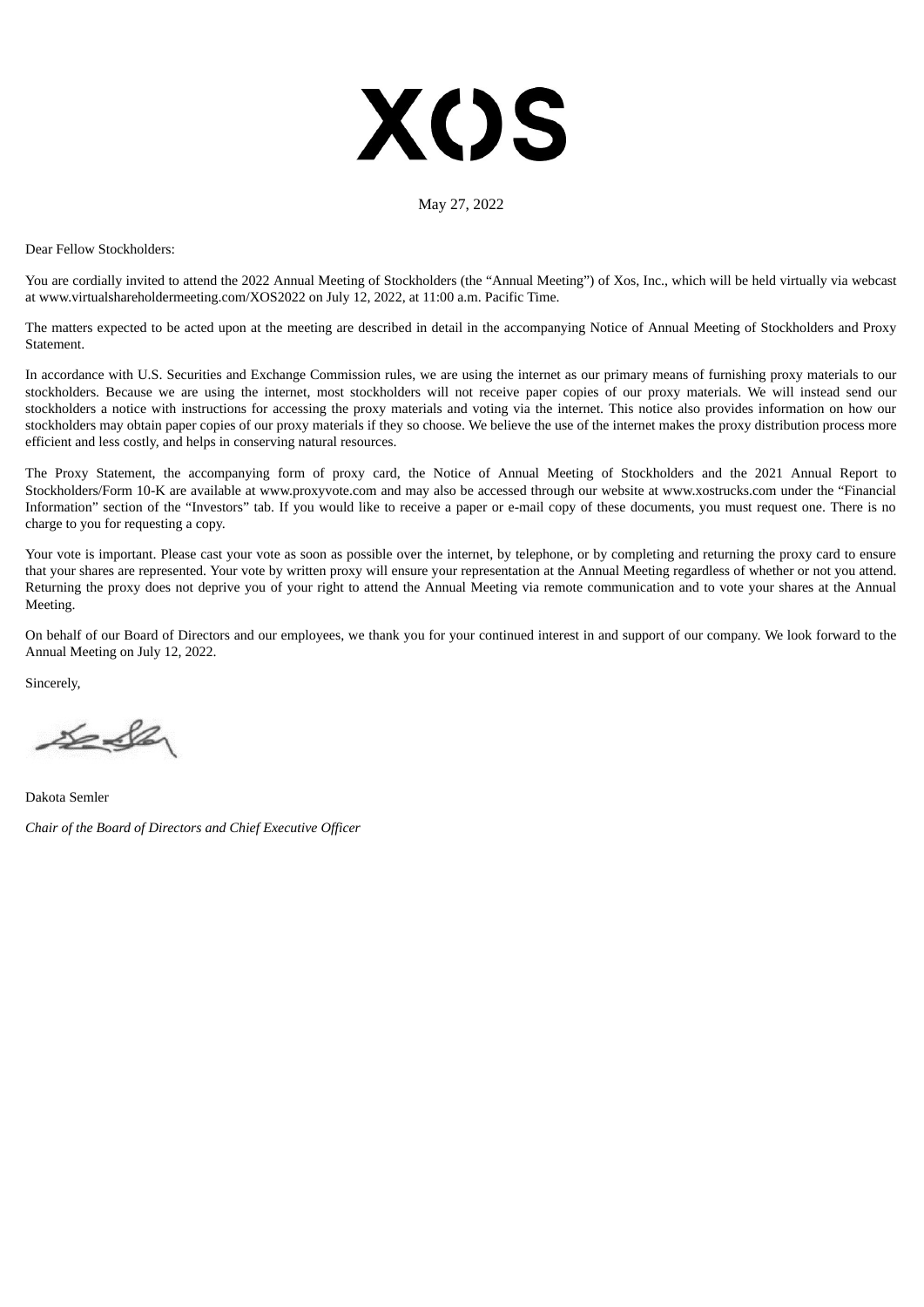# XOS

May 27, 2022

Dear Fellow Stockholders:

You are cordially invited to attend the 2022 Annual Meeting of Stockholders (the "Annual Meeting") of Xos, Inc., which will be held virtually via webcast at www.virtualshareholdermeeting.com/XOS2022 on July 12, 2022, at 11:00 a.m. Pacific Time.

The matters expected to be acted upon at the meeting are described in detail in the accompanying Notice of Annual Meeting of Stockholders and Proxy Statement.

In accordance with U.S. Securities and Exchange Commission rules, we are using the internet as our primary means of furnishing proxy materials to our stockholders. Because we are using the internet, most stockholders will not receive paper copies of our proxy materials. We will instead send our stockholders a notice with instructions for accessing the proxy materials and voting via the internet. This notice also provides information on how our stockholders may obtain paper copies of our proxy materials if they so choose. We believe the use of the internet makes the proxy distribution process more efficient and less costly, and helps in conserving natural resources.

The Proxy Statement, the accompanying form of proxy card, the Notice of Annual Meeting of Stockholders and the 2021 Annual Report to Stockholders/Form 10-K are available at www.proxyvote.com and may also be accessed through our website at www.xostrucks.com under the "Financial Information" section of the "Investors" tab. If you would like to receive a paper or e-mail copy of these documents, you must request one. There is no charge to you for requesting a copy.

Your vote is important. Please cast your vote as soon as possible over the internet, by telephone, or by completing and returning the proxy card to ensure that your shares are represented. Your vote by written proxy will ensure your representation at the Annual Meeting regardless of whether or not you attend. Returning the proxy does not deprive you of your right to attend the Annual Meeting via remote communication and to vote your shares at the Annual Meeting.

On behalf of our Board of Directors and our employees, we thank you for your continued interest in and support of our company. We look forward to the Annual Meeting on July 12, 2022.

Sincerely,

Dakota Semler

*Chair of the Board of Directors and Chief Executive Officer*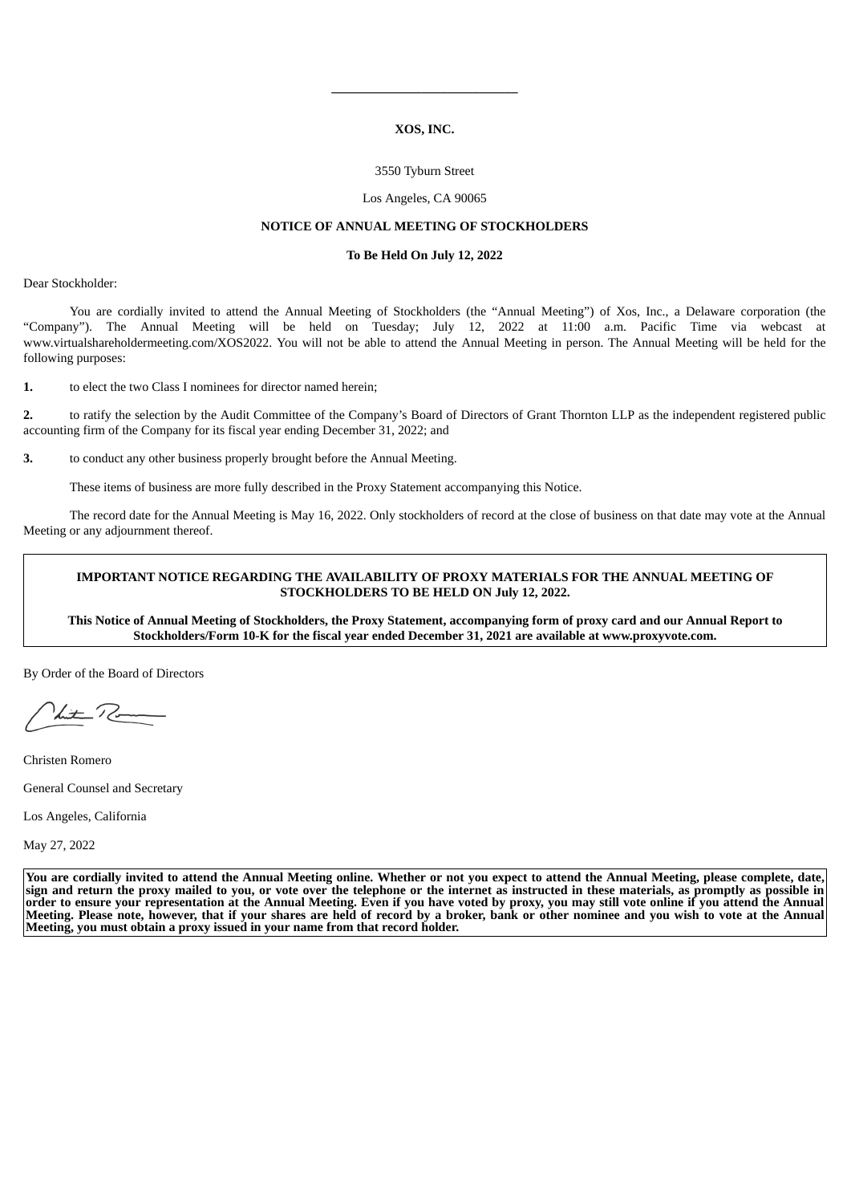**XOS, INC.**

3550 Tyburn Street

Los Angeles, CA 90065

**NOTICE OF ANNUAL MEETING OF STOCKHOLDERS**

**To Be Held On July 12, 2022**

Dear Stockholder:

You are cordially invited to attend the Annual Meeting of Stockholders (the "Annual Meeting") of Xos, Inc., a Delaware corporation (the "Company"). The Annual Meeting will be held on Tuesday; July 12, 2022 at 11:00 a.m. Pacific Time via webcast at www.virtualshareholdermeeting.com/XOS2022. You will not be able to attend the Annual Meeting in person. The Annual Meeting will be held for the following purposes:

**1.** to elect the two Class I nominees for director named herein;

**2.** to ratify the selection by the Audit Committee of the Company's Board of Directors of Grant Thornton LLP as the independent registered public accounting firm of the Company for its fiscal year ending December 31, 2022; and

**3.** to conduct any other business properly brought before the Annual Meeting.

These items of business are more fully described in the Proxy Statement accompanying this Notice.

The record date for the Annual Meeting is May 16, 2022. Only stockholders of record at the close of business on that date may vote at the Annual Meeting or any adjournment thereof.

**IMPORTANT NOTICE REGARDING THE AVAILABILITY OF PROXY MATERIALS FOR THE ANNUAL MEETING OF STOCKHOLDERS TO BE HELD ON July 12, 2022.**

**This Notice of Annual Meeting of Stockholders, the Proxy Statement, accompanying form of proxy card and our Annual Report to Stockholders/Form 10-K for the fiscal year ended December 31, 2021 are available at www.proxyvote.com.**

By Order of the Board of Directors

Christen Romero

General Counsel and Secretary

Los Angeles, California

May 27, 2022

**You are cordially invited to attend the Annual Meeting online. Whether or not you expect to attend the Annual Meeting, please complete, date, sign and return the proxy mailed to you, or vote over the telephone or the internet as instructed in these materials, as promptly as possible in order to ensure your representation at the Annual Meeting. Even if you have voted by proxy, you may still vote online if you attend the Annual Meeting. Please note, however, that if your shares are held of record by a broker, bank or other nominee and you wish to vote at the Annual Meeting, you must obtain a proxy issued in your name from that record holder.**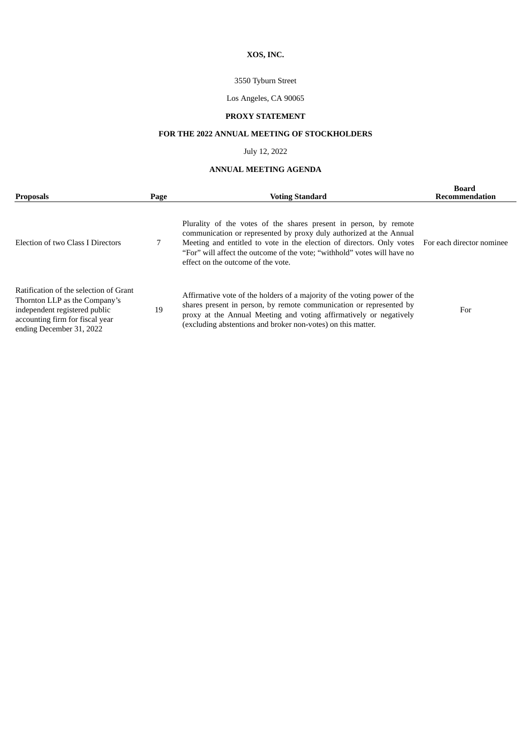**XOS, INC.**

3550 Tyburn Street

Los Angeles, CA 90065

**PROXY STATEMENT**

**FOR THE 2022 ANNUAL MEETING OF STOCKHOLDERS**

July 12, 2022

**ANNUAL MEETING AGENDA**

| Proposals | Page | Voting Standard | Board Recommendation |
|---|---|---|---|
| Election of two Class I Directors | 7 | Plurality of the votes of the shares present in person, by remote communication or represented by proxy duly authorized at the Annual Meeting and entitled to vote in the election of directors. Only votes "For" will affect the outcome of the vote; "withhold" votes will have no effect on the outcome of the vote. | For each director nominee |
| Ratification of the selection of Grant Thornton LLP as the Company's independent registered public accounting firm for fiscal year ending December 31, 2022 | 19 | Affirmative vote of the holders of a majority of the voting power of the shares present in person, by remote communication or represented by proxy at the Annual Meeting and voting affirmatively or negatively (excluding abstentions and broker non-votes) on this matter. | For |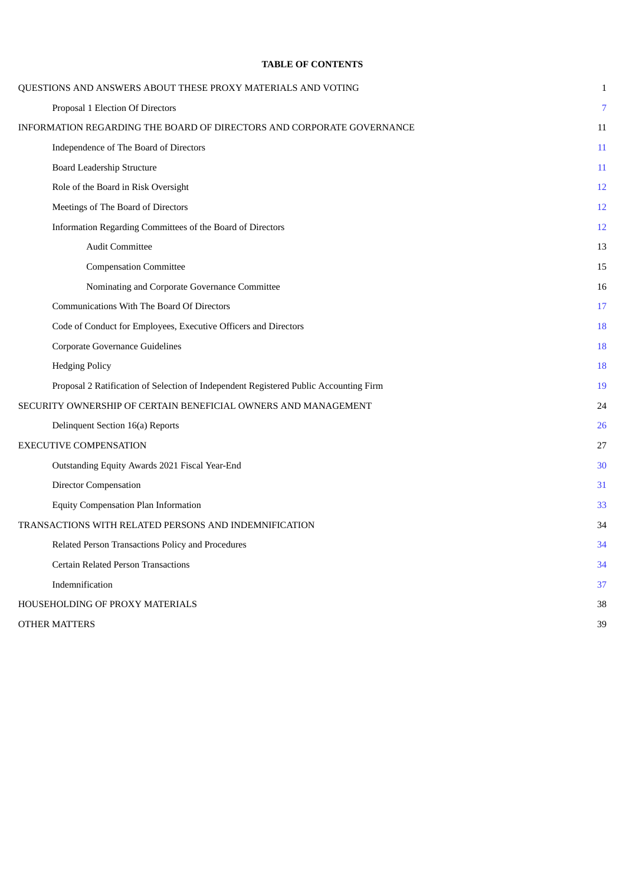**TABLE OF CONTENTS**

| | |
|---|---|
| QUESTIONS AND ANSWERS ABOUT THESE PROXY MATERIALS AND VOTING | 1 |
| Proposal 1 Election Of Directors | 7 |
| INFORMATION REGARDING THE BOARD OF DIRECTORS AND CORPORATE GOVERNANCE | 11 |
| Independence of The Board of Directors | 11 |
| Board Leadership Structure | 11 |
| Role of the Board in Risk Oversight | 12 |
| Meetings of The Board of Directors | 12 |
| Information Regarding Committees of the Board of Directors | 12 |
| Audit Committee | 13 |
| Compensation Committee | 15 |
| Nominating and Corporate Governance Committee | 16 |
| Communications With The Board Of Directors | 17 |
| Code of Conduct for Employees, Executive Officers and Directors | 18 |
| Corporate Governance Guidelines | 18 |
| Hedging Policy | 18 |
| Proposal 2 Ratification of Selection of Independent Registered Public Accounting Firm | 19 |
| SECURITY OWNERSHIP OF CERTAIN BENEFICIAL OWNERS AND MANAGEMENT | 24 |
| Delinquent Section 16(a) Reports | 26 |
| EXECUTIVE COMPENSATION | 27 |
| Outstanding Equity Awards 2021 Fiscal Year-End | 30 |
| Director Compensation | 31 |
| Equity Compensation Plan Information | 33 |
| TRANSACTIONS WITH RELATED PERSONS AND INDEMNIFICATION | 34 |
| Related Person Transactions Policy and Procedures | 34 |
| Certain Related Person Transactions | 34 |
| Indemnification | 37 |
| HOUSEHOLDING OF PROXY MATERIALS | 38 |
| OTHER MATTERS | 39 |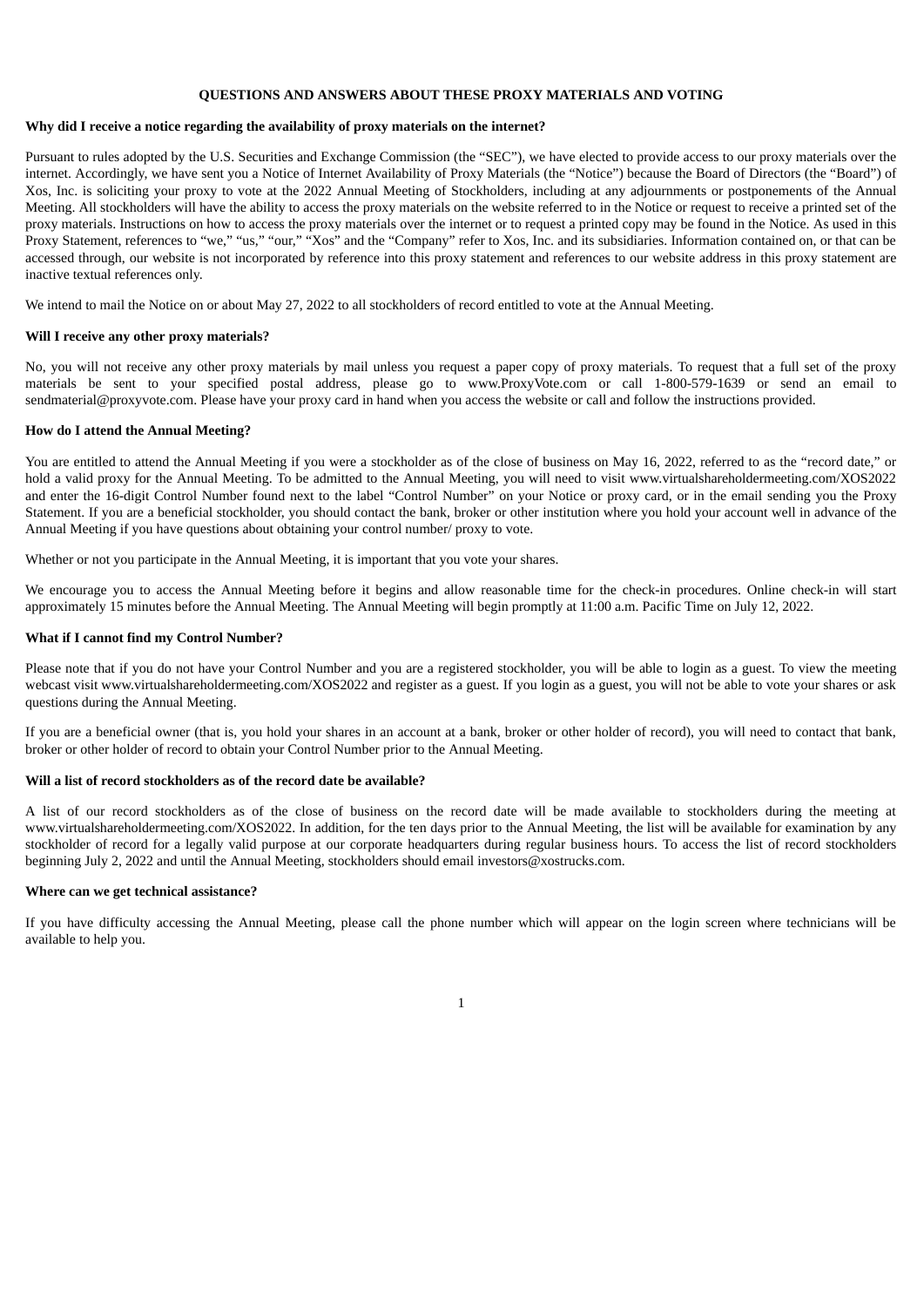## QUESTIONS AND ANSWERS ABOUT THESE PROXY MATERIALS AND VOTING

**Why did I receive a notice regarding the availability of proxy materials on the internet?**

Pursuant to rules adopted by the U.S. Securities and Exchange Commission (the "SEC"), we have elected to provide access to our proxy materials over the internet. Accordingly, we have sent you a Notice of Internet Availability of Proxy Materials (the "Notice") because the Board of Directors (the "Board") of Xos, Inc. is soliciting your proxy to vote at the 2022 Annual Meeting of Stockholders, including at any adjournments or postponements of the Annual Meeting. All stockholders will have the ability to access the proxy materials on the website referred to in the Notice or request to receive a printed set of the proxy materials. Instructions on how to access the proxy materials over the internet or to request a printed copy may be found in the Notice. As used in this Proxy Statement, references to "we," "us," "our," "Xos" and the "Company" refer to Xos, Inc. and its subsidiaries. Information contained on, or that can be accessed through, our website is not incorporated by reference into this proxy statement and references to our website address in this proxy statement are inactive textual references only.

We intend to mail the Notice on or about May 27, 2022 to all stockholders of record entitled to vote at the Annual Meeting.

**Will I receive any other proxy materials?**

No, you will not receive any other proxy materials by mail unless you request a paper copy of proxy materials. To request that a full set of the proxy materials be sent to your specified postal address, please go to www.ProxyVote.com or call 1-800-579-1639 or send an email to sendmaterial@proxyvote.com. Please have your proxy card in hand when you access the website or call and follow the instructions provided.

**How do I attend the Annual Meeting?**

You are entitled to attend the Annual Meeting if you were a stockholder as of the close of business on May 16, 2022, referred to as the "record date," or hold a valid proxy for the Annual Meeting. To be admitted to the Annual Meeting, you will need to visit www.virtualshareholdermeeting.com/XOS2022 and enter the 16-digit Control Number found next to the label "Control Number" on your Notice or proxy card, or in the email sending you the Proxy Statement. If you are a beneficial stockholder, you should contact the bank, broker or other institution where you hold your account well in advance of the Annual Meeting if you have questions about obtaining your control number/ proxy to vote.

Whether or not you participate in the Annual Meeting, it is important that you vote your shares.

We encourage you to access the Annual Meeting before it begins and allow reasonable time for the check-in procedures. Online check-in will start approximately 15 minutes before the Annual Meeting. The Annual Meeting will begin promptly at 11:00 a.m. Pacific Time on July 12, 2022.

**What if I cannot find my Control Number?**

Please note that if you do not have your Control Number and you are a registered stockholder, you will be able to login as a guest. To view the meeting webcast visit www.virtualshareholdermeeting.com/XOS2022 and register as a guest. If you login as a guest, you will not be able to vote your shares or ask questions during the Annual Meeting.

If you are a beneficial owner (that is, you hold your shares in an account at a bank, broker or other holder of record), you will need to contact that bank, broker or other holder of record to obtain your Control Number prior to the Annual Meeting.

**Will a list of record stockholders as of the record date be available?**

A list of our record stockholders as of the close of business on the record date will be made available to stockholders during the meeting at www.virtualshareholdermeeting.com/XOS2022. In addition, for the ten days prior to the Annual Meeting, the list will be available for examination by any stockholder of record for a legally valid purpose at our corporate headquarters during regular business hours. To access the list of record stockholders beginning July 2, 2022 and until the Annual Meeting, stockholders should email investors@xostrucks.com.

**Where can we get technical assistance?**

If you have difficulty accessing the Annual Meeting, please call the phone number which will appear on the login screen where technicians will be available to help you.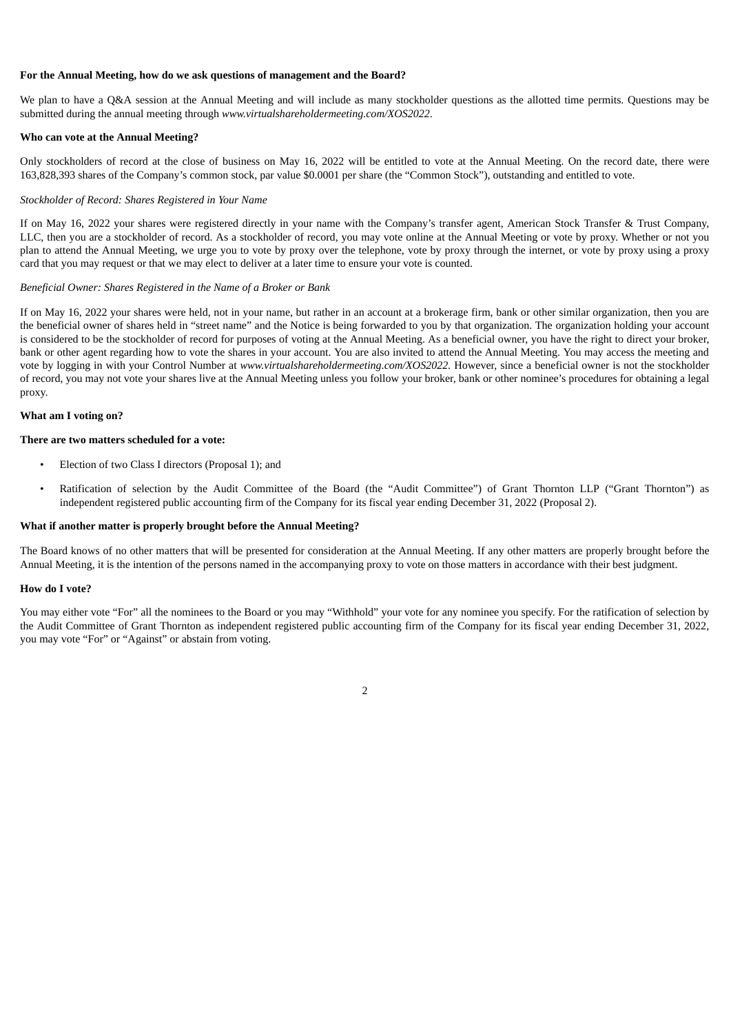**For the Annual Meeting, how do we ask questions of management and the Board?**

We plan to have a Q&A session at the Annual Meeting and will include as many stockholder questions as the allotted time permits. Questions may be submitted during the annual meeting through *www.virtualshareholdermeeting.com/XOS2022*.

**Who can vote at the Annual Meeting?**

Only stockholders of record at the close of business on May 16, 2022 will be entitled to vote at the Annual Meeting. On the record date, there were 163,828,393 shares of the Company's common stock, par value $0.0001 per share (the "Common Stock"), outstanding and entitled to vote.

*Stockholder of Record: Shares Registered in Your Name*

If on May 16, 2022 your shares were registered directly in your name with the Company's transfer agent, American Stock Transfer & Trust Company, LLC, then you are a stockholder of record. As a stockholder of record, you may vote online at the Annual Meeting or vote by proxy. Whether or not you plan to attend the Annual Meeting, we urge you to vote by proxy over the telephone, vote by proxy through the internet, or vote by proxy using a proxy card that you may request or that we may elect to deliver at a later time to ensure your vote is counted.

*Beneficial Owner: Shares Registered in the Name of a Broker or Bank*

If on May 16, 2022 your shares were held, not in your name, but rather in an account at a brokerage firm, bank or other similar organization, then you are the beneficial owner of shares held in "street name" and the Notice is being forwarded to you by that organization. The organization holding your account is considered to be the stockholder of record for purposes of voting at the Annual Meeting. As a beneficial owner, you have the right to direct your broker, bank or other agent regarding how to vote the shares in your account. You are also invited to attend the Annual Meeting. You may access the meeting and vote by logging in with your Control Number at *www.virtualshareholdermeeting.com/XOS2022.* However, since a beneficial owner is not the stockholder of record, you may not vote your shares live at the Annual Meeting unless you follow your broker, bank or other nominee's procedures for obtaining a legal proxy.

**What am I voting on?**

**There are two matters scheduled for a vote:**

- Election of two Class I directors (Proposal 1); and
- Ratification of selection by the Audit Committee of the Board (the "Audit Committee") of Grant Thornton LLP ("Grant Thornton") as independent registered public accounting firm of the Company for its fiscal year ending December 31, 2022 (Proposal 2).

**What if another matter is properly brought before the Annual Meeting?**

The Board knows of no other matters that will be presented for consideration at the Annual Meeting. If any other matters are properly brought before the Annual Meeting, it is the intention of the persons named in the accompanying proxy to vote on those matters in accordance with their best judgment.

**How do I vote?**

You may either vote "For" all the nominees to the Board or you may "Withhold" your vote for any nominee you specify. For the ratification of selection by the Audit Committee of Grant Thornton as independent registered public accounting firm of the Company for its fiscal year ending December 31, 2022, you may vote "For" or "Against" or abstain from voting.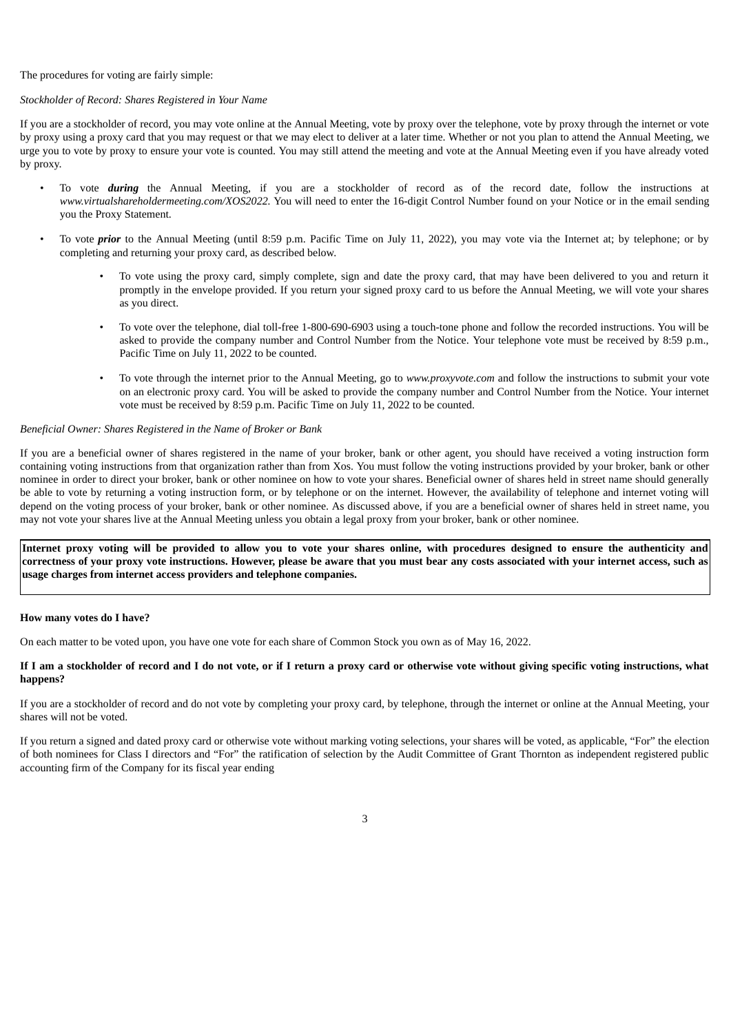The procedures for voting are fairly simple:

*Stockholder of Record: Shares Registered in Your Name*

If you are a stockholder of record, you may vote online at the Annual Meeting, vote by proxy over the telephone, vote by proxy through the internet or vote by proxy using a proxy card that you may request or that we may elect to deliver at a later time. Whether or not you plan to attend the Annual Meeting, we urge you to vote by proxy to ensure your vote is counted. You may still attend the meeting and vote at the Annual Meeting even if you have already voted by proxy.

- To vote ***during*** the Annual Meeting, if you are a stockholder of record as of the record date, follow the instructions at *www.virtualshareholdermeeting.com/XOS2022.* You will need to enter the 16-digit Control Number found on your Notice or in the email sending you the Proxy Statement.
- To vote ***prior*** to the Annual Meeting (until 8:59 p.m. Pacific Time on July 11, 2022), you may vote via the Internet at; by telephone; or by completing and returning your proxy card, as described below.
  - To vote using the proxy card, simply complete, sign and date the proxy card, that may have been delivered to you and return it promptly in the envelope provided. If you return your signed proxy card to us before the Annual Meeting, we will vote your shares as you direct.
  - To vote over the telephone, dial toll-free 1-800-690-6903 using a touch-tone phone and follow the recorded instructions. You will be asked to provide the company number and Control Number from the Notice. Your telephone vote must be received by 8:59 p.m., Pacific Time on July 11, 2022 to be counted.
  - To vote through the internet prior to the Annual Meeting, go to *www.proxyvote.com* and follow the instructions to submit your vote on an electronic proxy card. You will be asked to provide the company number and Control Number from the Notice. Your internet vote must be received by 8:59 p.m. Pacific Time on July 11, 2022 to be counted.

*Beneficial Owner: Shares Registered in the Name of Broker or Bank*

If you are a beneficial owner of shares registered in the name of your broker, bank or other agent, you should have received a voting instruction form containing voting instructions from that organization rather than from Xos. You must follow the voting instructions provided by your broker, bank or other nominee in order to direct your broker, bank or other nominee on how to vote your shares. Beneficial owner of shares held in street name should generally be able to vote by returning a voting instruction form, or by telephone or on the internet. However, the availability of telephone and internet voting will depend on the voting process of your broker, bank or other nominee. As discussed above, if you are a beneficial owner of shares held in street name, you may not vote your shares live at the Annual Meeting unless you obtain a legal proxy from your broker, bank or other nominee.

**Internet proxy voting will be provided to allow you to vote your shares online, with procedures designed to ensure the authenticity and correctness of your proxy vote instructions. However, please be aware that you must bear any costs associated with your internet access, such as usage charges from internet access providers and telephone companies.**

**How many votes do I have?**

On each matter to be voted upon, you have one vote for each share of Common Stock you own as of May 16, 2022.

**If I am a stockholder of record and I do not vote, or if I return a proxy card or otherwise vote without giving specific voting instructions, what happens?**

If you are a stockholder of record and do not vote by completing your proxy card, by telephone, through the internet or online at the Annual Meeting, your shares will not be voted.

If you return a signed and dated proxy card or otherwise vote without marking voting selections, your shares will be voted, as applicable, "For" the election of both nominees for Class I directors and "For" the ratification of selection by the Audit Committee of Grant Thornton as independent registered public accounting firm of the Company for its fiscal year ending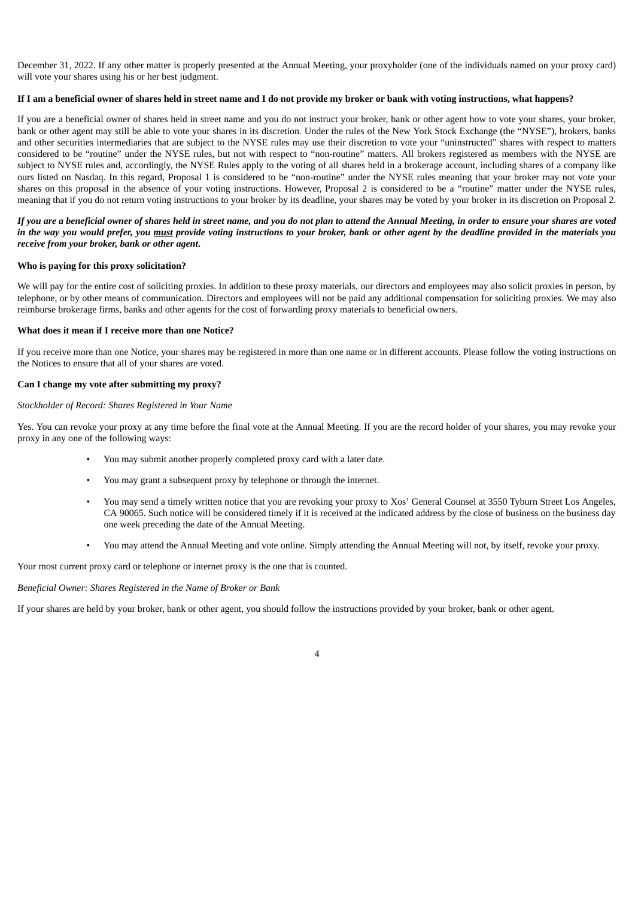December 31, 2022. If any other matter is properly presented at the Annual Meeting, your proxyholder (one of the individuals named on your proxy card) will vote your shares using his or her best judgment.

**If I am a beneficial owner of shares held in street name and I do not provide my broker or bank with voting instructions, what happens?**

If you are a beneficial owner of shares held in street name and you do not instruct your broker, bank or other agent how to vote your shares, your broker, bank or other agent may still be able to vote your shares in its discretion. Under the rules of the New York Stock Exchange (the "NYSE"), brokers, banks and other securities intermediaries that are subject to the NYSE rules may use their discretion to vote your "uninstructed" shares with respect to matters considered to be "routine" under the NYSE rules, but not with respect to "non-routine" matters. All brokers registered as members with the NYSE are subject to NYSE rules and, accordingly, the NYSE Rules apply to the voting of all shares held in a brokerage account, including shares of a company like ours listed on Nasdaq. In this regard, Proposal 1 is considered to be "non-routine" under the NYSE rules meaning that your broker may not vote your shares on this proposal in the absence of your voting instructions. However, Proposal 2 is considered to be a "routine" matter under the NYSE rules, meaning that if you do not return voting instructions to your broker by its deadline, your shares may be voted by your broker in its discretion on Proposal 2.

***If you are a beneficial owner of shares held in street name, and you do not plan to attend the Annual Meeting, in order to ensure your shares are voted in the way you would prefer, you must provide voting instructions to your broker, bank or other agent by the deadline provided in the materials you receive from your broker, bank or other agent.***

**Who is paying for this proxy solicitation?**

We will pay for the entire cost of soliciting proxies. In addition to these proxy materials, our directors and employees may also solicit proxies in person, by telephone, or by other means of communication. Directors and employees will not be paid any additional compensation for soliciting proxies. We may also reimburse brokerage firms, banks and other agents for the cost of forwarding proxy materials to beneficial owners.

**What does it mean if I receive more than one Notice?**

If you receive more than one Notice, your shares may be registered in more than one name or in different accounts. Please follow the voting instructions on the Notices to ensure that all of your shares are voted.

**Can I change my vote after submitting my proxy?**

*Stockholder of Record: Shares Registered in Your Name*

Yes. You can revoke your proxy at any time before the final vote at the Annual Meeting. If you are the record holder of your shares, you may revoke your proxy in any one of the following ways:

- You may submit another properly completed proxy card with a later date.
- You may grant a subsequent proxy by telephone or through the internet.
- You may send a timely written notice that you are revoking your proxy to Xos' General Counsel at 3550 Tyburn Street Los Angeles, CA 90065. Such notice will be considered timely if it is received at the indicated address by the close of business on the business day one week preceding the date of the Annual Meeting.
- You may attend the Annual Meeting and vote online. Simply attending the Annual Meeting will not, by itself, revoke your proxy.

Your most current proxy card or telephone or internet proxy is the one that is counted.

*Beneficial Owner: Shares Registered in the Name of Broker or Bank*

If your shares are held by your broker, bank or other agent, you should follow the instructions provided by your broker, bank or other agent.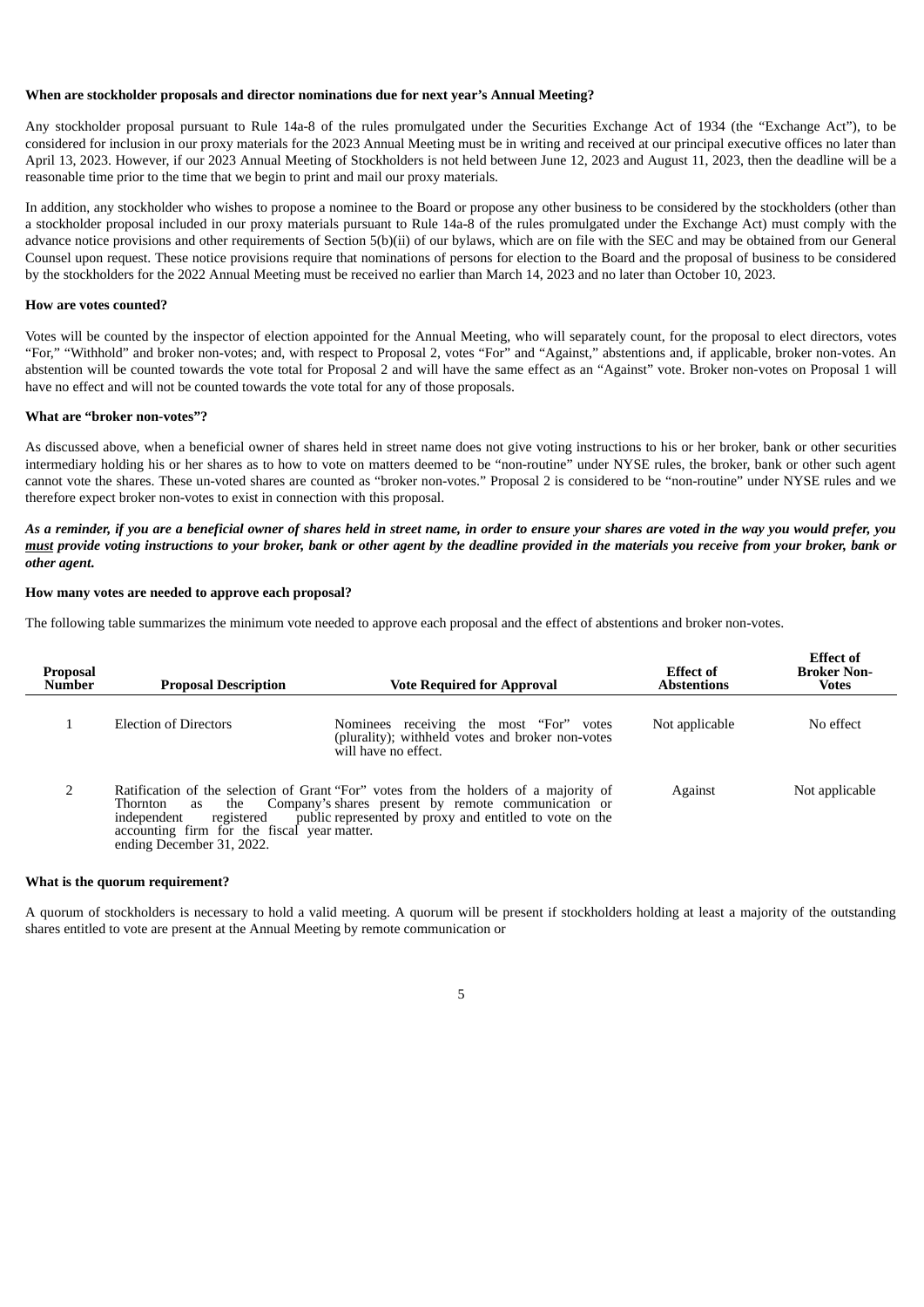**When are stockholder proposals and director nominations due for next year's Annual Meeting?**

Any stockholder proposal pursuant to Rule 14a-8 of the rules promulgated under the Securities Exchange Act of 1934 (the "Exchange Act"), to be considered for inclusion in our proxy materials for the 2023 Annual Meeting must be in writing and received at our principal executive offices no later than April 13, 2023. However, if our 2023 Annual Meeting of Stockholders is not held between June 12, 2023 and August 11, 2023, then the deadline will be a reasonable time prior to the time that we begin to print and mail our proxy materials.

In addition, any stockholder who wishes to propose a nominee to the Board or propose any other business to be considered by the stockholders (other than a stockholder proposal included in our proxy materials pursuant to Rule 14a-8 of the rules promulgated under the Exchange Act) must comply with the advance notice provisions and other requirements of Section 5(b)(ii) of our bylaws, which are on file with the SEC and may be obtained from our General Counsel upon request. These notice provisions require that nominations of persons for election to the Board and the proposal of business to be considered by the stockholders for the 2022 Annual Meeting must be received no earlier than March 14, 2023 and no later than October 10, 2023.

**How are votes counted?**

Votes will be counted by the inspector of election appointed for the Annual Meeting, who will separately count, for the proposal to elect directors, votes "For," "Withhold" and broker non-votes; and, with respect to Proposal 2, votes "For" and "Against," abstentions and, if applicable, broker non-votes. An abstention will be counted towards the vote total for Proposal 2 and will have the same effect as an "Against" vote. Broker non-votes on Proposal 1 will have no effect and will not be counted towards the vote total for any of those proposals.

**What are "broker non-votes"?**

As discussed above, when a beneficial owner of shares held in street name does not give voting instructions to his or her broker, bank or other securities intermediary holding his or her shares as to how to vote on matters deemed to be "non-routine" under NYSE rules, the broker, bank or other such agent cannot vote the shares. These un-voted shares are counted as "broker non-votes." Proposal 2 is considered to be "non-routine" under NYSE rules and we therefore expect broker non-votes to exist in connection with this proposal.

***As a reminder, if you are a beneficial owner of shares held in street name, in order to ensure your shares are voted in the way you would prefer, you must provide voting instructions to your broker, bank or other agent by the deadline provided in the materials you receive from your broker, bank or other agent.***

**How many votes are needed to approve each proposal?**

The following table summarizes the minimum vote needed to approve each proposal and the effect of abstentions and broker non-votes.

| Proposal Number | Proposal Description | Vote Required for Approval | Effect of Abstentions | Effect of Broker Non-Votes |
|---|---|---|---|---|
| 1 | Election of Directors | Nominees receiving the most "For" votes (plurality); withheld votes and broker non-votes will have no effect. | Not applicable | No effect |
| 2 | Ratification of the selection of Grant Thornton as the independent registered public accounting firm for the fiscal year ending December 31, 2022. | "For" votes from the holders of a majority of Company's shares present by remote communication or represented by proxy and entitled to vote on the matter. | Against | Not applicable |

**What is the quorum requirement?**

A quorum of stockholders is necessary to hold a valid meeting. A quorum will be present if stockholders holding at least a majority of the outstanding shares entitled to vote are present at the Annual Meeting by remote communication or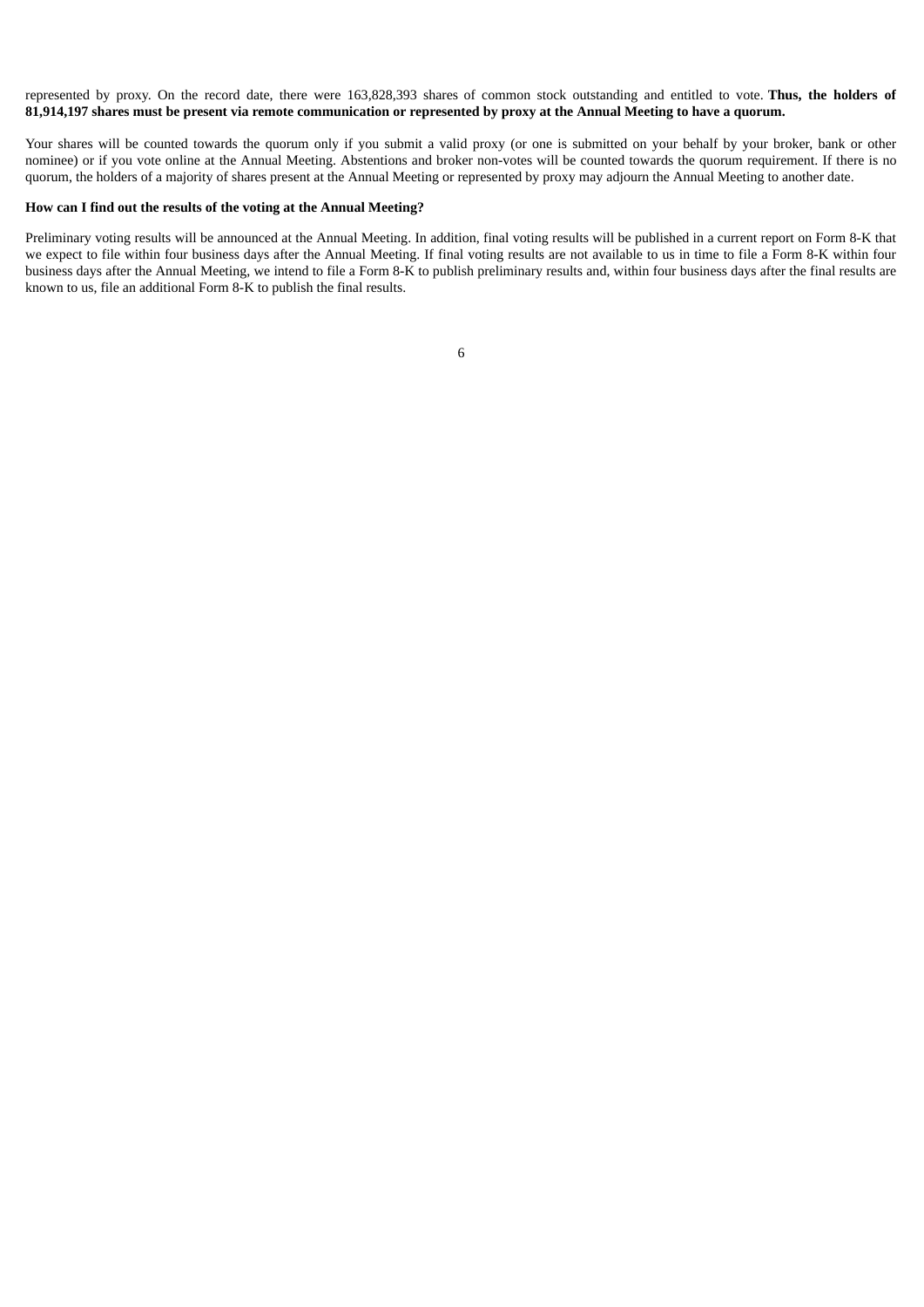represented by proxy. On the record date, there were 163,828,393 shares of common stock outstanding and entitled to vote. **Thus, the holders of 81,914,197 shares must be present via remote communication or represented by proxy at the Annual Meeting to have a quorum.**

Your shares will be counted towards the quorum only if you submit a valid proxy (or one is submitted on your behalf by your broker, bank or other nominee) or if you vote online at the Annual Meeting. Abstentions and broker non-votes will be counted towards the quorum requirement. If there is no quorum, the holders of a majority of shares present at the Annual Meeting or represented by proxy may adjourn the Annual Meeting to another date.

**How can I find out the results of the voting at the Annual Meeting?**

Preliminary voting results will be announced at the Annual Meeting. In addition, final voting results will be published in a current report on Form 8-K that we expect to file within four business days after the Annual Meeting. If final voting results are not available to us in time to file a Form 8-K within four business days after the Annual Meeting, we intend to file a Form 8-K to publish preliminary results and, within four business days after the final results are known to us, file an additional Form 8-K to publish the final results.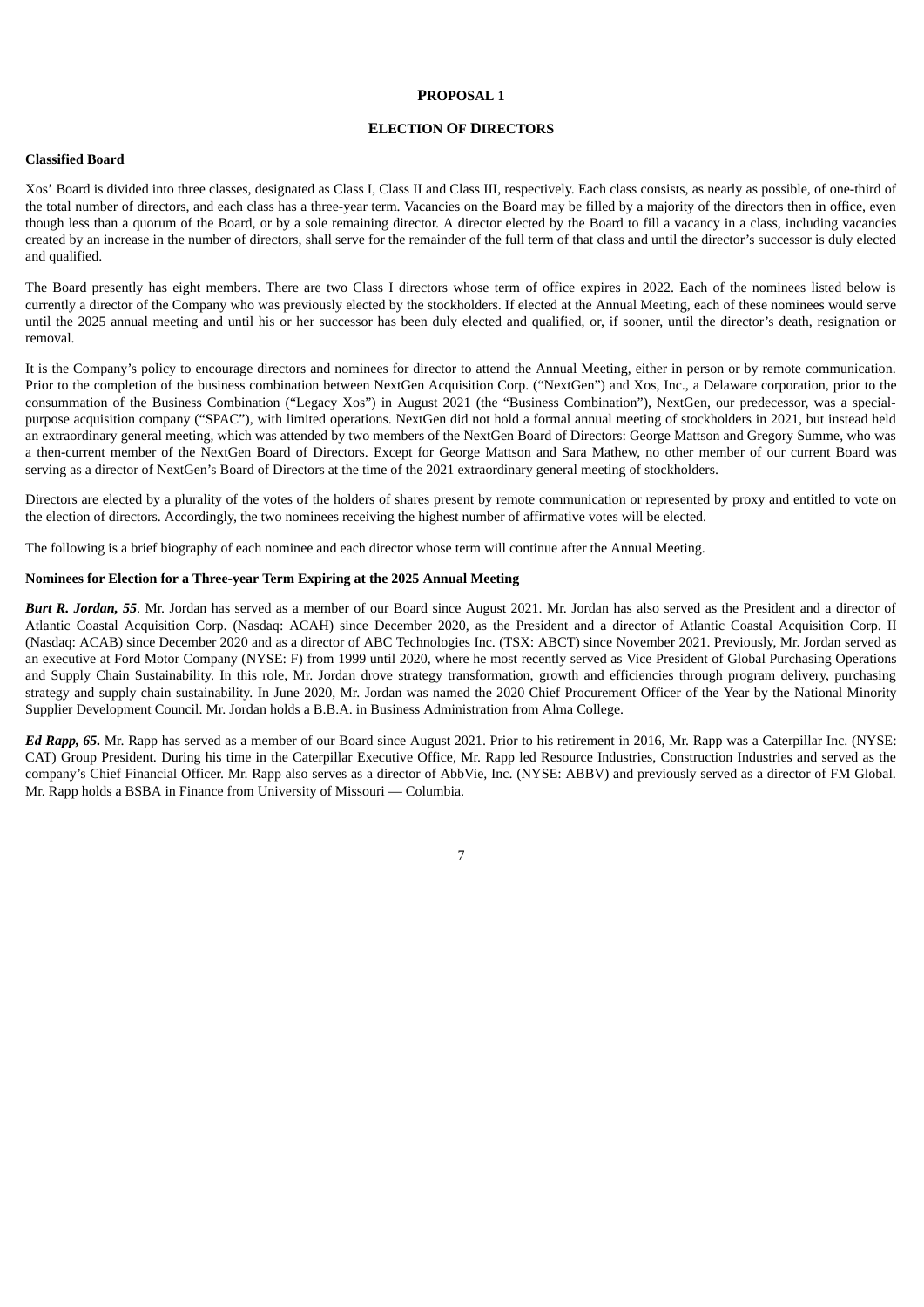## PROPOSAL 1

## ELECTION OF DIRECTORS

**Classified Board**

Xos' Board is divided into three classes, designated as Class I, Class II and Class III, respectively. Each class consists, as nearly as possible, of one-third of the total number of directors, and each class has a three-year term. Vacancies on the Board may be filled by a majority of the directors then in office, even though less than a quorum of the Board, or by a sole remaining director. A director elected by the Board to fill a vacancy in a class, including vacancies created by an increase in the number of directors, shall serve for the remainder of the full term of that class and until the director's successor is duly elected and qualified.

The Board presently has eight members. There are two Class I directors whose term of office expires in 2022. Each of the nominees listed below is currently a director of the Company who was previously elected by the stockholders. If elected at the Annual Meeting, each of these nominees would serve until the 2025 annual meeting and until his or her successor has been duly elected and qualified, or, if sooner, until the director's death, resignation or removal.

It is the Company's policy to encourage directors and nominees for director to attend the Annual Meeting, either in person or by remote communication. Prior to the completion of the business combination between NextGen Acquisition Corp. ("NextGen") and Xos, Inc., a Delaware corporation, prior to the consummation of the Business Combination ("Legacy Xos") in August 2021 (the "Business Combination"), NextGen, our predecessor, was a special-purpose acquisition company ("SPAC"), with limited operations. NextGen did not hold a formal annual meeting of stockholders in 2021, but instead held an extraordinary general meeting, which was attended by two members of the NextGen Board of Directors: George Mattson and Gregory Summe, who was a then-current member of the NextGen Board of Directors. Except for George Mattson and Sara Mathew, no other member of our current Board was serving as a director of NextGen's Board of Directors at the time of the 2021 extraordinary general meeting of stockholders.

Directors are elected by a plurality of the votes of the holders of shares present by remote communication or represented by proxy and entitled to vote on the election of directors. Accordingly, the two nominees receiving the highest number of affirmative votes will be elected.

The following is a brief biography of each nominee and each director whose term will continue after the Annual Meeting.

**Nominees for Election for a Three-year Term Expiring at the 2025 Annual Meeting**

***Burt R. Jordan, 55***. Mr. Jordan has served as a member of our Board since August 2021. Mr. Jordan has also served as the President and a director of Atlantic Coastal Acquisition Corp. (Nasdaq: ACAH) since December 2020, as the President and a director of Atlantic Coastal Acquisition Corp. II (Nasdaq: ACAB) since December 2020 and as a director of ABC Technologies Inc. (TSX: ABCT) since November 2021. Previously, Mr. Jordan served as an executive at Ford Motor Company (NYSE: F) from 1999 until 2020, where he most recently served as Vice President of Global Purchasing Operations and Supply Chain Sustainability. In this role, Mr. Jordan drove strategy transformation, growth and efficiencies through program delivery, purchasing strategy and supply chain sustainability. In June 2020, Mr. Jordan was named the 2020 Chief Procurement Officer of the Year by the National Minority Supplier Development Council. Mr. Jordan holds a B.B.A. in Business Administration from Alma College.

***Ed Rapp, 65.*** Mr. Rapp has served as a member of our Board since August 2021. Prior to his retirement in 2016, Mr. Rapp was a Caterpillar Inc. (NYSE: CAT) Group President. During his time in the Caterpillar Executive Office, Mr. Rapp led Resource Industries, Construction Industries and served as the company's Chief Financial Officer. Mr. Rapp also serves as a director of AbbVie, Inc. (NYSE: ABBV) and previously served as a director of FM Global. Mr. Rapp holds a BSBA in Finance from University of Missouri — Columbia.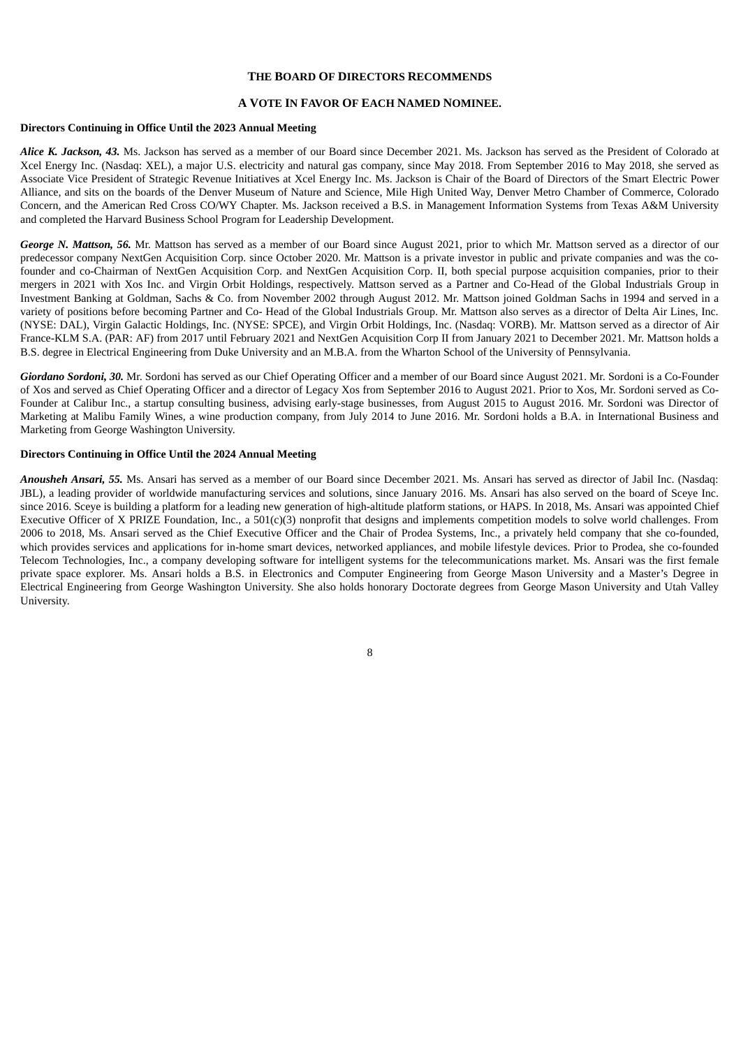**THE BOARD OF DIRECTORS RECOMMENDS**

**A VOTE IN FAVOR OF EACH NAMED NOMINEE.**

**Directors Continuing in Office Until the 2023 Annual Meeting**

***Alice K. Jackson, 43.*** Ms. Jackson has served as a member of our Board since December 2021. Ms. Jackson has served as the President of Colorado at Xcel Energy Inc. (Nasdaq: XEL), a major U.S. electricity and natural gas company, since May 2018. From September 2016 to May 2018, she served as Associate Vice President of Strategic Revenue Initiatives at Xcel Energy Inc. Ms. Jackson is Chair of the Board of Directors of the Smart Electric Power Alliance, and sits on the boards of the Denver Museum of Nature and Science, Mile High United Way, Denver Metro Chamber of Commerce, Colorado Concern, and the American Red Cross CO/WY Chapter. Ms. Jackson received a B.S. in Management Information Systems from Texas A&M University and completed the Harvard Business School Program for Leadership Development.

***George N. Mattson, 56.*** Mr. Mattson has served as a member of our Board since August 2021, prior to which Mr. Mattson served as a director of our predecessor company NextGen Acquisition Corp. since October 2020. Mr. Mattson is a private investor in public and private companies and was the co-founder and co-Chairman of NextGen Acquisition Corp. and NextGen Acquisition Corp. II, both special purpose acquisition companies, prior to their mergers in 2021 with Xos Inc. and Virgin Orbit Holdings, respectively. Mattson served as a Partner and Co-Head of the Global Industrials Group in Investment Banking at Goldman, Sachs & Co. from November 2002 through August 2012. Mr. Mattson joined Goldman Sachs in 1994 and served in a variety of positions before becoming Partner and Co- Head of the Global Industrials Group. Mr. Mattson also serves as a director of Delta Air Lines, Inc. (NYSE: DAL), Virgin Galactic Holdings, Inc. (NYSE: SPCE), and Virgin Orbit Holdings, Inc. (Nasdaq: VORB). Mr. Mattson served as a director of Air France-KLM S.A. (PAR: AF) from 2017 until February 2021 and NextGen Acquisition Corp II from January 2021 to December 2021. Mr. Mattson holds a B.S. degree in Electrical Engineering from Duke University and an M.B.A. from the Wharton School of the University of Pennsylvania.

***Giordano Sordoni, 30.*** Mr. Sordoni has served as our Chief Operating Officer and a member of our Board since August 2021. Mr. Sordoni is a Co-Founder of Xos and served as Chief Operating Officer and a director of Legacy Xos from September 2016 to August 2021. Prior to Xos, Mr. Sordoni served as Co-Founder at Calibur Inc., a startup consulting business, advising early-stage businesses, from August 2015 to August 2016. Mr. Sordoni was Director of Marketing at Malibu Family Wines, a wine production company, from July 2014 to June 2016. Mr. Sordoni holds a B.A. in International Business and Marketing from George Washington University.

**Directors Continuing in Office Until the 2024 Annual Meeting**

***Anousheh Ansari, 55.*** Ms. Ansari has served as a member of our Board since December 2021. Ms. Ansari has served as director of Jabil Inc. (Nasdaq: JBL), a leading provider of worldwide manufacturing services and solutions, since January 2016. Ms. Ansari has also served on the board of Sceye Inc. since 2016. Sceye is building a platform for a leading new generation of high-altitude platform stations, or HAPS. In 2018, Ms. Ansari was appointed Chief Executive Officer of X PRIZE Foundation, Inc., a 501(c)(3) nonprofit that designs and implements competition models to solve world challenges. From 2006 to 2018, Ms. Ansari served as the Chief Executive Officer and the Chair of Prodea Systems, Inc., a privately held company that she co-founded, which provides services and applications for in-home smart devices, networked appliances, and mobile lifestyle devices. Prior to Prodea, she co-founded Telecom Technologies, Inc., a company developing software for intelligent systems for the telecommunications market. Ms. Ansari was the first female private space explorer. Ms. Ansari holds a B.S. in Electronics and Computer Engineering from George Mason University and a Master's Degree in Electrical Engineering from George Washington University. She also holds honorary Doctorate degrees from George Mason University and Utah Valley University.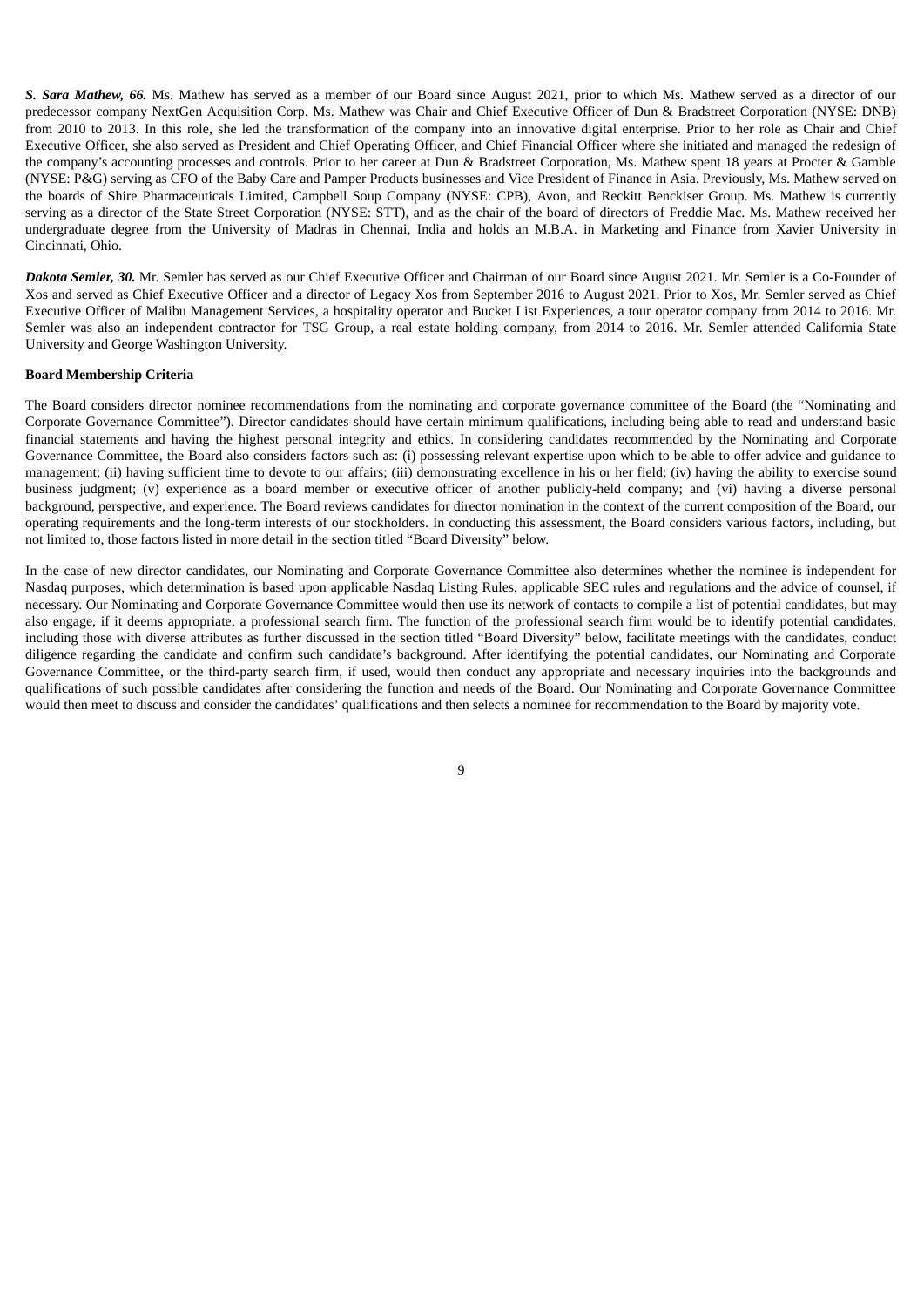***S. Sara Mathew, 66.*** Ms. Mathew has served as a member of our Board since August 2021, prior to which Ms. Mathew served as a director of our predecessor company NextGen Acquisition Corp. Ms. Mathew was Chair and Chief Executive Officer of Dun & Bradstreet Corporation (NYSE: DNB) from 2010 to 2013. In this role, she led the transformation of the company into an innovative digital enterprise. Prior to her role as Chair and Chief Executive Officer, she also served as President and Chief Operating Officer, and Chief Financial Officer where she initiated and managed the redesign of the company's accounting processes and controls. Prior to her career at Dun & Bradstreet Corporation, Ms. Mathew spent 18 years at Procter & Gamble (NYSE: P&G) serving as CFO of the Baby Care and Pamper Products businesses and Vice President of Finance in Asia. Previously, Ms. Mathew served on the boards of Shire Pharmaceuticals Limited, Campbell Soup Company (NYSE: CPB), Avon, and Reckitt Benckiser Group. Ms. Mathew is currently serving as a director of the State Street Corporation (NYSE: STT), and as the chair of the board of directors of Freddie Mac. Ms. Mathew received her undergraduate degree from the University of Madras in Chennai, India and holds an M.B.A. in Marketing and Finance from Xavier University in Cincinnati, Ohio.

***Dakota Semler, 30.*** Mr. Semler has served as our Chief Executive Officer and Chairman of our Board since August 2021. Mr. Semler is a Co-Founder of Xos and served as Chief Executive Officer and a director of Legacy Xos from September 2016 to August 2021. Prior to Xos, Mr. Semler served as Chief Executive Officer of Malibu Management Services, a hospitality operator and Bucket List Experiences, a tour operator company from 2014 to 2016. Mr. Semler was also an independent contractor for TSG Group, a real estate holding company, from 2014 to 2016. Mr. Semler attended California State University and George Washington University.

**Board Membership Criteria**

The Board considers director nominee recommendations from the nominating and corporate governance committee of the Board (the "Nominating and Corporate Governance Committee"). Director candidates should have certain minimum qualifications, including being able to read and understand basic financial statements and having the highest personal integrity and ethics. In considering candidates recommended by the Nominating and Corporate Governance Committee, the Board also considers factors such as: (i) possessing relevant expertise upon which to be able to offer advice and guidance to management; (ii) having sufficient time to devote to our affairs; (iii) demonstrating excellence in his or her field; (iv) having the ability to exercise sound business judgment; (v) experience as a board member or executive officer of another publicly-held company; and (vi) having a diverse personal background, perspective, and experience. The Board reviews candidates for director nomination in the context of the current composition of the Board, our operating requirements and the long-term interests of our stockholders. In conducting this assessment, the Board considers various factors, including, but not limited to, those factors listed in more detail in the section titled "Board Diversity" below.

In the case of new director candidates, our Nominating and Corporate Governance Committee also determines whether the nominee is independent for Nasdaq purposes, which determination is based upon applicable Nasdaq Listing Rules, applicable SEC rules and regulations and the advice of counsel, if necessary. Our Nominating and Corporate Governance Committee would then use its network of contacts to compile a list of potential candidates, but may also engage, if it deems appropriate, a professional search firm. The function of the professional search firm would be to identify potential candidates, including those with diverse attributes as further discussed in the section titled "Board Diversity" below, facilitate meetings with the candidates, conduct diligence regarding the candidate and confirm such candidate's background. After identifying the potential candidates, our Nominating and Corporate Governance Committee, or the third-party search firm, if used, would then conduct any appropriate and necessary inquiries into the backgrounds and qualifications of such possible candidates after considering the function and needs of the Board. Our Nominating and Corporate Governance Committee would then meet to discuss and consider the candidates' qualifications and then selects a nominee for recommendation to the Board by majority vote.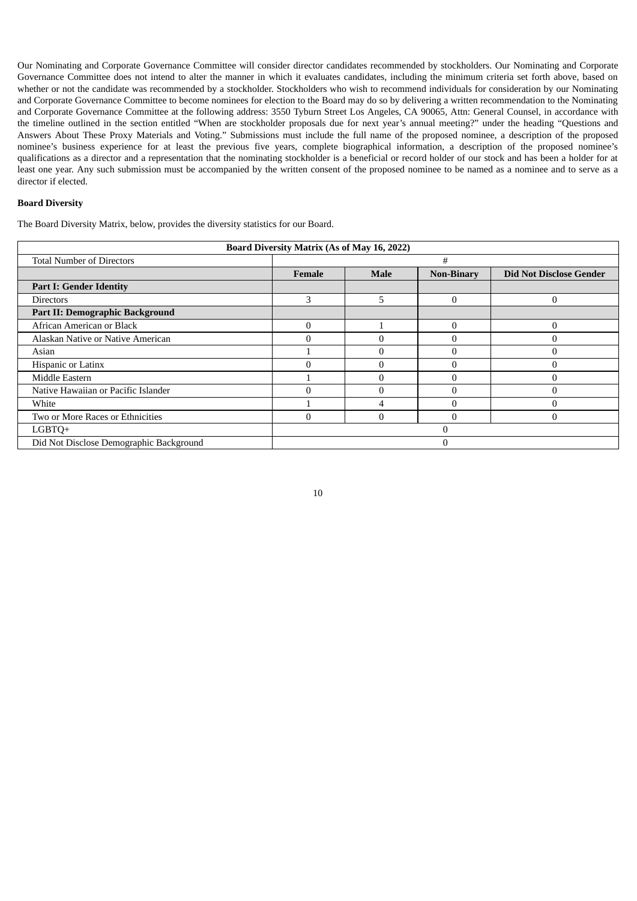Our Nominating and Corporate Governance Committee will consider director candidates recommended by stockholders. Our Nominating and Corporate Governance Committee does not intend to alter the manner in which it evaluates candidates, including the minimum criteria set forth above, based on whether or not the candidate was recommended by a stockholder. Stockholders who wish to recommend individuals for consideration by our Nominating and Corporate Governance Committee to become nominees for election to the Board may do so by delivering a written recommendation to the Nominating and Corporate Governance Committee at the following address: 3550 Tyburn Street Los Angeles, CA 90065, Attn: General Counsel, in accordance with the timeline outlined in the section entitled "When are stockholder proposals due for next year's annual meeting?" under the heading "Questions and Answers About These Proxy Materials and Voting." Submissions must include the full name of the proposed nominee, a description of the proposed nominee's business experience for at least the previous five years, complete biographical information, a description of the proposed nominee's qualifications as a director and a representation that the nominating stockholder is a beneficial or record holder of our stock and has been a holder for at least one year. Any such submission must be accompanied by the written consent of the proposed nominee to be named as a nominee and to serve as a director if elected.

**Board Diversity**

The Board Diversity Matrix, below, provides the diversity statistics for our Board.

| **Board Diversity Matrix (As of May 16, 2022)** | | | | |
|---|---|---|---|---|
| Total Number of Directors | # | | | |
| | **Female** | **Male** | **Non-Binary** | **Did Not Disclose Gender** |
| **Part I: Gender Identity** | | | | |
| Directors | 3 | 5 | 0 | 0 |
| **Part II: Demographic Background** | | | | |
| African American or Black | 0 | 1 | 0 | 0 |
| Alaskan Native or Native American | 0 | 0 | 0 | 0 |
| Asian | 1 | 0 | 0 | 0 |
| Hispanic or Latinx | 0 | 0 | 0 | 0 |
| Middle Eastern | 1 | 0 | 0 | 0 |
| Native Hawaiian or Pacific Islander | 0 | 0 | 0 | 0 |
| White | 1 | 4 | 0 | 0 |
| Two or More Races or Ethnicities | 0 | 0 | 0 | 0 |
| LGBTQ+ | 0 | | | |
| Did Not Disclose Demographic Background | 0 | | | |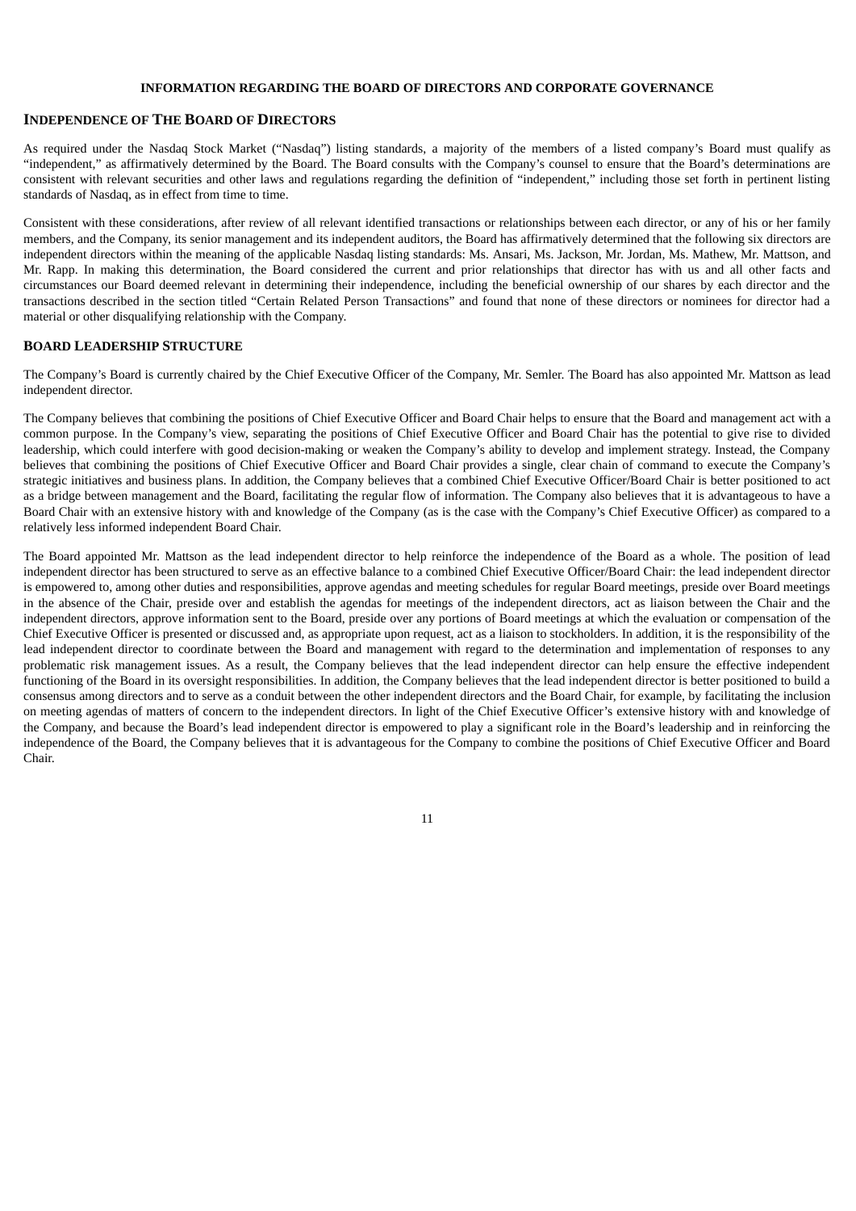## INFORMATION REGARDING THE BOARD OF DIRECTORS AND CORPORATE GOVERNANCE

### INDEPENDENCE OF THE BOARD OF DIRECTORS

As required under the Nasdaq Stock Market ("Nasdaq") listing standards, a majority of the members of a listed company's Board must qualify as "independent," as affirmatively determined by the Board. The Board consults with the Company's counsel to ensure that the Board's determinations are consistent with relevant securities and other laws and regulations regarding the definition of "independent," including those set forth in pertinent listing standards of Nasdaq, as in effect from time to time.

Consistent with these considerations, after review of all relevant identified transactions or relationships between each director, or any of his or her family members, and the Company, its senior management and its independent auditors, the Board has affirmatively determined that the following six directors are independent directors within the meaning of the applicable Nasdaq listing standards: Ms. Ansari, Ms. Jackson, Mr. Jordan, Ms. Mathew, Mr. Mattson, and Mr. Rapp. In making this determination, the Board considered the current and prior relationships that director has with us and all other facts and circumstances our Board deemed relevant in determining their independence, including the beneficial ownership of our shares by each director and the transactions described in the section titled "Certain Related Person Transactions" and found that none of these directors or nominees for director had a material or other disqualifying relationship with the Company.

### BOARD LEADERSHIP STRUCTURE

The Company's Board is currently chaired by the Chief Executive Officer of the Company, Mr. Semler. The Board has also appointed Mr. Mattson as lead independent director.

The Company believes that combining the positions of Chief Executive Officer and Board Chair helps to ensure that the Board and management act with a common purpose. In the Company's view, separating the positions of Chief Executive Officer and Board Chair has the potential to give rise to divided leadership, which could interfere with good decision-making or weaken the Company's ability to develop and implement strategy. Instead, the Company believes that combining the positions of Chief Executive Officer and Board Chair provides a single, clear chain of command to execute the Company's strategic initiatives and business plans. In addition, the Company believes that a combined Chief Executive Officer/Board Chair is better positioned to act as a bridge between management and the Board, facilitating the regular flow of information. The Company also believes that it is advantageous to have a Board Chair with an extensive history with and knowledge of the Company (as is the case with the Company's Chief Executive Officer) as compared to a relatively less informed independent Board Chair.

The Board appointed Mr. Mattson as the lead independent director to help reinforce the independence of the Board as a whole. The position of lead independent director has been structured to serve as an effective balance to a combined Chief Executive Officer/Board Chair: the lead independent director is empowered to, among other duties and responsibilities, approve agendas and meeting schedules for regular Board meetings, preside over Board meetings in the absence of the Chair, preside over and establish the agendas for meetings of the independent directors, act as liaison between the Chair and the independent directors, approve information sent to the Board, preside over any portions of Board meetings at which the evaluation or compensation of the Chief Executive Officer is presented or discussed and, as appropriate upon request, act as a liaison to stockholders. In addition, it is the responsibility of the lead independent director to coordinate between the Board and management with regard to the determination and implementation of responses to any problematic risk management issues. As a result, the Company believes that the lead independent director can help ensure the effective independent functioning of the Board in its oversight responsibilities. In addition, the Company believes that the lead independent director is better positioned to build a consensus among directors and to serve as a conduit between the other independent directors and the Board Chair, for example, by facilitating the inclusion on meeting agendas of matters of concern to the independent directors. In light of the Chief Executive Officer's extensive history with and knowledge of the Company, and because the Board's lead independent director is empowered to play a significant role in the Board's leadership and in reinforcing the independence of the Board, the Company believes that it is advantageous for the Company to combine the positions of Chief Executive Officer and Board Chair.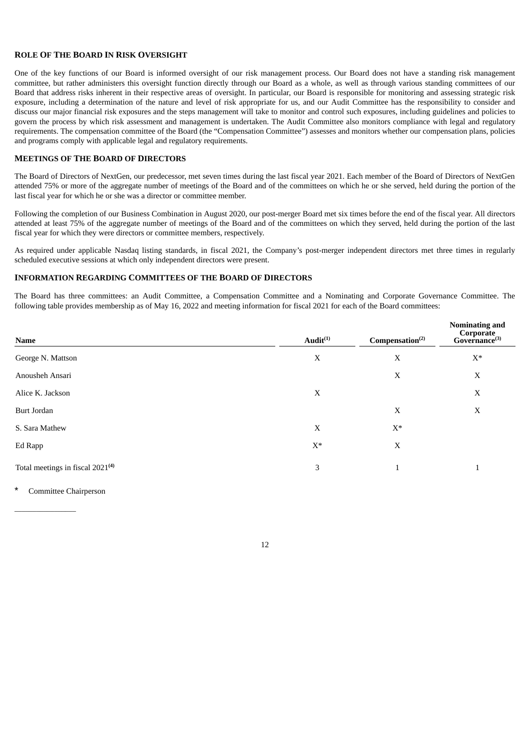## ROLE OF THE BOARD IN RISK OVERSIGHT

One of the key functions of our Board is informed oversight of our risk management process. Our Board does not have a standing risk management committee, but rather administers this oversight function directly through our Board as a whole, as well as through various standing committees of our Board that address risks inherent in their respective areas of oversight. In particular, our Board is responsible for monitoring and assessing strategic risk exposure, including a determination of the nature and level of risk appropriate for us, and our Audit Committee has the responsibility to consider and discuss our major financial risk exposures and the steps management will take to monitor and control such exposures, including guidelines and policies to govern the process by which risk assessment and management is undertaken. The Audit Committee also monitors compliance with legal and regulatory requirements. The compensation committee of the Board (the "Compensation Committee") assesses and monitors whether our compensation plans, policies and programs comply with applicable legal and regulatory requirements.

## MEETINGS OF THE BOARD OF DIRECTORS

The Board of Directors of NextGen, our predecessor, met seven times during the last fiscal year 2021. Each member of the Board of Directors of NextGen attended 75% or more of the aggregate number of meetings of the Board and of the committees on which he or she served, held during the portion of the last fiscal year for which he or she was a director or committee member.

Following the completion of our Business Combination in August 2020, our post-merger Board met six times before the end of the fiscal year. All directors attended at least 75% of the aggregate number of meetings of the Board and of the committees on which they served, held during the portion of the last fiscal year for which they were directors or committee members, respectively.

As required under applicable Nasdaq listing standards, in fiscal 2021, the Company's post-merger independent directors met three times in regularly scheduled executive sessions at which only independent directors were present.

## INFORMATION REGARDING COMMITTEES OF THE BOARD OF DIRECTORS

The Board has three committees: an Audit Committee, a Compensation Committee and a Nominating and Corporate Governance Committee. The following table provides membership as of May 16, 2022 and meeting information for fiscal 2021 for each of the Board committees:

| Name | Audit[(1)] | Compensation[(2)] | Nominating and Corporate Governance[(3)] |
|---|---|---|---|
| George N. Mattson | X | X | X* |
| Anousheh Ansari | | X | X |
| Alice K. Jackson | X | | X |
| Burt Jordan | | X | X |
| S. Sara Mathew | X | X* | |
| Ed Rapp | X* | X | |
| Total meetings in fiscal 2021[(4)] | 3 | 1 | 1 |

\* Committee Chairperson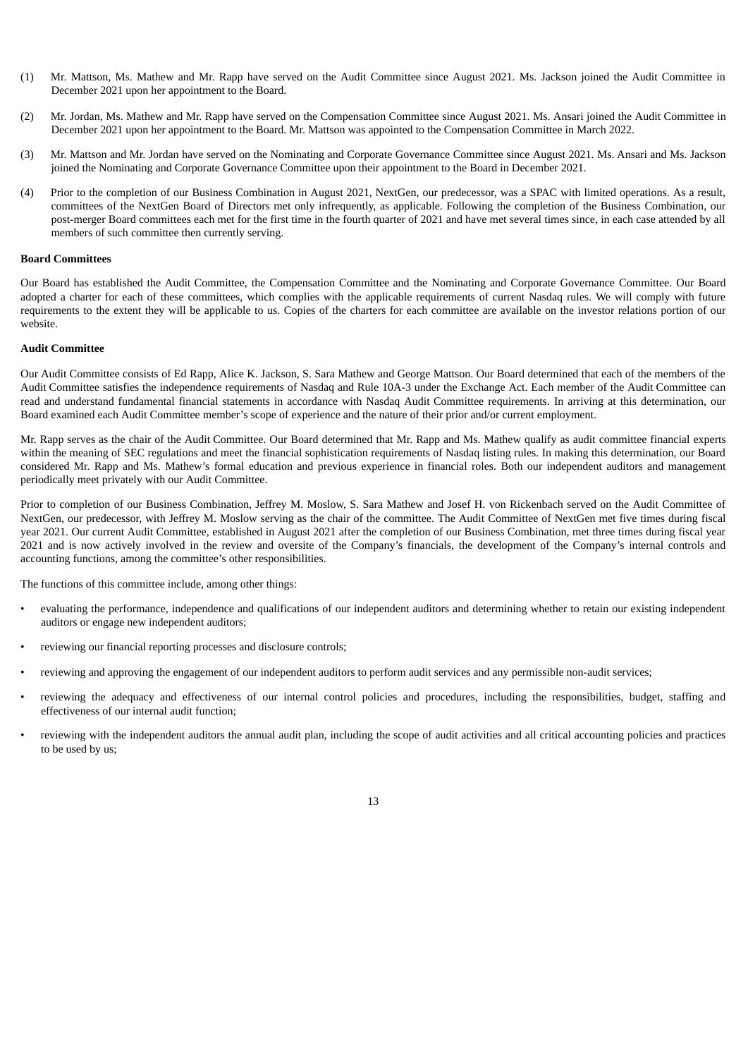(1) Mr. Mattson, Ms. Mathew and Mr. Rapp have served on the Audit Committee since August 2021. Ms. Jackson joined the Audit Committee in December 2021 upon her appointment to the Board.

(2) Mr. Jordan, Ms. Mathew and Mr. Rapp have served on the Compensation Committee since August 2021. Ms. Ansari joined the Audit Committee in December 2021 upon her appointment to the Board. Mr. Mattson was appointed to the Compensation Committee in March 2022.

(3) Mr. Mattson and Mr. Jordan have served on the Nominating and Corporate Governance Committee since August 2021. Ms. Ansari and Ms. Jackson joined the Nominating and Corporate Governance Committee upon their appointment to the Board in December 2021.

(4) Prior to the completion of our Business Combination in August 2021, NextGen, our predecessor, was a SPAC with limited operations. As a result, committees of the NextGen Board of Directors met only infrequently, as applicable. Following the completion of the Business Combination, our post-merger Board committees each met for the first time in the fourth quarter of 2021 and have met several times since, in each case attended by all members of such committee then currently serving.

**Board Committees**

Our Board has established the Audit Committee, the Compensation Committee and the Nominating and Corporate Governance Committee. Our Board adopted a charter for each of these committees, which complies with the applicable requirements of current Nasdaq rules. We will comply with future requirements to the extent they will be applicable to us. Copies of the charters for each committee are available on the investor relations portion of our website.

**Audit Committee**

Our Audit Committee consists of Ed Rapp, Alice K. Jackson, S. Sara Mathew and George Mattson. Our Board determined that each of the members of the Audit Committee satisfies the independence requirements of Nasdaq and Rule 10A-3 under the Exchange Act. Each member of the Audit Committee can read and understand fundamental financial statements in accordance with Nasdaq Audit Committee requirements. In arriving at this determination, our Board examined each Audit Committee member's scope of experience and the nature of their prior and/or current employment.

Mr. Rapp serves as the chair of the Audit Committee. Our Board determined that Mr. Rapp and Ms. Mathew qualify as audit committee financial experts within the meaning of SEC regulations and meet the financial sophistication requirements of Nasdaq listing rules. In making this determination, our Board considered Mr. Rapp and Ms. Mathew's formal education and previous experience in financial roles. Both our independent auditors and management periodically meet privately with our Audit Committee.

Prior to completion of our Business Combination, Jeffrey M. Moslow, S. Sara Mathew and Josef H. von Rickenbach served on the Audit Committee of NextGen, our predecessor, with Jeffrey M. Moslow serving as the chair of the committee. The Audit Committee of NextGen met five times during fiscal year 2021. Our current Audit Committee, established in August 2021 after the completion of our Business Combination, met three times during fiscal year 2021 and is now actively involved in the review and oversite of the Company's financials, the development of the Company's internal controls and accounting functions, among the committee's other responsibilities.

The functions of this committee include, among other things:

- evaluating the performance, independence and qualifications of our independent auditors and determining whether to retain our existing independent auditors or engage new independent auditors;
- reviewing our financial reporting processes and disclosure controls;
- reviewing and approving the engagement of our independent auditors to perform audit services and any permissible non-audit services;
- reviewing the adequacy and effectiveness of our internal control policies and procedures, including the responsibilities, budget, staffing and effectiveness of our internal audit function;
- reviewing with the independent auditors the annual audit plan, including the scope of audit activities and all critical accounting policies and practices to be used by us;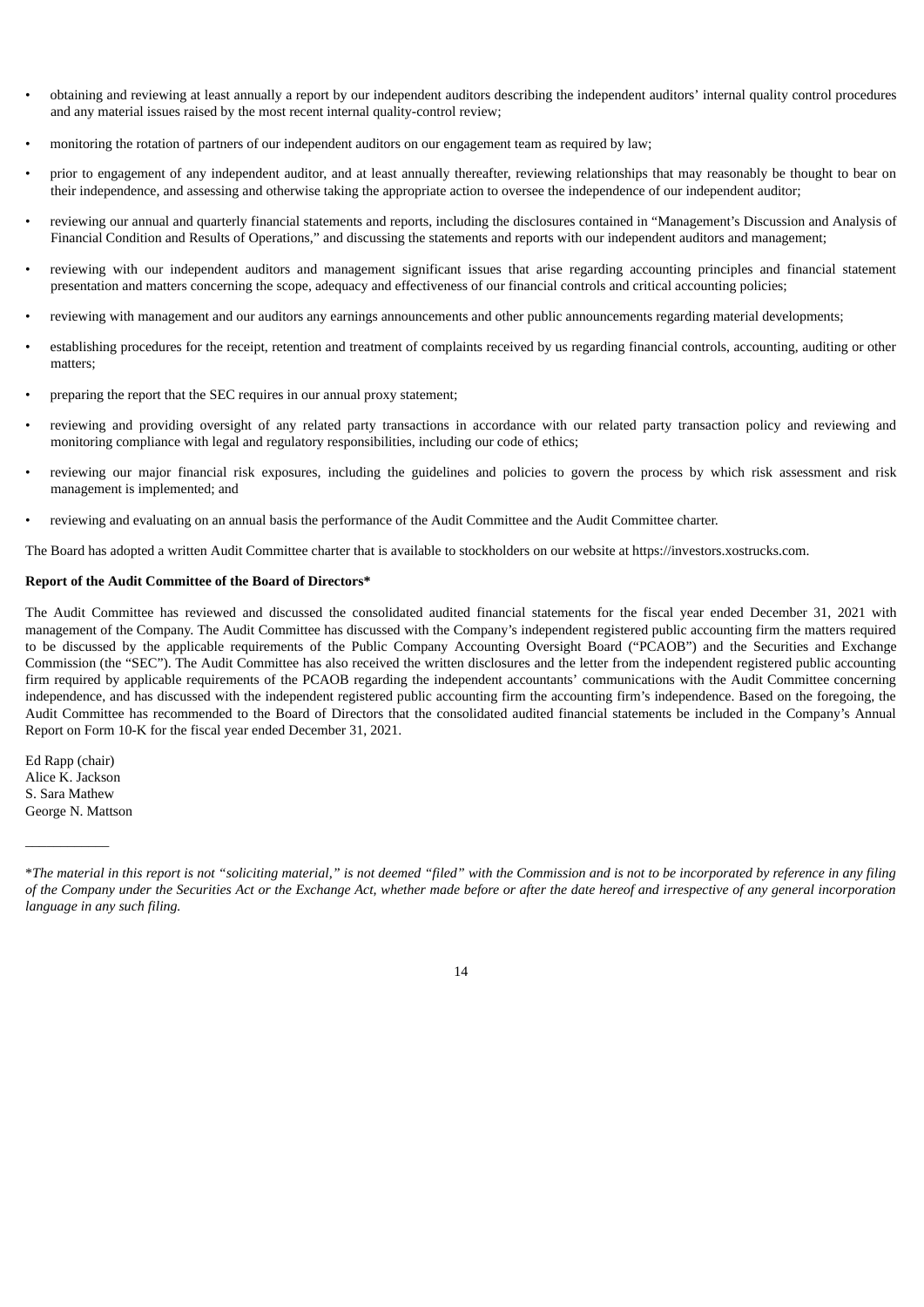- obtaining and reviewing at least annually a report by our independent auditors describing the independent auditors' internal quality control procedures and any material issues raised by the most recent internal quality-control review;
- monitoring the rotation of partners of our independent auditors on our engagement team as required by law;
- prior to engagement of any independent auditor, and at least annually thereafter, reviewing relationships that may reasonably be thought to bear on their independence, and assessing and otherwise taking the appropriate action to oversee the independence of our independent auditor;
- reviewing our annual and quarterly financial statements and reports, including the disclosures contained in "Management's Discussion and Analysis of Financial Condition and Results of Operations," and discussing the statements and reports with our independent auditors and management;
- reviewing with our independent auditors and management significant issues that arise regarding accounting principles and financial statement presentation and matters concerning the scope, adequacy and effectiveness of our financial controls and critical accounting policies;
- reviewing with management and our auditors any earnings announcements and other public announcements regarding material developments;
- establishing procedures for the receipt, retention and treatment of complaints received by us regarding financial controls, accounting, auditing or other matters;
- preparing the report that the SEC requires in our annual proxy statement;
- reviewing and providing oversight of any related party transactions in accordance with our related party transaction policy and reviewing and monitoring compliance with legal and regulatory responsibilities, including our code of ethics;
- reviewing our major financial risk exposures, including the guidelines and policies to govern the process by which risk assessment and risk management is implemented; and
- reviewing and evaluating on an annual basis the performance of the Audit Committee and the Audit Committee charter.

The Board has adopted a written Audit Committee charter that is available to stockholders on our website at https://investors.xostrucks.com.

**Report of the Audit Committee of the Board of Directors***

The Audit Committee has reviewed and discussed the consolidated audited financial statements for the fiscal year ended December 31, 2021 with management of the Company. The Audit Committee has discussed with the Company's independent registered public accounting firm the matters required to be discussed by the applicable requirements of the Public Company Accounting Oversight Board ("PCAOB") and the Securities and Exchange Commission (the "SEC"). The Audit Committee has also received the written disclosures and the letter from the independent registered public accounting firm required by applicable requirements of the PCAOB regarding the independent accountants' communications with the Audit Committee concerning independence, and has discussed with the independent registered public accounting firm the accounting firm's independence. Based on the foregoing, the Audit Committee has recommended to the Board of Directors that the consolidated audited financial statements be included in the Company's Annual Report on Form 10-K for the fiscal year ended December 31, 2021.

Ed Rapp (chair)
Alice K. Jackson
S. Sara Mathew
George N. Mattson

___________

**The material in this report is not "soliciting material," is not deemed "filed" with the Commission and is not to be incorporated by reference in any filing of the Company under the Securities Act or the Exchange Act, whether made before or after the date hereof and irrespective of any general incorporation language in any such filing.*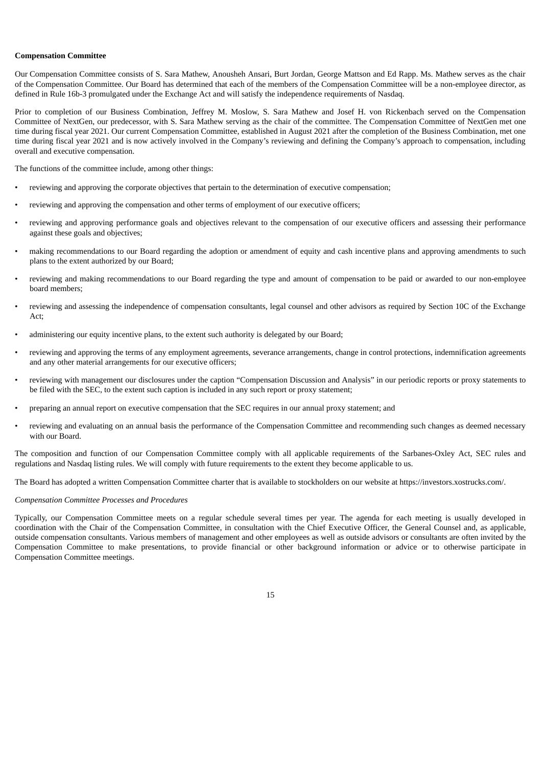**Compensation Committee**

Our Compensation Committee consists of S. Sara Mathew, Anousheh Ansari, Burt Jordan, George Mattson and Ed Rapp. Ms. Mathew serves as the chair of the Compensation Committee. Our Board has determined that each of the members of the Compensation Committee will be a non-employee director, as defined in Rule 16b-3 promulgated under the Exchange Act and will satisfy the independence requirements of Nasdaq.

Prior to completion of our Business Combination, Jeffrey M. Moslow, S. Sara Mathew and Josef H. von Rickenbach served on the Compensation Committee of NextGen, our predecessor, with S. Sara Mathew serving as the chair of the committee. The Compensation Committee of NextGen met one time during fiscal year 2021. Our current Compensation Committee, established in August 2021 after the completion of the Business Combination, met one time during fiscal year 2021 and is now actively involved in the Company's reviewing and defining the Company's approach to compensation, including overall and executive compensation.

The functions of the committee include, among other things:

- reviewing and approving the corporate objectives that pertain to the determination of executive compensation;
- reviewing and approving the compensation and other terms of employment of our executive officers;
- reviewing and approving performance goals and objectives relevant to the compensation of our executive officers and assessing their performance against these goals and objectives;
- making recommendations to our Board regarding the adoption or amendment of equity and cash incentive plans and approving amendments to such plans to the extent authorized by our Board;
- reviewing and making recommendations to our Board regarding the type and amount of compensation to be paid or awarded to our non-employee board members;
- reviewing and assessing the independence of compensation consultants, legal counsel and other advisors as required by Section 10C of the Exchange Act;
- administering our equity incentive plans, to the extent such authority is delegated by our Board;
- reviewing and approving the terms of any employment agreements, severance arrangements, change in control protections, indemnification agreements and any other material arrangements for our executive officers;
- reviewing with management our disclosures under the caption "Compensation Discussion and Analysis" in our periodic reports or proxy statements to be filed with the SEC, to the extent such caption is included in any such report or proxy statement;
- preparing an annual report on executive compensation that the SEC requires in our annual proxy statement; and
- reviewing and evaluating on an annual basis the performance of the Compensation Committee and recommending such changes as deemed necessary with our Board.

The composition and function of our Compensation Committee comply with all applicable requirements of the Sarbanes-Oxley Act, SEC rules and regulations and Nasdaq listing rules. We will comply with future requirements to the extent they become applicable to us.

The Board has adopted a written Compensation Committee charter that is available to stockholders on our website at https://investors.xostrucks.com/.

*Compensation Committee Processes and Procedures*

Typically, our Compensation Committee meets on a regular schedule several times per year. The agenda for each meeting is usually developed in coordination with the Chair of the Compensation Committee, in consultation with the Chief Executive Officer, the General Counsel and, as applicable, outside compensation consultants. Various members of management and other employees as well as outside advisors or consultants are often invited by the Compensation Committee to make presentations, to provide financial or other background information or advice or to otherwise participate in Compensation Committee meetings.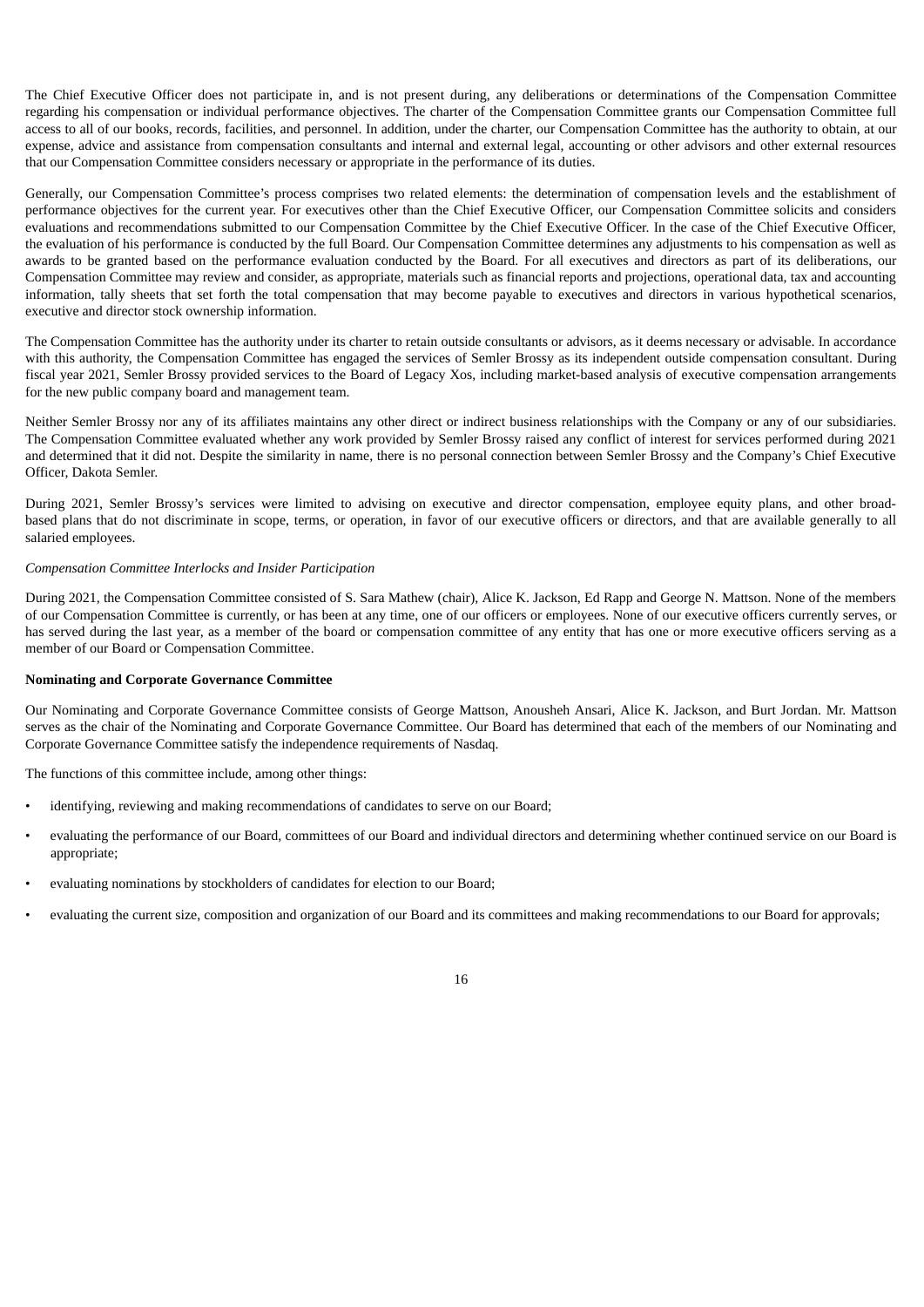The Chief Executive Officer does not participate in, and is not present during, any deliberations or determinations of the Compensation Committee regarding his compensation or individual performance objectives. The charter of the Compensation Committee grants our Compensation Committee full access to all of our books, records, facilities, and personnel. In addition, under the charter, our Compensation Committee has the authority to obtain, at our expense, advice and assistance from compensation consultants and internal and external legal, accounting or other advisors and other external resources that our Compensation Committee considers necessary or appropriate in the performance of its duties.

Generally, our Compensation Committee's process comprises two related elements: the determination of compensation levels and the establishment of performance objectives for the current year. For executives other than the Chief Executive Officer, our Compensation Committee solicits and considers evaluations and recommendations submitted to our Compensation Committee by the Chief Executive Officer. In the case of the Chief Executive Officer, the evaluation of his performance is conducted by the full Board. Our Compensation Committee determines any adjustments to his compensation as well as awards to be granted based on the performance evaluation conducted by the Board. For all executives and directors as part of its deliberations, our Compensation Committee may review and consider, as appropriate, materials such as financial reports and projections, operational data, tax and accounting information, tally sheets that set forth the total compensation that may become payable to executives and directors in various hypothetical scenarios, executive and director stock ownership information.

The Compensation Committee has the authority under its charter to retain outside consultants or advisors, as it deems necessary or advisable. In accordance with this authority, the Compensation Committee has engaged the services of Semler Brossy as its independent outside compensation consultant. During fiscal year 2021, Semler Brossy provided services to the Board of Legacy Xos, including market-based analysis of executive compensation arrangements for the new public company board and management team.

Neither Semler Brossy nor any of its affiliates maintains any other direct or indirect business relationships with the Company or any of our subsidiaries. The Compensation Committee evaluated whether any work provided by Semler Brossy raised any conflict of interest for services performed during 2021 and determined that it did not. Despite the similarity in name, there is no personal connection between Semler Brossy and the Company's Chief Executive Officer, Dakota Semler.

During 2021, Semler Brossy's services were limited to advising on executive and director compensation, employee equity plans, and other broad-based plans that do not discriminate in scope, terms, or operation, in favor of our executive officers or directors, and that are available generally to all salaried employees.

*Compensation Committee Interlocks and Insider Participation*

During 2021, the Compensation Committee consisted of S. Sara Mathew (chair), Alice K. Jackson, Ed Rapp and George N. Mattson. None of the members of our Compensation Committee is currently, or has been at any time, one of our officers or employees. None of our executive officers currently serves, or has served during the last year, as a member of the board or compensation committee of any entity that has one or more executive officers serving as a member of our Board or Compensation Committee.

**Nominating and Corporate Governance Committee**

Our Nominating and Corporate Governance Committee consists of George Mattson, Anousheh Ansari, Alice K. Jackson, and Burt Jordan. Mr. Mattson serves as the chair of the Nominating and Corporate Governance Committee. Our Board has determined that each of the members of our Nominating and Corporate Governance Committee satisfy the independence requirements of Nasdaq.

The functions of this committee include, among other things:

- identifying, reviewing and making recommendations of candidates to serve on our Board;
- evaluating the performance of our Board, committees of our Board and individual directors and determining whether continued service on our Board is appropriate;
- evaluating nominations by stockholders of candidates for election to our Board;
- evaluating the current size, composition and organization of our Board and its committees and making recommendations to our Board for approvals;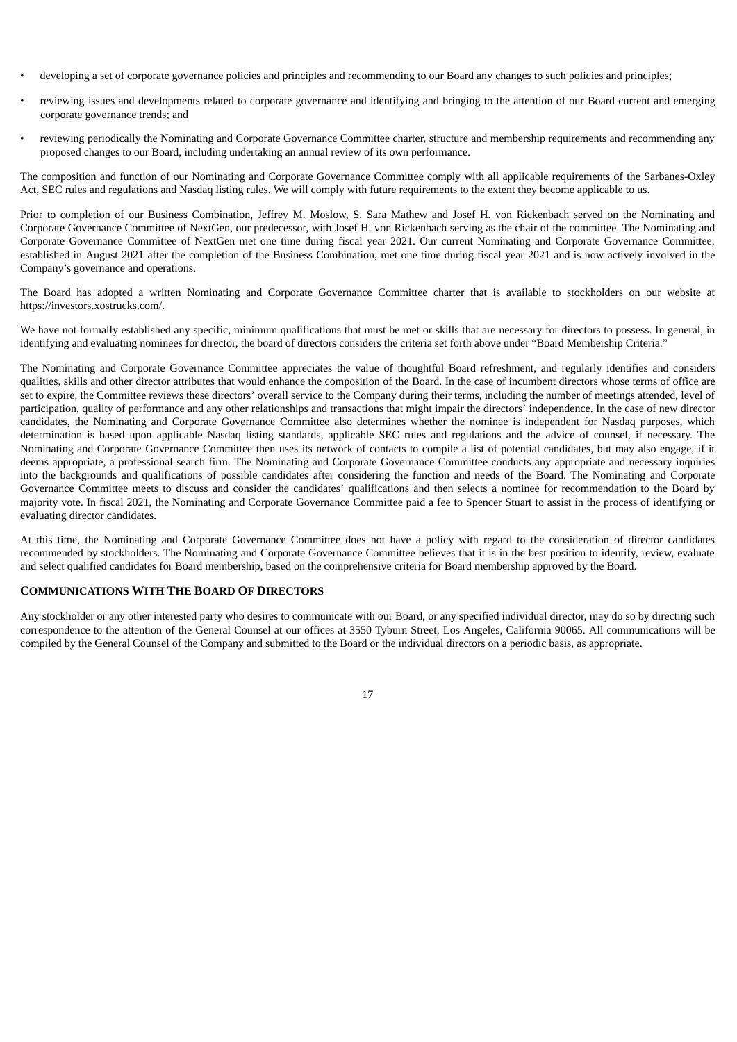- developing a set of corporate governance policies and principles and recommending to our Board any changes to such policies and principles;
- reviewing issues and developments related to corporate governance and identifying and bringing to the attention of our Board current and emerging corporate governance trends; and
- reviewing periodically the Nominating and Corporate Governance Committee charter, structure and membership requirements and recommending any proposed changes to our Board, including undertaking an annual review of its own performance.

The composition and function of our Nominating and Corporate Governance Committee comply with all applicable requirements of the Sarbanes-Oxley Act, SEC rules and regulations and Nasdaq listing rules. We will comply with future requirements to the extent they become applicable to us.

Prior to completion of our Business Combination, Jeffrey M. Moslow, S. Sara Mathew and Josef H. von Rickenbach served on the Nominating and Corporate Governance Committee of NextGen, our predecessor, with Josef H. von Rickenbach serving as the chair of the committee. The Nominating and Corporate Governance Committee of NextGen met one time during fiscal year 2021. Our current Nominating and Corporate Governance Committee, established in August 2021 after the completion of the Business Combination, met one time during fiscal year 2021 and is now actively involved in the Company's governance and operations.

The Board has adopted a written Nominating and Corporate Governance Committee charter that is available to stockholders on our website at https://investors.xostrucks.com/.

We have not formally established any specific, minimum qualifications that must be met or skills that are necessary for directors to possess. In general, in identifying and evaluating nominees for director, the board of directors considers the criteria set forth above under "Board Membership Criteria."

The Nominating and Corporate Governance Committee appreciates the value of thoughtful Board refreshment, and regularly identifies and considers qualities, skills and other director attributes that would enhance the composition of the Board. In the case of incumbent directors whose terms of office are set to expire, the Committee reviews these directors' overall service to the Company during their terms, including the number of meetings attended, level of participation, quality of performance and any other relationships and transactions that might impair the directors' independence. In the case of new director candidates, the Nominating and Corporate Governance Committee also determines whether the nominee is independent for Nasdaq purposes, which determination is based upon applicable Nasdaq listing standards, applicable SEC rules and regulations and the advice of counsel, if necessary. The Nominating and Corporate Governance Committee then uses its network of contacts to compile a list of potential candidates, but may also engage, if it deems appropriate, a professional search firm. The Nominating and Corporate Governance Committee conducts any appropriate and necessary inquiries into the backgrounds and qualifications of possible candidates after considering the function and needs of the Board. The Nominating and Corporate Governance Committee meets to discuss and consider the candidates' qualifications and then selects a nominee for recommendation to the Board by majority vote. In fiscal 2021, the Nominating and Corporate Governance Committee paid a fee to Spencer Stuart to assist in the process of identifying or evaluating director candidates.

At this time, the Nominating and Corporate Governance Committee does not have a policy with regard to the consideration of director candidates recommended by stockholders. The Nominating and Corporate Governance Committee believes that it is in the best position to identify, review, evaluate and select qualified candidates for Board membership, based on the comprehensive criteria for Board membership approved by the Board.

## COMMUNICATIONS WITH THE BOARD OF DIRECTORS

Any stockholder or any other interested party who desires to communicate with our Board, or any specified individual director, may do so by directing such correspondence to the attention of the General Counsel at our offices at 3550 Tyburn Street, Los Angeles, California 90065. All communications will be compiled by the General Counsel of the Company and submitted to the Board or the individual directors on a periodic basis, as appropriate.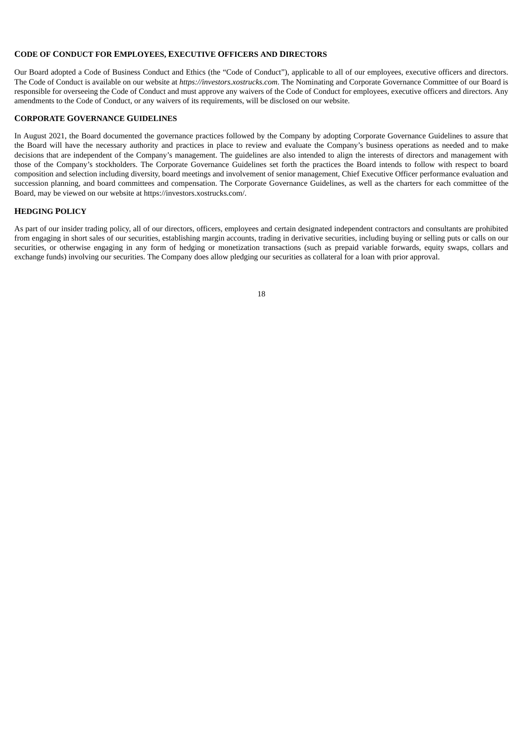## CODE OF CONDUCT FOR EMPLOYEES, EXECUTIVE OFFICERS AND DIRECTORS

Our Board adopted a Code of Business Conduct and Ethics (the "Code of Conduct"), applicable to all of our employees, executive officers and directors. The Code of Conduct is available on our website at *https://investors.xostrucks.com*. The Nominating and Corporate Governance Committee of our Board is responsible for overseeing the Code of Conduct and must approve any waivers of the Code of Conduct for employees, executive officers and directors. Any amendments to the Code of Conduct, or any waivers of its requirements, will be disclosed on our website.

## CORPORATE GOVERNANCE GUIDELINES

In August 2021, the Board documented the governance practices followed by the Company by adopting Corporate Governance Guidelines to assure that the Board will have the necessary authority and practices in place to review and evaluate the Company's business operations as needed and to make decisions that are independent of the Company's management. The guidelines are also intended to align the interests of directors and management with those of the Company's stockholders. The Corporate Governance Guidelines set forth the practices the Board intends to follow with respect to board composition and selection including diversity, board meetings and involvement of senior management, Chief Executive Officer performance evaluation and succession planning, and board committees and compensation. The Corporate Governance Guidelines, as well as the charters for each committee of the Board, may be viewed on our website at https://investors.xostrucks.com/.

## HEDGING POLICY

As part of our insider trading policy, all of our directors, officers, employees and certain designated independent contractors and consultants are prohibited from engaging in short sales of our securities, establishing margin accounts, trading in derivative securities, including buying or selling puts or calls on our securities, or otherwise engaging in any form of hedging or monetization transactions (such as prepaid variable forwards, equity swaps, collars and exchange funds) involving our securities. The Company does allow pledging our securities as collateral for a loan with prior approval.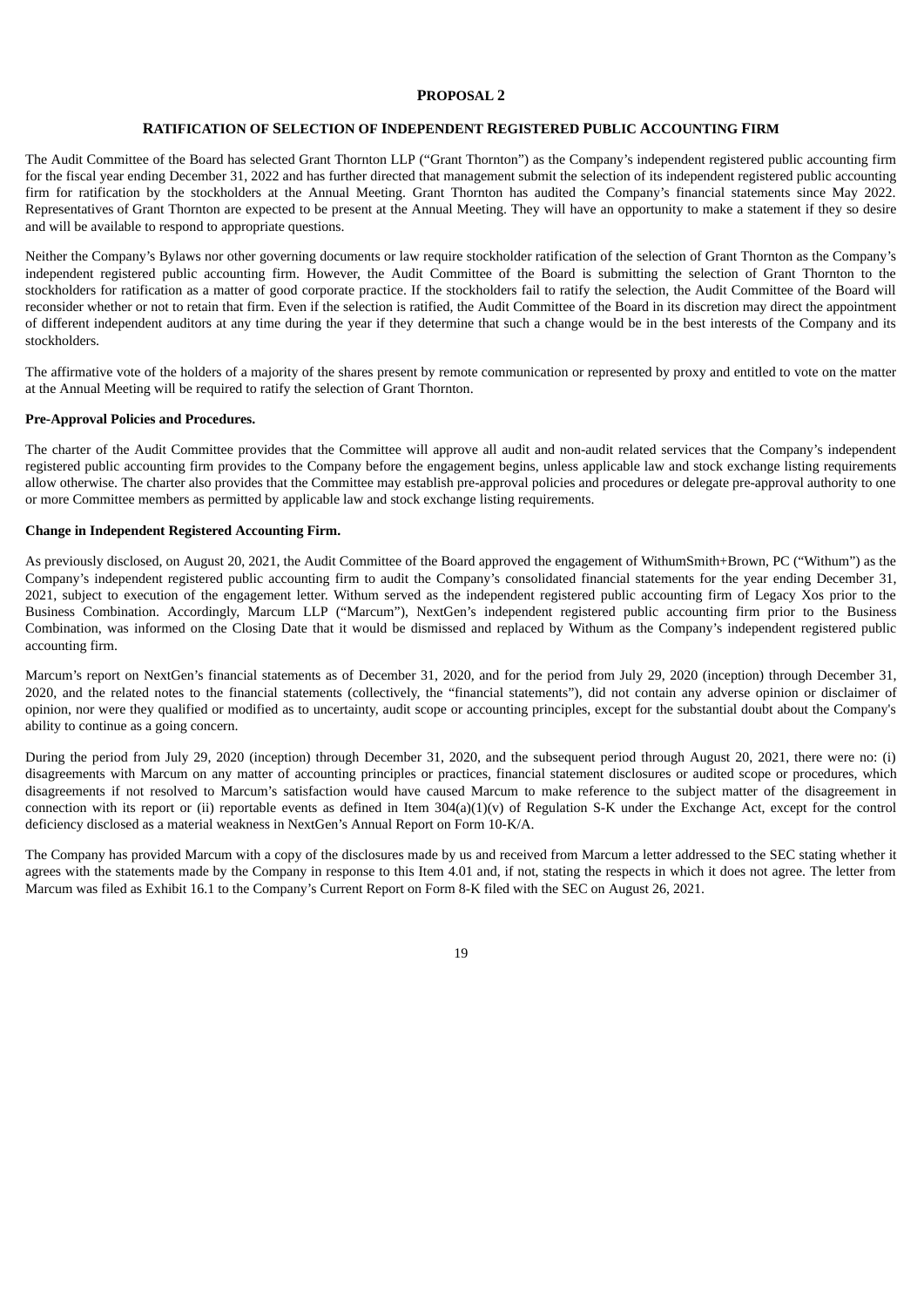# PROPOSAL 2

## RATIFICATION OF SELECTION OF INDEPENDENT REGISTERED PUBLIC ACCOUNTING FIRM

The Audit Committee of the Board has selected Grant Thornton LLP ("Grant Thornton") as the Company's independent registered public accounting firm for the fiscal year ending December 31, 2022 and has further directed that management submit the selection of its independent registered public accounting firm for ratification by the stockholders at the Annual Meeting. Grant Thornton has audited the Company's financial statements since May 2022. Representatives of Grant Thornton are expected to be present at the Annual Meeting. They will have an opportunity to make a statement if they so desire and will be available to respond to appropriate questions.

Neither the Company's Bylaws nor other governing documents or law require stockholder ratification of the selection of Grant Thornton as the Company's independent registered public accounting firm. However, the Audit Committee of the Board is submitting the selection of Grant Thornton to the stockholders for ratification as a matter of good corporate practice. If the stockholders fail to ratify the selection, the Audit Committee of the Board will reconsider whether or not to retain that firm. Even if the selection is ratified, the Audit Committee of the Board in its discretion may direct the appointment of different independent auditors at any time during the year if they determine that such a change would be in the best interests of the Company and its stockholders.

The affirmative vote of the holders of a majority of the shares present by remote communication or represented by proxy and entitled to vote on the matter at the Annual Meeting will be required to ratify the selection of Grant Thornton.

**Pre-Approval Policies and Procedures.**

The charter of the Audit Committee provides that the Committee will approve all audit and non-audit related services that the Company's independent registered public accounting firm provides to the Company before the engagement begins, unless applicable law and stock exchange listing requirements allow otherwise. The charter also provides that the Committee may establish pre-approval policies and procedures or delegate pre-approval authority to one or more Committee members as permitted by applicable law and stock exchange listing requirements.

**Change in Independent Registered Accounting Firm.**

As previously disclosed, on August 20, 2021, the Audit Committee of the Board approved the engagement of WithumSmith+Brown, PC ("Withum") as the Company's independent registered public accounting firm to audit the Company's consolidated financial statements for the year ending December 31, 2021, subject to execution of the engagement letter. Withum served as the independent registered public accounting firm of Legacy Xos prior to the Business Combination. Accordingly, Marcum LLP ("Marcum"), NextGen's independent registered public accounting firm prior to the Business Combination, was informed on the Closing Date that it would be dismissed and replaced by Withum as the Company's independent registered public accounting firm.

Marcum's report on NextGen's financial statements as of December 31, 2020, and for the period from July 29, 2020 (inception) through December 31, 2020, and the related notes to the financial statements (collectively, the "financial statements"), did not contain any adverse opinion or disclaimer of opinion, nor were they qualified or modified as to uncertainty, audit scope or accounting principles, except for the substantial doubt about the Company's ability to continue as a going concern.

During the period from July 29, 2020 (inception) through December 31, 2020, and the subsequent period through August 20, 2021, there were no: (i) disagreements with Marcum on any matter of accounting principles or practices, financial statement disclosures or audited scope or procedures, which disagreements if not resolved to Marcum's satisfaction would have caused Marcum to make reference to the subject matter of the disagreement in connection with its report or (ii) reportable events as defined in Item 304(a)(1)(v) of Regulation S-K under the Exchange Act, except for the control deficiency disclosed as a material weakness in NextGen's Annual Report on Form 10-K/A.

The Company has provided Marcum with a copy of the disclosures made by us and received from Marcum a letter addressed to the SEC stating whether it agrees with the statements made by the Company in response to this Item 4.01 and, if not, stating the respects in which it does not agree. The letter from Marcum was filed as Exhibit 16.1 to the Company's Current Report on Form 8-K filed with the SEC on August 26, 2021.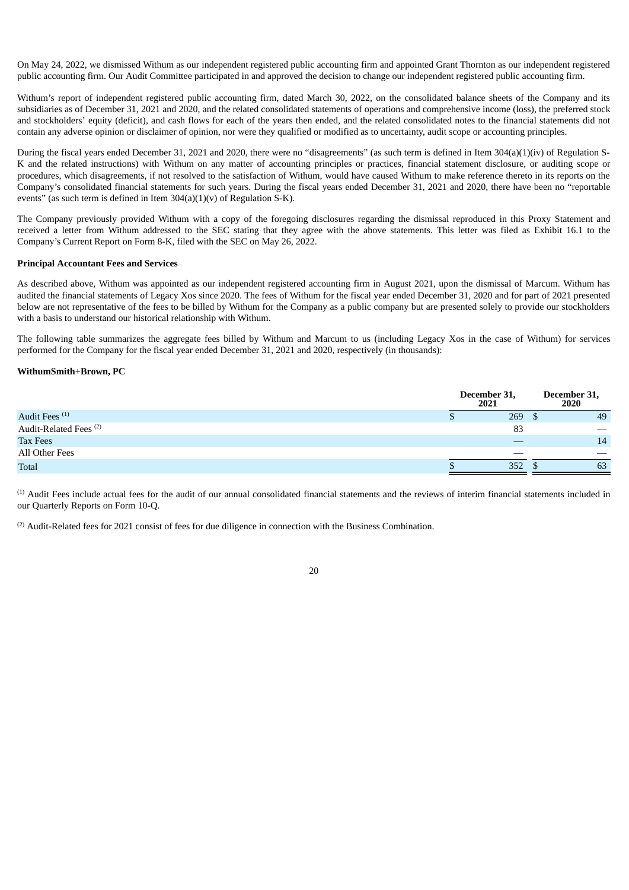On May 24, 2022, we dismissed Withum as our independent registered public accounting firm and appointed Grant Thornton as our independent registered public accounting firm. Our Audit Committee participated in and approved the decision to change our independent registered public accounting firm.

Withum's report of independent registered public accounting firm, dated March 30, 2022, on the consolidated balance sheets of the Company and its subsidiaries as of December 31, 2021 and 2020, and the related consolidated statements of operations and comprehensive income (loss), the preferred stock and stockholders' equity (deficit), and cash flows for each of the years then ended, and the related consolidated notes to the financial statements did not contain any adverse opinion or disclaimer of opinion, nor were they qualified or modified as to uncertainty, audit scope or accounting principles.

During the fiscal years ended December 31, 2021 and 2020, there were no "disagreements" (as such term is defined in Item 304(a)(1)(iv) of Regulation S-K and the related instructions) with Withum on any matter of accounting principles or practices, financial statement disclosure, or auditing scope or procedures, which disagreements, if not resolved to the satisfaction of Withum, would have caused Withum to make reference thereto in its reports on the Company's consolidated financial statements for such years. During the fiscal years ended December 31, 2021 and 2020, there have been no "reportable events" (as such term is defined in Item 304(a)(1)(v) of Regulation S-K).

The Company previously provided Withum with a copy of the foregoing disclosures regarding the dismissal reproduced in this Proxy Statement and received a letter from Withum addressed to the SEC stating that they agree with the above statements. This letter was filed as Exhibit 16.1 to the Company's Current Report on Form 8-K, filed with the SEC on May 26, 2022.

**Principal Accountant Fees and Services**

As described above, Withum was appointed as our independent registered accounting firm in August 2021, upon the dismissal of Marcum. Withum has audited the financial statements of Legacy Xos since 2020. The fees of Withum for the fiscal year ended December 31, 2020 and for part of 2021 presented below are not representative of the fees to be billed by Withum for the Company as a public company but are presented solely to provide our stockholders with a basis to understand our historical relationship with Withum.

The following table summarizes the aggregate fees billed by Withum and Marcum to us (including Legacy Xos in the case of Withum) for services performed for the Company for the fiscal year ended December 31, 2021 and 2020, respectively (in thousands):

**WithumSmith+Brown, PC**

| | December 31, 2021 | December 31, 2020 |
|---|---|---|
| Audit Fees [1] | $ 269 | $ 49 |
| Audit-Related Fees [2] | 83 | — |
| Tax Fees | — | 14 |
| All Other Fees | — | — |
| Total | $ 352 | $ 63 |

[1] Audit Fees include actual fees for the audit of our annual consolidated financial statements and the reviews of interim financial statements included in our Quarterly Reports on Form 10-Q.

[2] Audit-Related fees for 2021 consist of fees for due diligence in connection with the Business Combination.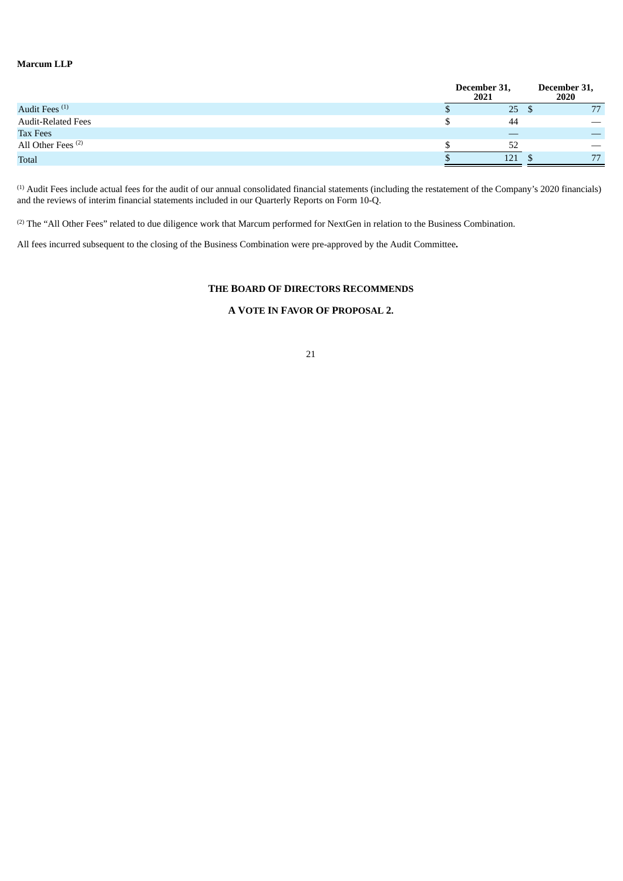**Marcum LLP**

| | December 31, 2021 | December 31, 2020 |
|---|---|---|
| Audit Fees [(1)] | $ 25 | $ 77 |
| Audit-Related Fees | $ 44 | — |
| Tax Fees | — | — |
| All Other Fees [(2)] | $ 52 | — |
| Total | $ 121 | $ 77 |

[(1)] Audit Fees include actual fees for the audit of our annual consolidated financial statements (including the restatement of the Company's 2020 financials) and the reviews of interim financial statements included in our Quarterly Reports on Form 10-Q.

[(2)] The "All Other Fees" related to due diligence work that Marcum performed for NextGen in relation to the Business Combination.

All fees incurred subsequent to the closing of the Business Combination were pre-approved by the Audit Committee**.**

**THE BOARD OF DIRECTORS RECOMMENDS**

**A VOTE IN FAVOR OF PROPOSAL 2.**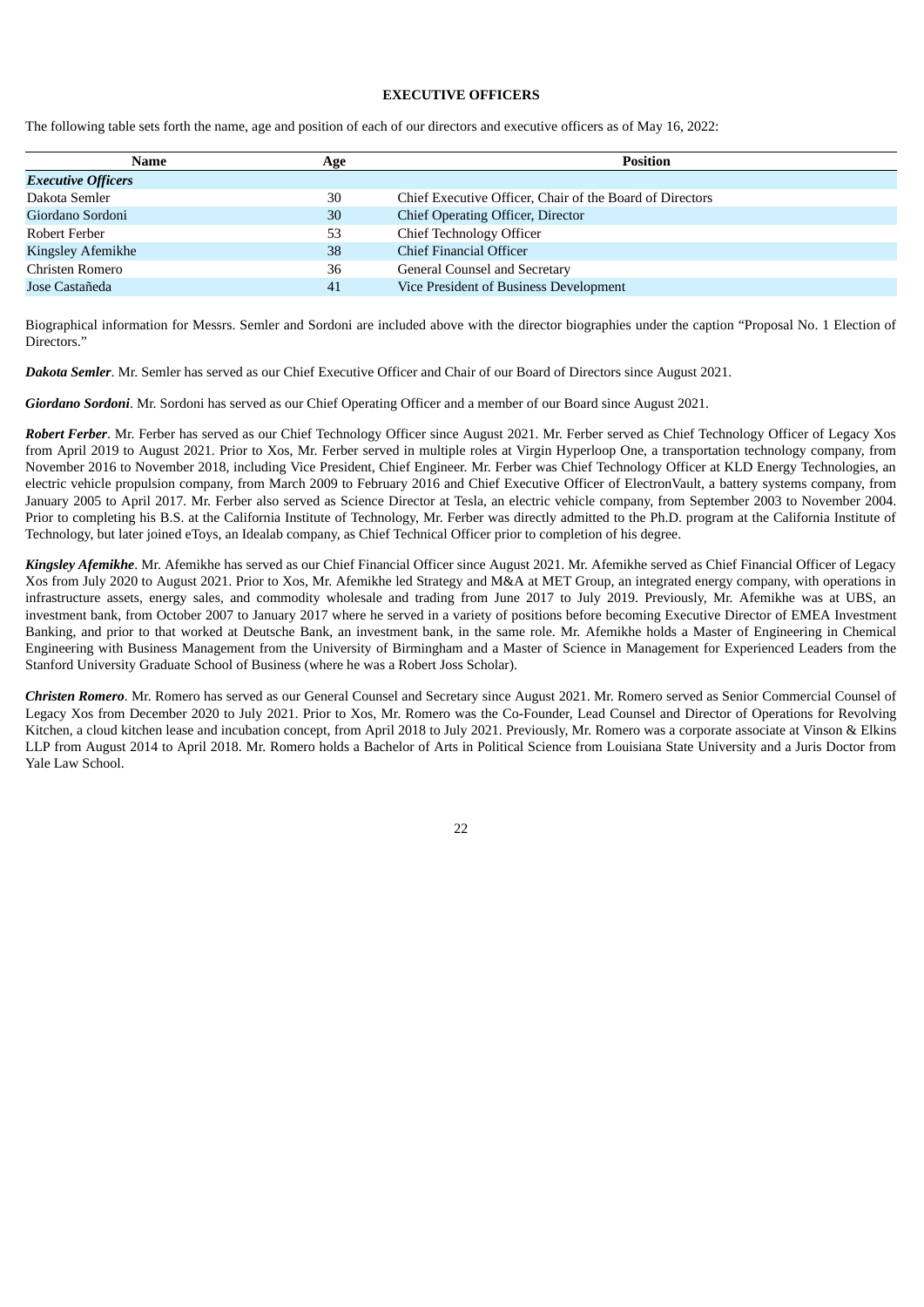## EXECUTIVE OFFICERS

The following table sets forth the name, age and position of each of our directors and executive officers as of May 16, 2022:

| Name | Age | Position |
|---|---|---|
| ***Executive Officers*** | | |
| Dakota Semler | 30 | Chief Executive Officer, Chair of the Board of Directors |
| Giordano Sordoni | 30 | Chief Operating Officer, Director |
| Robert Ferber | 53 | Chief Technology Officer |
| Kingsley Afemikhe | 38 | Chief Financial Officer |
| Christen Romero | 36 | General Counsel and Secretary |
| Jose Castañeda | 41 | Vice President of Business Development |

Biographical information for Messrs. Semler and Sordoni are included above with the director biographies under the caption "Proposal No. 1 Election of Directors."

***Dakota Semler***. Mr. Semler has served as our Chief Executive Officer and Chair of our Board of Directors since August 2021.

***Giordano Sordoni***. Mr. Sordoni has served as our Chief Operating Officer and a member of our Board since August 2021.

***Robert Ferber***. Mr. Ferber has served as our Chief Technology Officer since August 2021. Mr. Ferber served as Chief Technology Officer of Legacy Xos from April 2019 to August 2021. Prior to Xos, Mr. Ferber served in multiple roles at Virgin Hyperloop One, a transportation technology company, from November 2016 to November 2018, including Vice President, Chief Engineer. Mr. Ferber was Chief Technology Officer at KLD Energy Technologies, an electric vehicle propulsion company, from March 2009 to February 2016 and Chief Executive Officer of ElectronVault, a battery systems company, from January 2005 to April 2017. Mr. Ferber also served as Science Director at Tesla, an electric vehicle company, from September 2003 to November 2004. Prior to completing his B.S. at the California Institute of Technology, Mr. Ferber was directly admitted to the Ph.D. program at the California Institute of Technology, but later joined eToys, an Idealab company, as Chief Technical Officer prior to completion of his degree.

***Kingsley Afemikhe***. Mr. Afemikhe has served as our Chief Financial Officer since August 2021. Mr. Afemikhe served as Chief Financial Officer of Legacy Xos from July 2020 to August 2021. Prior to Xos, Mr. Afemikhe led Strategy and M&A at MET Group, an integrated energy company, with operations in infrastructure assets, energy sales, and commodity wholesale and trading from June 2017 to July 2019. Previously, Mr. Afemikhe was at UBS, an investment bank, from October 2007 to January 2017 where he served in a variety of positions before becoming Executive Director of EMEA Investment Banking, and prior to that worked at Deutsche Bank, an investment bank, in the same role. Mr. Afemikhe holds a Master of Engineering in Chemical Engineering with Business Management from the University of Birmingham and a Master of Science in Management for Experienced Leaders from the Stanford University Graduate School of Business (where he was a Robert Joss Scholar).

***Christen Romero***. Mr. Romero has served as our General Counsel and Secretary since August 2021. Mr. Romero served as Senior Commercial Counsel of Legacy Xos from December 2020 to July 2021. Prior to Xos, Mr. Romero was the Co-Founder, Lead Counsel and Director of Operations for Revolving Kitchen, a cloud kitchen lease and incubation concept, from April 2018 to July 2021. Previously, Mr. Romero was a corporate associate at Vinson & Elkins LLP from August 2014 to April 2018. Mr. Romero holds a Bachelor of Arts in Political Science from Louisiana State University and a Juris Doctor from Yale Law School.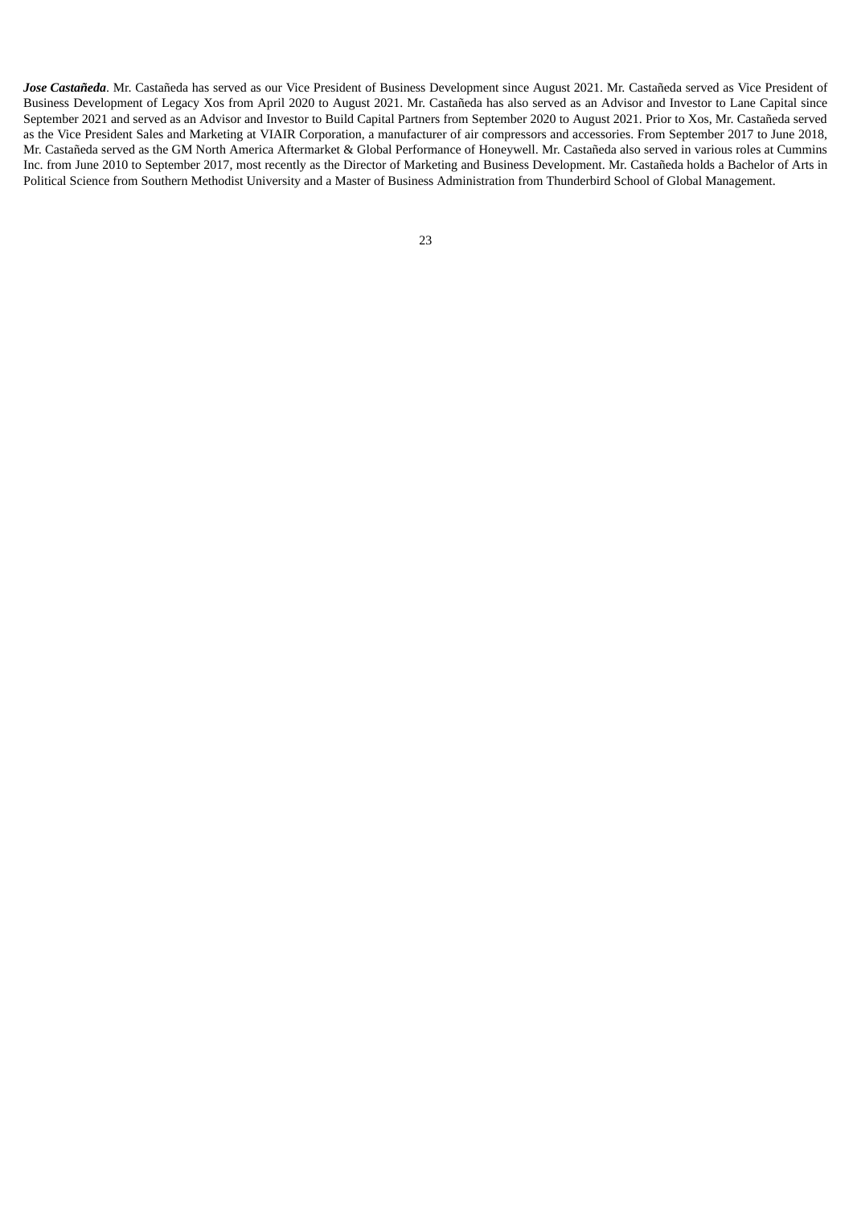***Jose Castañeda***. Mr. Castañeda has served as our Vice President of Business Development since August 2021. Mr. Castañeda served as Vice President of Business Development of Legacy Xos from April 2020 to August 2021. Mr. Castañeda has also served as an Advisor and Investor to Lane Capital since September 2021 and served as an Advisor and Investor to Build Capital Partners from September 2020 to August 2021. Prior to Xos, Mr. Castañeda served as the Vice President Sales and Marketing at VIAIR Corporation, a manufacturer of air compressors and accessories. From September 2017 to June 2018, Mr. Castañeda served as the GM North America Aftermarket & Global Performance of Honeywell. Mr. Castañeda also served in various roles at Cummins Inc. from June 2010 to September 2017, most recently as the Director of Marketing and Business Development. Mr. Castañeda holds a Bachelor of Arts in Political Science from Southern Methodist University and a Master of Business Administration from Thunderbird School of Global Management.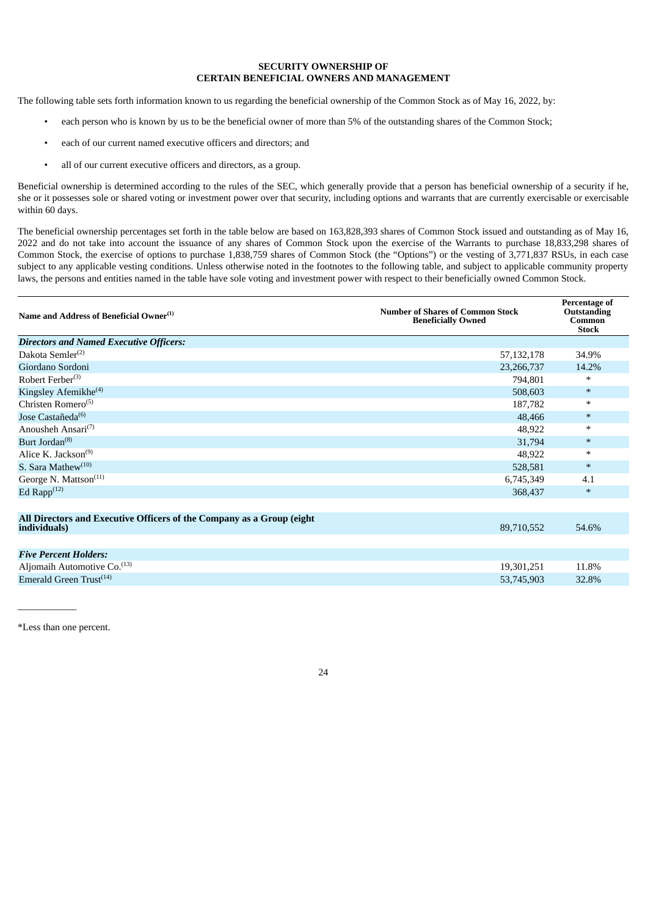## SECURITY OWNERSHIP OF CERTAIN BENEFICIAL OWNERS AND MANAGEMENT

The following table sets forth information known to us regarding the beneficial ownership of the Common Stock as of May 16, 2022, by:

- each person who is known by us to be the beneficial owner of more than 5% of the outstanding shares of the Common Stock;
- each of our current named executive officers and directors; and
- all of our current executive officers and directors, as a group.

Beneficial ownership is determined according to the rules of the SEC, which generally provide that a person has beneficial ownership of a security if he, she or it possesses sole or shared voting or investment power over that security, including options and warrants that are currently exercisable or exercisable within 60 days.

The beneficial ownership percentages set forth in the table below are based on 163,828,393 shares of Common Stock issued and outstanding as of May 16, 2022 and do not take into account the issuance of any shares of Common Stock upon the exercise of the Warrants to purchase 18,833,298 shares of Common Stock, the exercise of options to purchase 1,838,759 shares of Common Stock (the "Options") or the vesting of 3,771,837 RSUs, in each case subject to any applicable vesting conditions. Unless otherwise noted in the footnotes to the following table, and subject to applicable community property laws, the persons and entities named in the table have sole voting and investment power with respect to their beneficially owned Common Stock.

| Name and Address of Beneficial Owner[1] | Number of Shares of Common Stock Beneficially Owned | Percentage of Outstanding Common Stock |
|---|---|---|
| ***Directors and Named Executive Officers:*** | | |
| Dakota Semler[2] | 57,132,178 | 34.9% |
| Giordano Sordoni | 23,266,737 | 14.2% |
| Robert Ferber[3] | 794,801 | * |
| Kingsley Afemikhe[4] | 508,603 | * |
| Christen Romero[5] | 187,782 | * |
| Jose Castañeda[6] | 48,466 | * |
| Anousheh Ansari[7] | 48,922 | * |
| Burt Jordan[8] | 31,794 | * |
| Alice K. Jackson[9] | 48,922 | * |
| S. Sara Mathew[10] | 528,581 | * |
| George N. Mattson[11] | 6,745,349 | 4.1 |
| Ed Rapp[12] | 368,437 | * |
| **All Directors and Executive Officers of the Company as a Group (eight individuals)** | 89,710,552 | 54.6% |
| ***Five Percent Holders:*** | | |
| Aljomaih Automotive Co.[13] | 19,301,251 | 11.8% |
| Emerald Green Trust[14] | 53,745,903 | 32.8% |

*Less than one percent.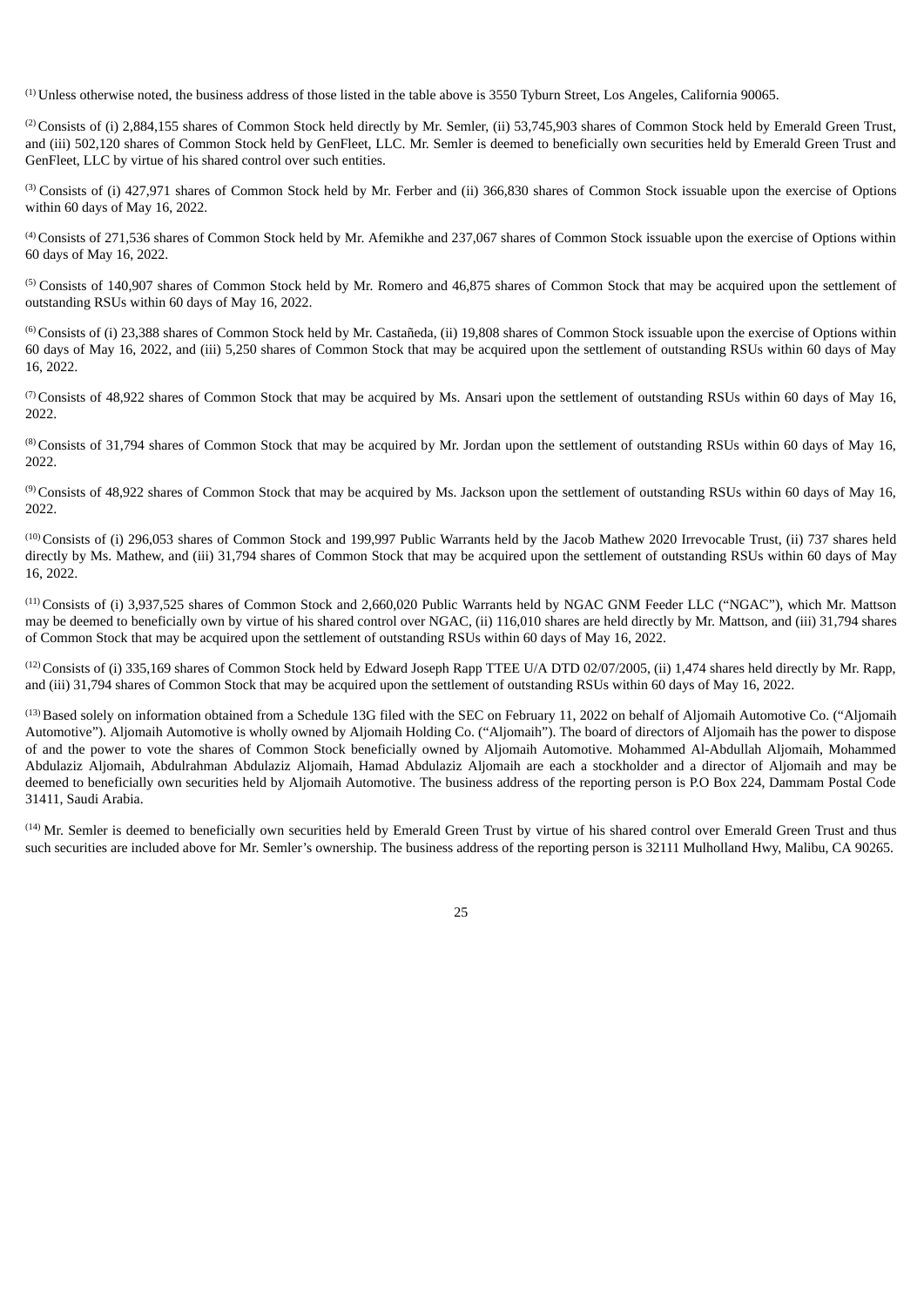[1] Unless otherwise noted, the business address of those listed in the table above is 3550 Tyburn Street, Los Angeles, California 90065.

[2] Consists of (i) 2,884,155 shares of Common Stock held directly by Mr. Semler, (ii) 53,745,903 shares of Common Stock held by Emerald Green Trust, and (iii) 502,120 shares of Common Stock held by GenFleet, LLC. Mr. Semler is deemed to beneficially own securities held by Emerald Green Trust and GenFleet, LLC by virtue of his shared control over such entities.

[3] Consists of (i) 427,971 shares of Common Stock held by Mr. Ferber and (ii) 366,830 shares of Common Stock issuable upon the exercise of Options within 60 days of May 16, 2022.

[4] Consists of 271,536 shares of Common Stock held by Mr. Afemikhe and 237,067 shares of Common Stock issuable upon the exercise of Options within 60 days of May 16, 2022.

[5] Consists of 140,907 shares of Common Stock held by Mr. Romero and 46,875 shares of Common Stock that may be acquired upon the settlement of outstanding RSUs within 60 days of May 16, 2022.

[6] Consists of (i) 23,388 shares of Common Stock held by Mr. Castañeda, (ii) 19,808 shares of Common Stock issuable upon the exercise of Options within 60 days of May 16, 2022, and (iii) 5,250 shares of Common Stock that may be acquired upon the settlement of outstanding RSUs within 60 days of May 16, 2022.

[7] Consists of 48,922 shares of Common Stock that may be acquired by Ms. Ansari upon the settlement of outstanding RSUs within 60 days of May 16, 2022.

[8] Consists of 31,794 shares of Common Stock that may be acquired by Mr. Jordan upon the settlement of outstanding RSUs within 60 days of May 16, 2022.

[9] Consists of 48,922 shares of Common Stock that may be acquired by Ms. Jackson upon the settlement of outstanding RSUs within 60 days of May 16, 2022.

[10] Consists of (i) 296,053 shares of Common Stock and 199,997 Public Warrants held by the Jacob Mathew 2020 Irrevocable Trust, (ii) 737 shares held directly by Ms. Mathew, and (iii) 31,794 shares of Common Stock that may be acquired upon the settlement of outstanding RSUs within 60 days of May 16, 2022.

[11] Consists of (i) 3,937,525 shares of Common Stock and 2,660,020 Public Warrants held by NGAC GNM Feeder LLC ("NGAC"), which Mr. Mattson may be deemed to beneficially own by virtue of his shared control over NGAC, (ii) 116,010 shares are held directly by Mr. Mattson, and (iii) 31,794 shares of Common Stock that may be acquired upon the settlement of outstanding RSUs within 60 days of May 16, 2022.

[12] Consists of (i) 335,169 shares of Common Stock held by Edward Joseph Rapp TTEE U/A DTD 02/07/2005, (ii) 1,474 shares held directly by Mr. Rapp, and (iii) 31,794 shares of Common Stock that may be acquired upon the settlement of outstanding RSUs within 60 days of May 16, 2022.

[13] Based solely on information obtained from a Schedule 13G filed with the SEC on February 11, 2022 on behalf of Aljomaih Automotive Co. ("Aljomaih Automotive"). Aljomaih Automotive is wholly owned by Aljomaih Holding Co. ("Aljomaih"). The board of directors of Aljomaih has the power to dispose of and the power to vote the shares of Common Stock beneficially owned by Aljomaih Automotive. Mohammed Al-Abdullah Aljomaih, Mohammed Abdulaziz Aljomaih, Abdulrahman Abdulaziz Aljomaih, Hamad Abdulaziz Aljomaih are each a stockholder and a director of Aljomaih and may be deemed to beneficially own securities held by Aljomaih Automotive. The business address of the reporting person is P.O Box 224, Dammam Postal Code 31411, Saudi Arabia.

[14] Mr. Semler is deemed to beneficially own securities held by Emerald Green Trust by virtue of his shared control over Emerald Green Trust and thus such securities are included above for Mr. Semler's ownership. The business address of the reporting person is 32111 Mulholland Hwy, Malibu, CA 90265.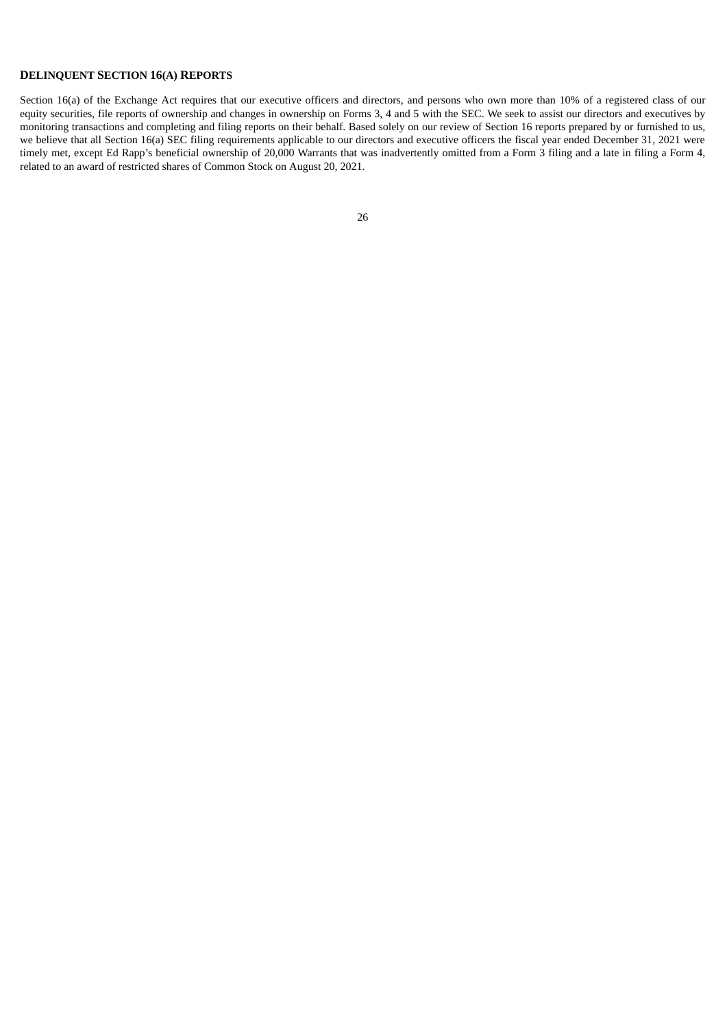## DELINQUENT SECTION 16(A) REPORTS

Section 16(a) of the Exchange Act requires that our executive officers and directors, and persons who own more than 10% of a registered class of our equity securities, file reports of ownership and changes in ownership on Forms 3, 4 and 5 with the SEC. We seek to assist our directors and executives by monitoring transactions and completing and filing reports on their behalf. Based solely on our review of Section 16 reports prepared by or furnished to us, we believe that all Section 16(a) SEC filing requirements applicable to our directors and executive officers the fiscal year ended December 31, 2021 were timely met, except Ed Rapp's beneficial ownership of 20,000 Warrants that was inadvertently omitted from a Form 3 filing and a late in filing a Form 4, related to an award of restricted shares of Common Stock on August 20, 2021.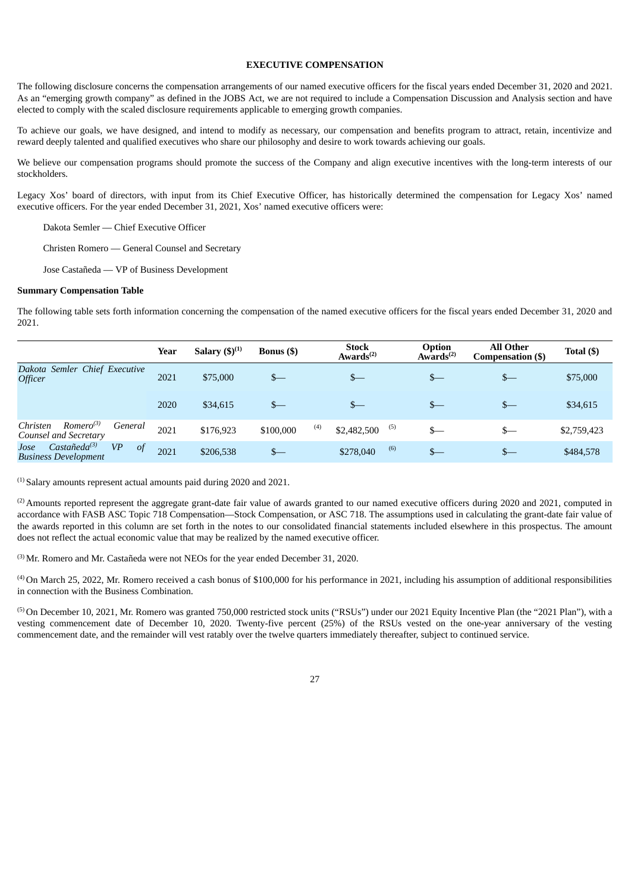## EXECUTIVE COMPENSATION

The following disclosure concerns the compensation arrangements of our named executive officers for the fiscal years ended December 31, 2020 and 2021. As an "emerging growth company" as defined in the JOBS Act, we are not required to include a Compensation Discussion and Analysis section and have elected to comply with the scaled disclosure requirements applicable to emerging growth companies.

To achieve our goals, we have designed, and intend to modify as necessary, our compensation and benefits program to attract, retain, incentivize and reward deeply talented and qualified executives who share our philosophy and desire to work towards achieving our goals.

We believe our compensation programs should promote the success of the Company and align executive incentives with the long-term interests of our stockholders.

Legacy Xos' board of directors, with input from its Chief Executive Officer, has historically determined the compensation for Legacy Xos' named executive officers. For the year ended December 31, 2021, Xos' named executive officers were:

Dakota Semler — Chief Executive Officer

Christen Romero — General Counsel and Secretary

Jose Castañeda — VP of Business Development

### Summary Compensation Table

The following table sets forth information concerning the compensation of the named executive officers for the fiscal years ended December 31, 2020 and 2021.

| | Year | Salary ($)[1] | Bonus ($) | Stock Awards[2] | Option Awards[2] | All Other Compensation ($) | Total ($) |
|---|---|---|---|---|---|---|---|
| *Dakota Semler Chief Executive Officer* | 2021 | $75,000 | $— | $— | $— | $— | $75,000 |
| | 2020 | $34,615 | $— | $— | $— | $— | $34,615 |
| *Christen Romero[3] General Counsel and Secretary* | 2021 | $176,923 | $100,000 [4] | $2,482,500 [5] | $— | $— | $2,759,423 |
| *Jose Castañeda[3] VP of Business Development* | 2021 | $206,538 | $— | $278,040 [6] | $— | $— | $484,578 |

[1] Salary amounts represent actual amounts paid during 2020 and 2021.

[2] Amounts reported represent the aggregate grant-date fair value of awards granted to our named executive officers during 2020 and 2021, computed in accordance with FASB ASC Topic 718 Compensation—Stock Compensation, or ASC 718. The assumptions used in calculating the grant-date fair value of the awards reported in this column are set forth in the notes to our consolidated financial statements included elsewhere in this prospectus. The amount does not reflect the actual economic value that may be realized by the named executive officer.

[3] Mr. Romero and Mr. Castañeda were not NEOs for the year ended December 31, 2020.

[4] On March 25, 2022, Mr. Romero received a cash bonus of $100,000 for his performance in 2021, including his assumption of additional responsibilities in connection with the Business Combination.

[5] On December 10, 2021, Mr. Romero was granted 750,000 restricted stock units ("RSUs") under our 2021 Equity Incentive Plan (the "2021 Plan"), with a vesting commencement date of December 10, 2020. Twenty-five percent (25%) of the RSUs vested on the one-year anniversary of the vesting commencement date, and the remainder will vest ratably over the twelve quarters immediately thereafter, subject to continued service.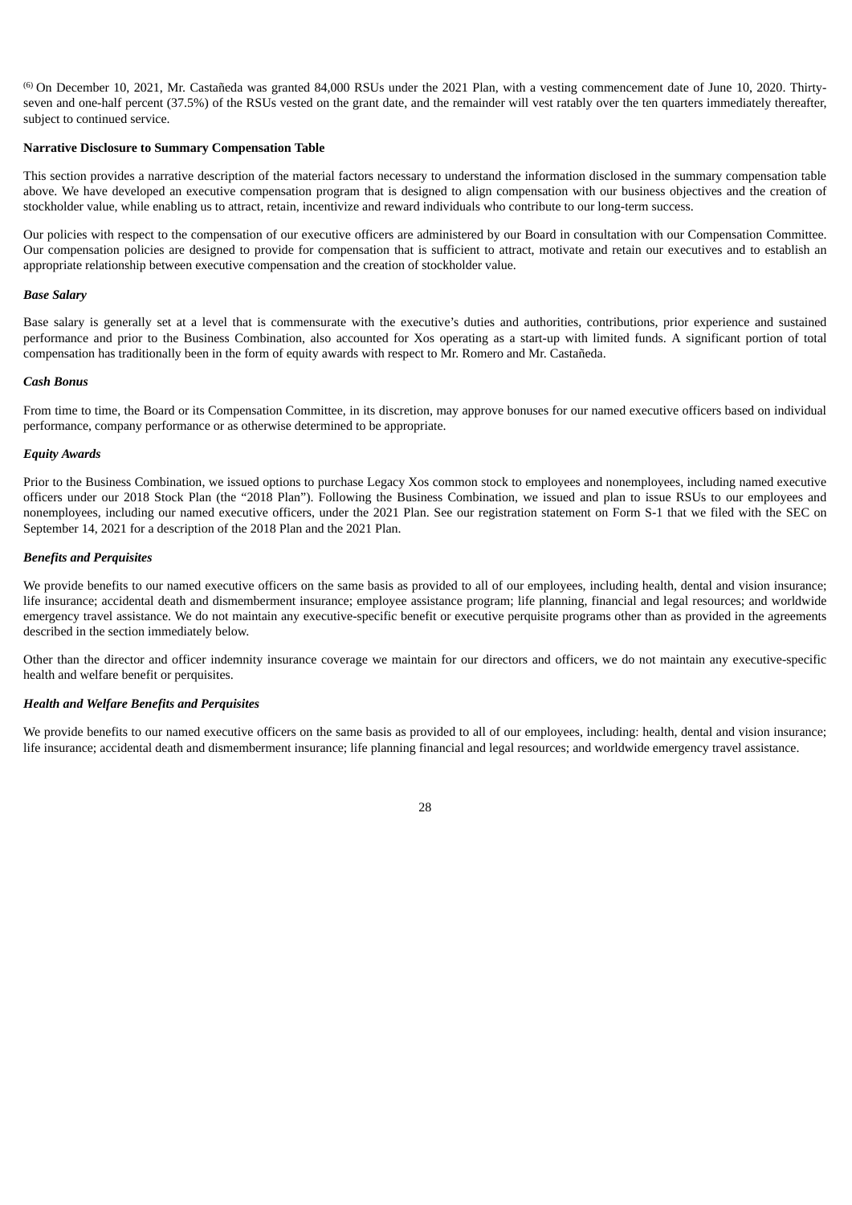[6] On December 10, 2021, Mr. Castañeda was granted 84,000 RSUs under the 2021 Plan, with a vesting commencement date of June 10, 2020. Thirty-seven and one-half percent (37.5%) of the RSUs vested on the grant date, and the remainder will vest ratably over the ten quarters immediately thereafter, subject to continued service.

**Narrative Disclosure to Summary Compensation Table**

This section provides a narrative description of the material factors necessary to understand the information disclosed in the summary compensation table above. We have developed an executive compensation program that is designed to align compensation with our business objectives and the creation of stockholder value, while enabling us to attract, retain, incentivize and reward individuals who contribute to our long-term success.

Our policies with respect to the compensation of our executive officers are administered by our Board in consultation with our Compensation Committee. Our compensation policies are designed to provide for compensation that is sufficient to attract, motivate and retain our executives and to establish an appropriate relationship between executive compensation and the creation of stockholder value.

***Base Salary***

Base salary is generally set at a level that is commensurate with the executive's duties and authorities, contributions, prior experience and sustained performance and prior to the Business Combination, also accounted for Xos operating as a start-up with limited funds. A significant portion of total compensation has traditionally been in the form of equity awards with respect to Mr. Romero and Mr. Castañeda.

***Cash Bonus***

From time to time, the Board or its Compensation Committee, in its discretion, may approve bonuses for our named executive officers based on individual performance, company performance or as otherwise determined to be appropriate.

***Equity Awards***

Prior to the Business Combination, we issued options to purchase Legacy Xos common stock to employees and nonemployees, including named executive officers under our 2018 Stock Plan (the "2018 Plan"). Following the Business Combination, we issued and plan to issue RSUs to our employees and nonemployees, including our named executive officers, under the 2021 Plan. See our registration statement on Form S-1 that we filed with the SEC on September 14, 2021 for a description of the 2018 Plan and the 2021 Plan.

***Benefits and Perquisites***

We provide benefits to our named executive officers on the same basis as provided to all of our employees, including health, dental and vision insurance; life insurance; accidental death and dismemberment insurance; employee assistance program; life planning, financial and legal resources; and worldwide emergency travel assistance. We do not maintain any executive-specific benefit or executive perquisite programs other than as provided in the agreements described in the section immediately below.

Other than the director and officer indemnity insurance coverage we maintain for our directors and officers, we do not maintain any executive-specific health and welfare benefit or perquisites.

***Health and Welfare Benefits and Perquisites***

We provide benefits to our named executive officers on the same basis as provided to all of our employees, including: health, dental and vision insurance; life insurance; accidental death and dismemberment insurance; life planning financial and legal resources; and worldwide emergency travel assistance.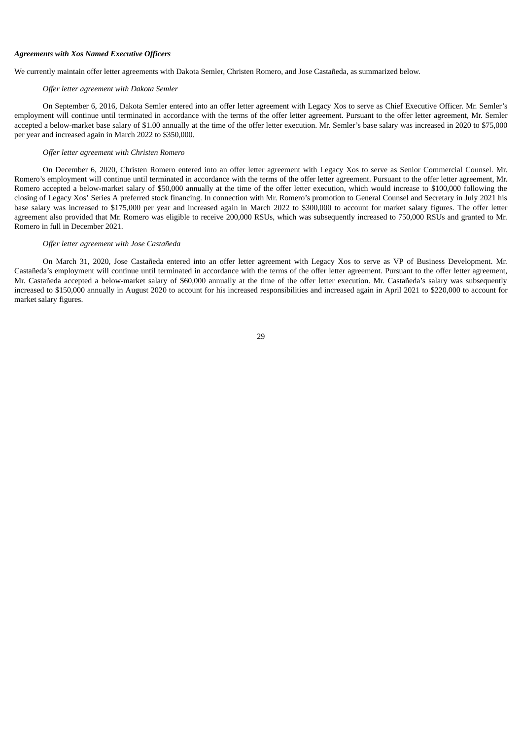***Agreements with Xos Named Executive Officers***

We currently maintain offer letter agreements with Dakota Semler, Christen Romero, and Jose Castañeda, as summarized below.

*Offer letter agreement with Dakota Semler*

On September 6, 2016, Dakota Semler entered into an offer letter agreement with Legacy Xos to serve as Chief Executive Officer. Mr. Semler's employment will continue until terminated in accordance with the terms of the offer letter agreement. Pursuant to the offer letter agreement, Mr. Semler accepted a below-market base salary of $1.00 annually at the time of the offer letter execution. Mr. Semler's base salary was increased in 2020 to $75,000 per year and increased again in March 2022 to $350,000.

*Offer letter agreement with Christen Romero*

On December 6, 2020, Christen Romero entered into an offer letter agreement with Legacy Xos to serve as Senior Commercial Counsel. Mr. Romero's employment will continue until terminated in accordance with the terms of the offer letter agreement. Pursuant to the offer letter agreement, Mr. Romero accepted a below-market salary of $50,000 annually at the time of the offer letter execution, which would increase to $100,000 following the closing of Legacy Xos' Series A preferred stock financing. In connection with Mr. Romero's promotion to General Counsel and Secretary in July 2021 his base salary was increased to $175,000 per year and increased again in March 2022 to $300,000 to account for market salary figures. The offer letter agreement also provided that Mr. Romero was eligible to receive 200,000 RSUs, which was subsequently increased to 750,000 RSUs and granted to Mr. Romero in full in December 2021.

*Offer letter agreement with Jose Castañeda*

On March 31, 2020, Jose Castañeda entered into an offer letter agreement with Legacy Xos to serve as VP of Business Development. Mr. Castañeda's employment will continue until terminated in accordance with the terms of the offer letter agreement. Pursuant to the offer letter agreement, Mr. Castañeda accepted a below-market salary of $60,000 annually at the time of the offer letter execution. Mr. Castañeda's salary was subsequently increased to $150,000 annually in August 2020 to account for his increased responsibilities and increased again in April 2021 to $220,000 to account for market salary figures.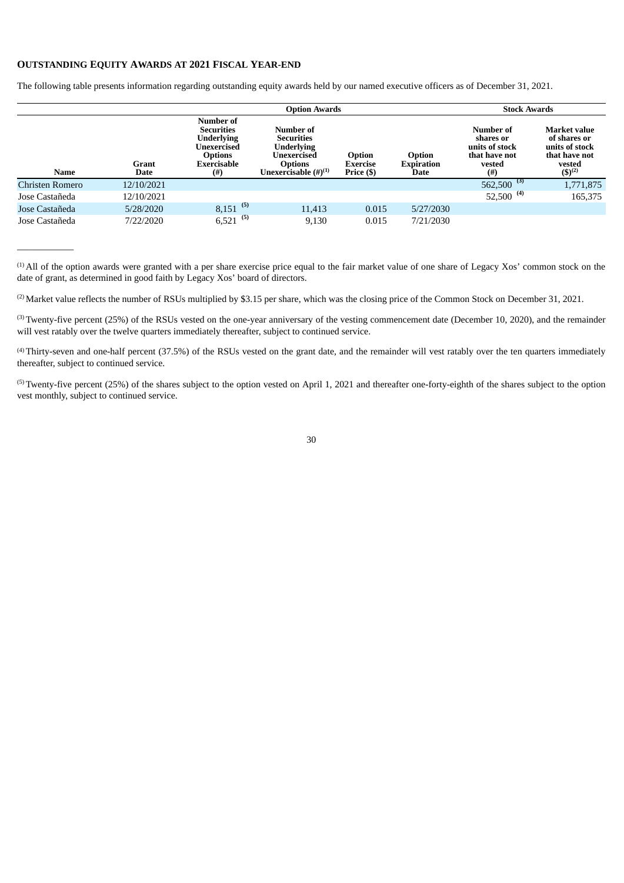## OUTSTANDING EQUITY AWARDS AT 2021 FISCAL YEAR-END

The following table presents information regarding outstanding equity awards held by our named executive officers as of December 31, 2021.

| | | Option Awards | | | | Stock Awards | |
|---|---|---|---|---|---|---|---|
| Name | Grant Date | Number of Securities Underlying Unexercised Options Exercisable (#) | Number of Securities Underlying Unexercised Options Unexercisable (#)[1] | Option Exercise Price ($) | Option Expiration Date | Number of shares or units of stock that have not vested (#) | Market value of shares or units of stock that have not vested ($)[2] |
| Christen Romero | 12/10/2021 | | | | | 562,500 [3] | 1,771,875 |
| Jose Castañeda | 12/10/2021 | | | | | 52,500 [4] | 165,375 |
| Jose Castañeda | 5/28/2020 | 8,151 [5] | 11,413 | 0.015 | 5/27/2030 | | |
| Jose Castañeda | 7/22/2020 | 6,521 [5] | 9,130 | 0.015 | 7/21/2030 | | |

[1] All of the option awards were granted with a per share exercise price equal to the fair market value of one share of Legacy Xos' common stock on the date of grant, as determined in good faith by Legacy Xos' board of directors.

[2] Market value reflects the number of RSUs multiplied by $3.15 per share, which was the closing price of the Common Stock on December 31, 2021.

[3] Twenty-five percent (25%) of the RSUs vested on the one-year anniversary of the vesting commencement date (December 10, 2020), and the remainder will vest ratably over the twelve quarters immediately thereafter, subject to continued service.

[4] Thirty-seven and one-half percent (37.5%) of the RSUs vested on the grant date, and the remainder will vest ratably over the ten quarters immediately thereafter, subject to continued service.

[5] Twenty-five percent (25%) of the shares subject to the option vested on April 1, 2021 and thereafter one-forty-eighth of the shares subject to the option vest monthly, subject to continued service.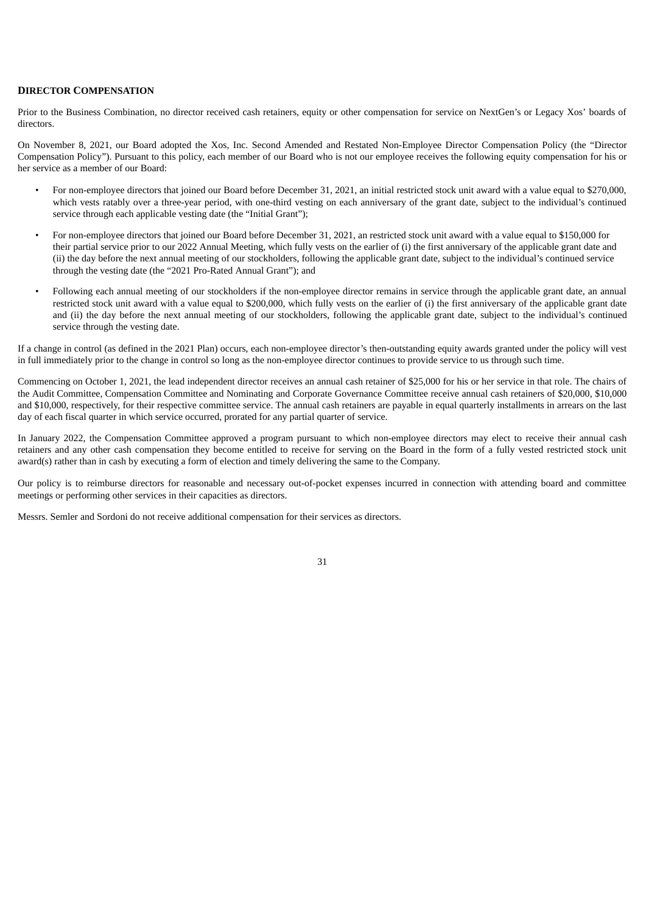## DIRECTOR COMPENSATION

Prior to the Business Combination, no director received cash retainers, equity or other compensation for service on NextGen's or Legacy Xos' boards of directors.

On November 8, 2021, our Board adopted the Xos, Inc. Second Amended and Restated Non-Employee Director Compensation Policy (the "Director Compensation Policy"). Pursuant to this policy, each member of our Board who is not our employee receives the following equity compensation for his or her service as a member of our Board:

- For non-employee directors that joined our Board before December 31, 2021, an initial restricted stock unit award with a value equal to $270,000, which vests ratably over a three-year period, with one-third vesting on each anniversary of the grant date, subject to the individual's continued service through each applicable vesting date (the "Initial Grant");
- For non-employee directors that joined our Board before December 31, 2021, an restricted stock unit award with a value equal to $150,000 for their partial service prior to our 2022 Annual Meeting, which fully vests on the earlier of (i) the first anniversary of the applicable grant date and (ii) the day before the next annual meeting of our stockholders, following the applicable grant date, subject to the individual's continued service through the vesting date (the "2021 Pro-Rated Annual Grant"); and
- Following each annual meeting of our stockholders if the non-employee director remains in service through the applicable grant date, an annual restricted stock unit award with a value equal to $200,000, which fully vests on the earlier of (i) the first anniversary of the applicable grant date and (ii) the day before the next annual meeting of our stockholders, following the applicable grant date, subject to the individual's continued service through the vesting date.

If a change in control (as defined in the 2021 Plan) occurs, each non-employee director's then-outstanding equity awards granted under the policy will vest in full immediately prior to the change in control so long as the non-employee director continues to provide service to us through such time.

Commencing on October 1, 2021, the lead independent director receives an annual cash retainer of $25,000 for his or her service in that role. The chairs of the Audit Committee, Compensation Committee and Nominating and Corporate Governance Committee receive annual cash retainers of $20,000, $10,000 and $10,000, respectively, for their respective committee service. The annual cash retainers are payable in equal quarterly installments in arrears on the last day of each fiscal quarter in which service occurred, prorated for any partial quarter of service.

In January 2022, the Compensation Committee approved a program pursuant to which non-employee directors may elect to receive their annual cash retainers and any other cash compensation they become entitled to receive for serving on the Board in the form of a fully vested restricted stock unit award(s) rather than in cash by executing a form of election and timely delivering the same to the Company.

Our policy is to reimburse directors for reasonable and necessary out-of-pocket expenses incurred in connection with attending board and committee meetings or performing other services in their capacities as directors.

Messrs. Semler and Sordoni do not receive additional compensation for their services as directors.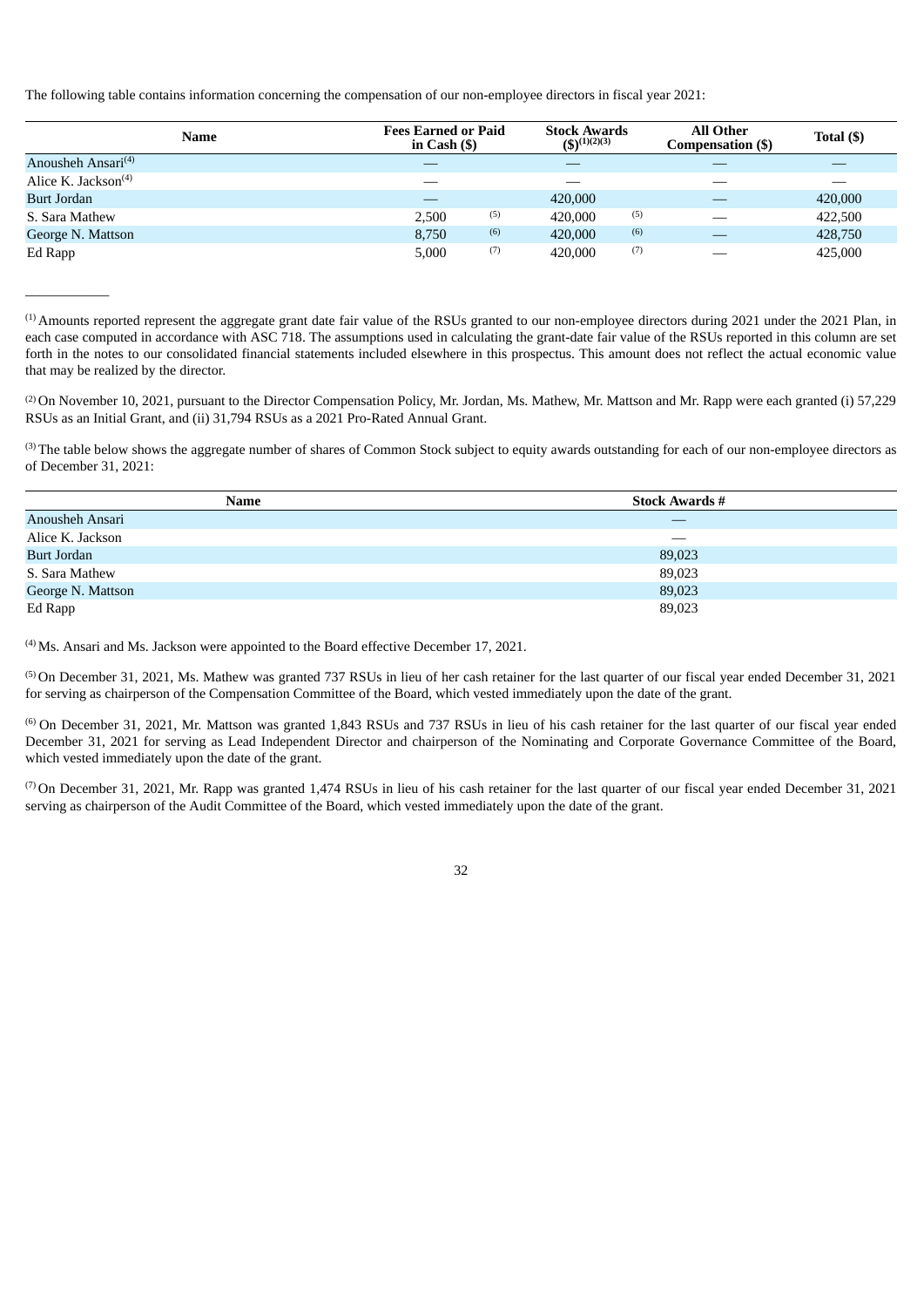The following table contains information concerning the compensation of our non-employee directors in fiscal year 2021:

| Name | Fees Earned or Paid in Cash ($) | Stock Awards ($)[(1)(2)(3)] | All Other Compensation ($) | Total ($) |
|---|---|---|---|---|
| Anousheh Ansari[(4)] | — | — | — | — |
| Alice K. Jackson[(4)] | — | — | — | — |
| Burt Jordan | — | 420,000 | — | 420,000 |
| S. Sara Mathew | 2,500 [(5)] | 420,000 [(5)] | — | 422,500 |
| George N. Mattson | 8,750 [(6)] | 420,000 [(6)] | — | 428,750 |
| Ed Rapp | 5,000 [(7)] | 420,000 [(7)] | — | 425,000 |

___________

[(1)] Amounts reported represent the aggregate grant date fair value of the RSUs granted to our non-employee directors during 2021 under the 2021 Plan, in each case computed in accordance with ASC 718. The assumptions used in calculating the grant-date fair value of the RSUs reported in this column are set forth in the notes to our consolidated financial statements included elsewhere in this prospectus. This amount does not reflect the actual economic value that may be realized by the director.

[(2)] On November 10, 2021, pursuant to the Director Compensation Policy, Mr. Jordan, Ms. Mathew, Mr. Mattson and Mr. Rapp were each granted (i) 57,229 RSUs as an Initial Grant, and (ii) 31,794 RSUs as a 2021 Pro-Rated Annual Grant.

[(3)] The table below shows the aggregate number of shares of Common Stock subject to equity awards outstanding for each of our non-employee directors as of December 31, 2021:

| Name | Stock Awards # |
|---|---|
| Anousheh Ansari | — |
| Alice K. Jackson | — |
| Burt Jordan | 89,023 |
| S. Sara Mathew | 89,023 |
| George N. Mattson | 89,023 |
| Ed Rapp | 89,023 |

[(4)] Ms. Ansari and Ms. Jackson were appointed to the Board effective December 17, 2021.

[(5)] On December 31, 2021, Ms. Mathew was granted 737 RSUs in lieu of her cash retainer for the last quarter of our fiscal year ended December 31, 2021 for serving as chairperson of the Compensation Committee of the Board, which vested immediately upon the date of the grant.

[(6)] On December 31, 2021, Mr. Mattson was granted 1,843 RSUs and 737 RSUs in lieu of his cash retainer for the last quarter of our fiscal year ended December 31, 2021 for serving as Lead Independent Director and chairperson of the Nominating and Corporate Governance Committee of the Board, which vested immediately upon the date of the grant.

[(7)] On December 31, 2021, Mr. Rapp was granted 1,474 RSUs in lieu of his cash retainer for the last quarter of our fiscal year ended December 31, 2021 serving as chairperson of the Audit Committee of the Board, which vested immediately upon the date of the grant.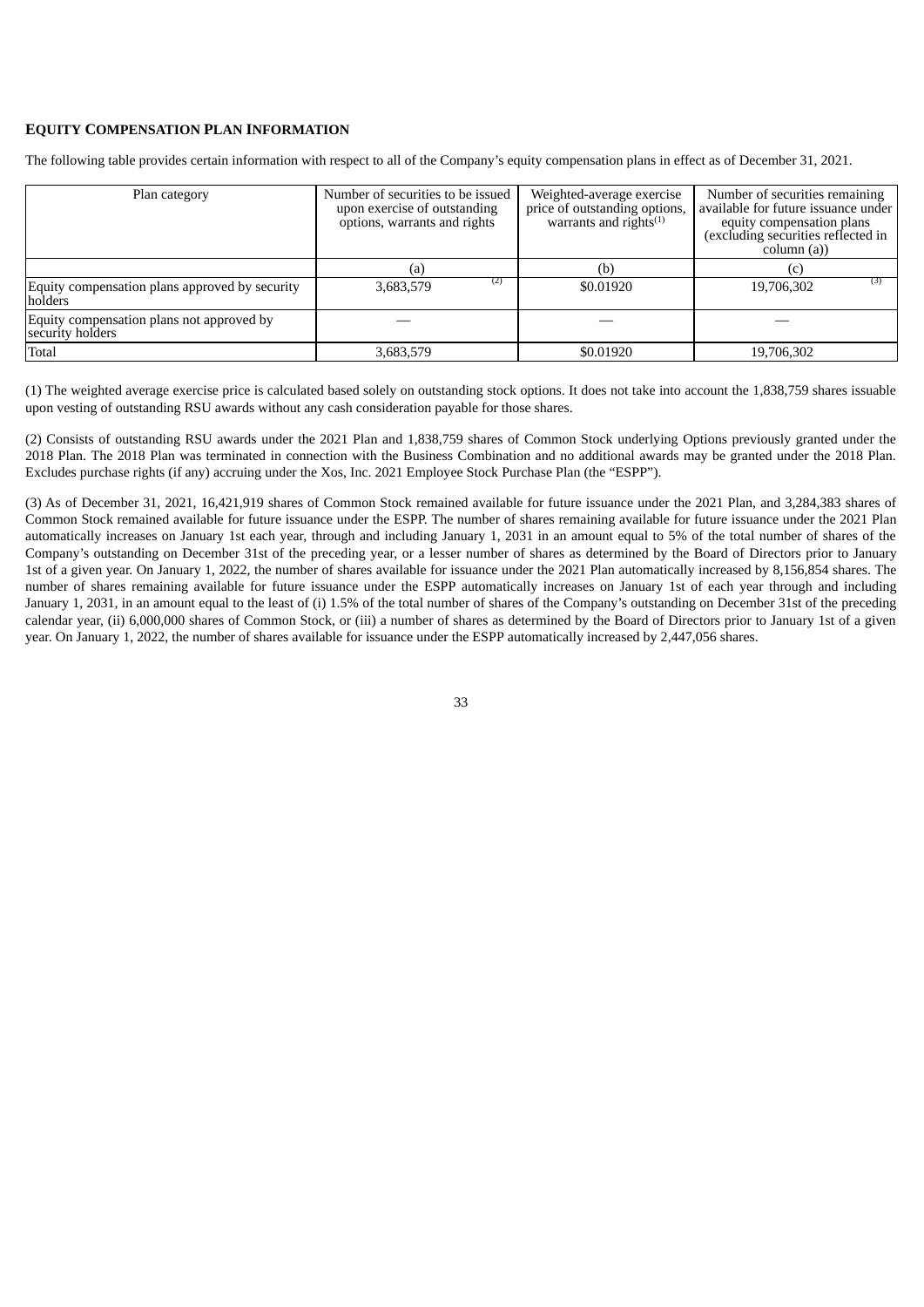**EQUITY COMPENSATION PLAN INFORMATION**

The following table provides certain information with respect to all of the Company's equity compensation plans in effect as of December 31, 2021.

| Plan category | Number of securities to be issued upon exercise of outstanding options, warrants and rights | Weighted-average exercise price of outstanding options, warrants and rights[(1)] | Number of securities remaining available for future issuance under equity compensation plans (excluding securities reflected in column (a)) |
|---|---|---|---|
| | (a) | (b) | (c) |
| Equity compensation plans approved by security holders | 3,683,579 [(2)] | $0.01920 | 19,706,302 [(3)] |
| Equity compensation plans not approved by security holders | — | — | — |
| Total | 3,683,579 | $0.01920 | 19,706,302 |

(1) The weighted average exercise price is calculated based solely on outstanding stock options. It does not take into account the 1,838,759 shares issuable upon vesting of outstanding RSU awards without any cash consideration payable for those shares.

(2) Consists of outstanding RSU awards under the 2021 Plan and 1,838,759 shares of Common Stock underlying Options previously granted under the 2018 Plan. The 2018 Plan was terminated in connection with the Business Combination and no additional awards may be granted under the 2018 Plan. Excludes purchase rights (if any) accruing under the Xos, Inc. 2021 Employee Stock Purchase Plan (the "ESPP").

(3) As of December 31, 2021, 16,421,919 shares of Common Stock remained available for future issuance under the 2021 Plan, and 3,284,383 shares of Common Stock remained available for future issuance under the ESPP. The number of shares remaining available for future issuance under the 2021 Plan automatically increases on January 1st each year, through and including January 1, 2031 in an amount equal to 5% of the total number of shares of the Company's outstanding on December 31st of the preceding year, or a lesser number of shares as determined by the Board of Directors prior to January 1st of a given year. On January 1, 2022, the number of shares available for issuance under the 2021 Plan automatically increased by 8,156,854 shares. The number of shares remaining available for future issuance under the ESPP automatically increases on January 1st of each year through and including January 1, 2031, in an amount equal to the least of (i) 1.5% of the total number of shares of the Company's outstanding on December 31st of the preceding calendar year, (ii) 6,000,000 shares of Common Stock, or (iii) a number of shares as determined by the Board of Directors prior to January 1st of a given year. On January 1, 2022, the number of shares available for issuance under the ESPP automatically increased by 2,447,056 shares.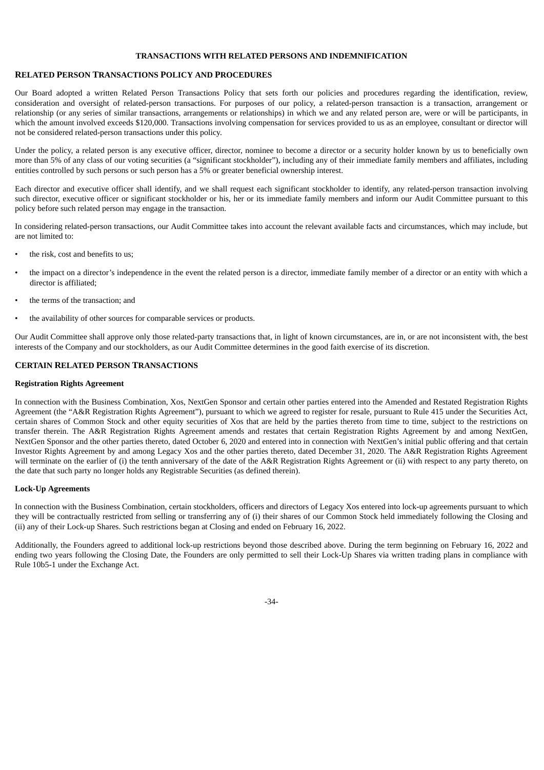# TRANSACTIONS WITH RELATED PERSONS AND INDEMNIFICATION

## RELATED PERSON TRANSACTIONS POLICY AND PROCEDURES

Our Board adopted a written Related Person Transactions Policy that sets forth our policies and procedures regarding the identification, review, consideration and oversight of related-person transactions. For purposes of our policy, a related-person transaction is a transaction, arrangement or relationship (or any series of similar transactions, arrangements or relationships) in which we and any related person are, were or will be participants, in which the amount involved exceeds $120,000. Transactions involving compensation for services provided to us as an employee, consultant or director will not be considered related-person transactions under this policy.

Under the policy, a related person is any executive officer, director, nominee to become a director or a security holder known by us to beneficially own more than 5% of any class of our voting securities (a "significant stockholder"), including any of their immediate family members and affiliates, including entities controlled by such persons or such person has a 5% or greater beneficial ownership interest.

Each director and executive officer shall identify, and we shall request each significant stockholder to identify, any related-person transaction involving such director, executive officer or significant stockholder or his, her or its immediate family members and inform our Audit Committee pursuant to this policy before such related person may engage in the transaction.

In considering related-person transactions, our Audit Committee takes into account the relevant available facts and circumstances, which may include, but are not limited to:

- the risk, cost and benefits to us;
- the impact on a director's independence in the event the related person is a director, immediate family member of a director or an entity with which a director is affiliated;
- the terms of the transaction; and
- the availability of other sources for comparable services or products.

Our Audit Committee shall approve only those related-party transactions that, in light of known circumstances, are in, or are not inconsistent with, the best interests of the Company and our stockholders, as our Audit Committee determines in the good faith exercise of its discretion.

## CERTAIN RELATED PERSON TRANSACTIONS

### Registration Rights Agreement

In connection with the Business Combination, Xos, NextGen Sponsor and certain other parties entered into the Amended and Restated Registration Rights Agreement (the "A&R Registration Rights Agreement"), pursuant to which we agreed to register for resale, pursuant to Rule 415 under the Securities Act, certain shares of Common Stock and other equity securities of Xos that are held by the parties thereto from time to time, subject to the restrictions on transfer therein. The A&R Registration Rights Agreement amends and restates that certain Registration Rights Agreement by and among NextGen, NextGen Sponsor and the other parties thereto, dated October 6, 2020 and entered into in connection with NextGen's initial public offering and that certain Investor Rights Agreement by and among Legacy Xos and the other parties thereto, dated December 31, 2020. The A&R Registration Rights Agreement will terminate on the earlier of (i) the tenth anniversary of the date of the A&R Registration Rights Agreement or (ii) with respect to any party thereto, on the date that such party no longer holds any Registrable Securities (as defined therein).

### Lock-Up Agreements

In connection with the Business Combination, certain stockholders, officers and directors of Legacy Xos entered into lock-up agreements pursuant to which they will be contractually restricted from selling or transferring any of (i) their shares of our Common Stock held immediately following the Closing and (ii) any of their Lock-up Shares. Such restrictions began at Closing and ended on February 16, 2022.

Additionally, the Founders agreed to additional lock-up restrictions beyond those described above. During the term beginning on February 16, 2022 and ending two years following the Closing Date, the Founders are only permitted to sell their Lock-Up Shares via written trading plans in compliance with Rule 10b5-1 under the Exchange Act.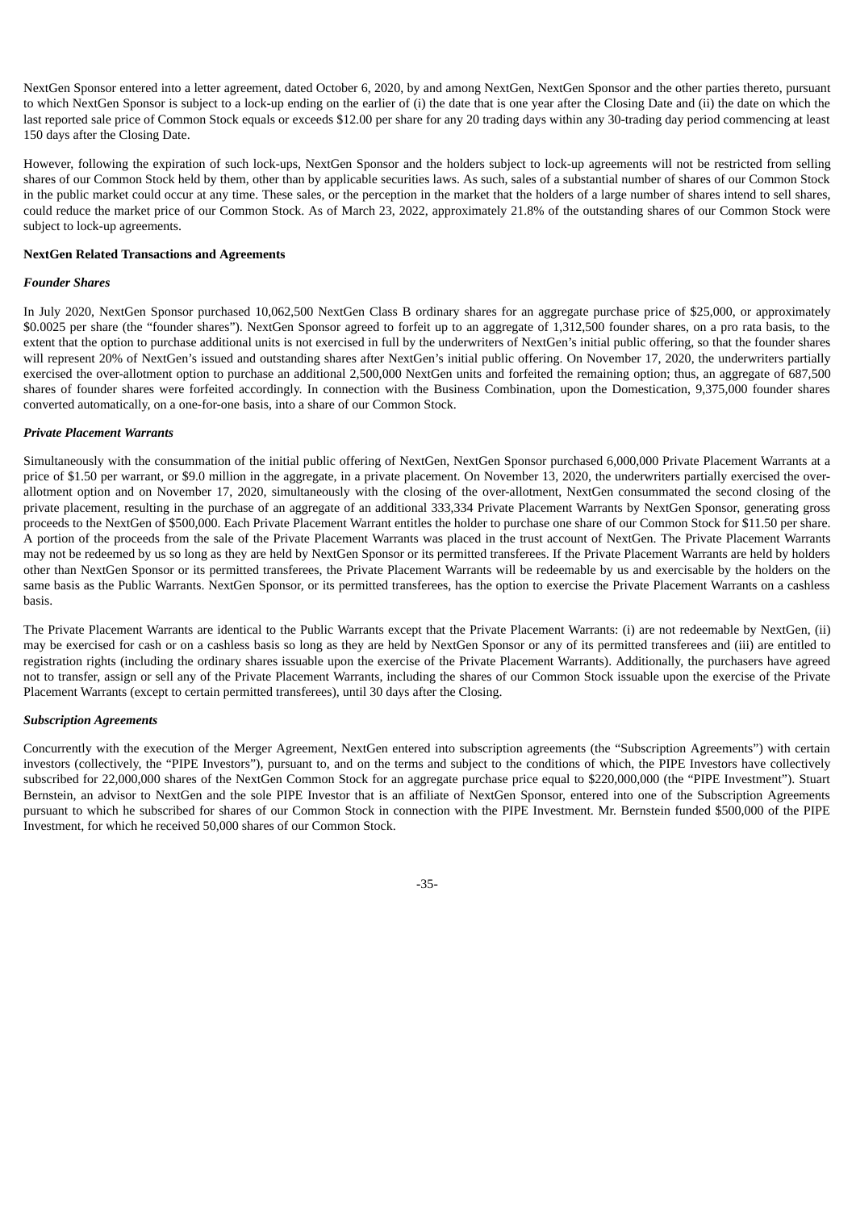NextGen Sponsor entered into a letter agreement, dated October 6, 2020, by and among NextGen, NextGen Sponsor and the other parties thereto, pursuant to which NextGen Sponsor is subject to a lock-up ending on the earlier of (i) the date that is one year after the Closing Date and (ii) the date on which the last reported sale price of Common Stock equals or exceeds $12.00 per share for any 20 trading days within any 30-trading day period commencing at least 150 days after the Closing Date.

However, following the expiration of such lock-ups, NextGen Sponsor and the holders subject to lock-up agreements will not be restricted from selling shares of our Common Stock held by them, other than by applicable securities laws. As such, sales of a substantial number of shares of our Common Stock in the public market could occur at any time. These sales, or the perception in the market that the holders of a large number of shares intend to sell shares, could reduce the market price of our Common Stock. As of March 23, 2022, approximately 21.8% of the outstanding shares of our Common Stock were subject to lock-up agreements.

**NextGen Related Transactions and Agreements**

***Founder Shares***

In July 2020, NextGen Sponsor purchased 10,062,500 NextGen Class B ordinary shares for an aggregate purchase price of $25,000, or approximately $0.0025 per share (the "founder shares"). NextGen Sponsor agreed to forfeit up to an aggregate of 1,312,500 founder shares, on a pro rata basis, to the extent that the option to purchase additional units is not exercised in full by the underwriters of NextGen's initial public offering, so that the founder shares will represent 20% of NextGen's issued and outstanding shares after NextGen's initial public offering. On November 17, 2020, the underwriters partially exercised the over-allotment option to purchase an additional 2,500,000 NextGen units and forfeited the remaining option; thus, an aggregate of 687,500 shares of founder shares were forfeited accordingly. In connection with the Business Combination, upon the Domestication, 9,375,000 founder shares converted automatically, on a one-for-one basis, into a share of our Common Stock.

***Private Placement Warrants***

Simultaneously with the consummation of the initial public offering of NextGen, NextGen Sponsor purchased 6,000,000 Private Placement Warrants at a price of $1.50 per warrant, or $9.0 million in the aggregate, in a private placement. On November 13, 2020, the underwriters partially exercised the over-allotment option and on November 17, 2020, simultaneously with the closing of the over-allotment, NextGen consummated the second closing of the private placement, resulting in the purchase of an aggregate of an additional 333,334 Private Placement Warrants by NextGen Sponsor, generating gross proceeds to the NextGen of $500,000. Each Private Placement Warrant entitles the holder to purchase one share of our Common Stock for $11.50 per share. A portion of the proceeds from the sale of the Private Placement Warrants was placed in the trust account of NextGen. The Private Placement Warrants may not be redeemed by us so long as they are held by NextGen Sponsor or its permitted transferees. If the Private Placement Warrants are held by holders other than NextGen Sponsor or its permitted transferees, the Private Placement Warrants will be redeemable by us and exercisable by the holders on the same basis as the Public Warrants. NextGen Sponsor, or its permitted transferees, has the option to exercise the Private Placement Warrants on a cashless basis.

The Private Placement Warrants are identical to the Public Warrants except that the Private Placement Warrants: (i) are not redeemable by NextGen, (ii) may be exercised for cash or on a cashless basis so long as they are held by NextGen Sponsor or any of its permitted transferees and (iii) are entitled to registration rights (including the ordinary shares issuable upon the exercise of the Private Placement Warrants). Additionally, the purchasers have agreed not to transfer, assign or sell any of the Private Placement Warrants, including the shares of our Common Stock issuable upon the exercise of the Private Placement Warrants (except to certain permitted transferees), until 30 days after the Closing.

***Subscription Agreements***

Concurrently with the execution of the Merger Agreement, NextGen entered into subscription agreements (the "Subscription Agreements") with certain investors (collectively, the "PIPE Investors"), pursuant to, and on the terms and subject to the conditions of which, the PIPE Investors have collectively subscribed for 22,000,000 shares of the NextGen Common Stock for an aggregate purchase price equal to $220,000,000 (the "PIPE Investment"). Stuart Bernstein, an advisor to NextGen and the sole PIPE Investor that is an affiliate of NextGen Sponsor, entered into one of the Subscription Agreements pursuant to which he subscribed for shares of our Common Stock in connection with the PIPE Investment. Mr. Bernstein funded $500,000 of the PIPE Investment, for which he received 50,000 shares of our Common Stock.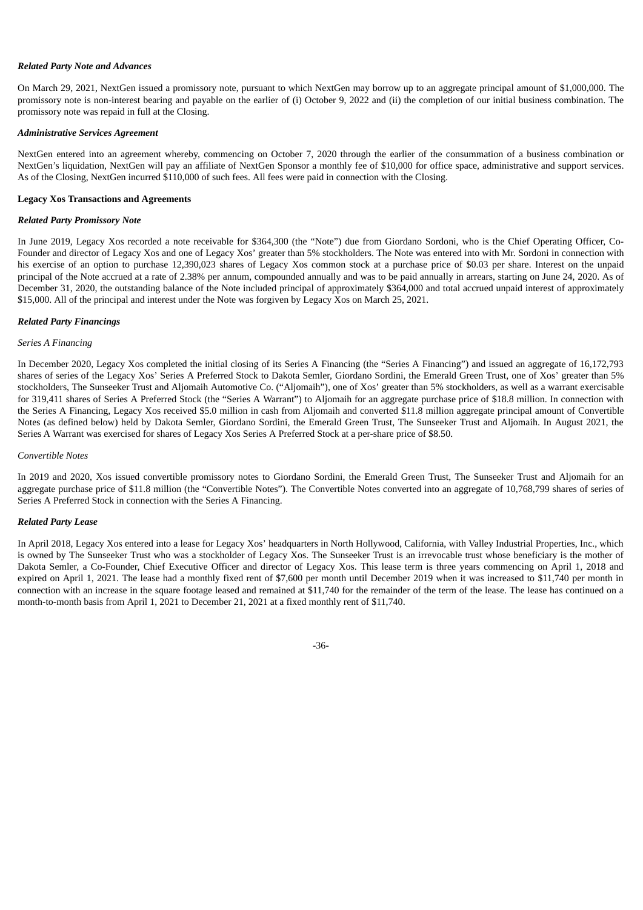***Related Party Note and Advances***

On March 29, 2021, NextGen issued a promissory note, pursuant to which NextGen may borrow up to an aggregate principal amount of $1,000,000. The promissory note is non-interest bearing and payable on the earlier of (i) October 9, 2022 and (ii) the completion of our initial business combination. The promissory note was repaid in full at the Closing.

***Administrative Services Agreement***

NextGen entered into an agreement whereby, commencing on October 7, 2020 through the earlier of the consummation of a business combination or NextGen's liquidation, NextGen will pay an affiliate of NextGen Sponsor a monthly fee of $10,000 for office space, administrative and support services. As of the Closing, NextGen incurred $110,000 of such fees. All fees were paid in connection with the Closing.

**Legacy Xos Transactions and Agreements**

***Related Party Promissory Note***

In June 2019, Legacy Xos recorded a note receivable for $364,300 (the "Note") due from Giordano Sordoni, who is the Chief Operating Officer, Co-Founder and director of Legacy Xos and one of Legacy Xos' greater than 5% stockholders. The Note was entered into with Mr. Sordoni in connection with his exercise of an option to purchase 12,390,023 shares of Legacy Xos common stock at a purchase price of $0.03 per share. Interest on the unpaid principal of the Note accrued at a rate of 2.38% per annum, compounded annually and was to be paid annually in arrears, starting on June 24, 2020. As of December 31, 2020, the outstanding balance of the Note included principal of approximately $364,000 and total accrued unpaid interest of approximately $15,000. All of the principal and interest under the Note was forgiven by Legacy Xos on March 25, 2021.

***Related Party Financings***

*Series A Financing*

In December 2020, Legacy Xos completed the initial closing of its Series A Financing (the "Series A Financing") and issued an aggregate of 16,172,793 shares of series of the Legacy Xos' Series A Preferred Stock to Dakota Semler, Giordano Sordini, the Emerald Green Trust, one of Xos' greater than 5% stockholders, The Sunseeker Trust and Aljomaih Automotive Co. ("Aljomaih"), one of Xos' greater than 5% stockholders, as well as a warrant exercisable for 319,411 shares of Series A Preferred Stock (the "Series A Warrant") to Aljomaih for an aggregate purchase price of $18.8 million. In connection with the Series A Financing, Legacy Xos received $5.0 million in cash from Aljomaih and converted $11.8 million aggregate principal amount of Convertible Notes (as defined below) held by Dakota Semler, Giordano Sordini, the Emerald Green Trust, The Sunseeker Trust and Aljomaih. In August 2021, the Series A Warrant was exercised for shares of Legacy Xos Series A Preferred Stock at a per-share price of $8.50.

*Convertible Notes*

In 2019 and 2020, Xos issued convertible promissory notes to Giordano Sordini, the Emerald Green Trust, The Sunseeker Trust and Aljomaih for an aggregate purchase price of $11.8 million (the "Convertible Notes"). The Convertible Notes converted into an aggregate of 10,768,799 shares of series of Series A Preferred Stock in connection with the Series A Financing.

***Related Party Lease***

In April 2018, Legacy Xos entered into a lease for Legacy Xos' headquarters in North Hollywood, California, with Valley Industrial Properties, Inc., which is owned by The Sunseeker Trust who was a stockholder of Legacy Xos. The Sunseeker Trust is an irrevocable trust whose beneficiary is the mother of Dakota Semler, a Co-Founder, Chief Executive Officer and director of Legacy Xos. This lease term is three years commencing on April 1, 2018 and expired on April 1, 2021. The lease had a monthly fixed rent of $7,600 per month until December 2019 when it was increased to $11,740 per month in connection with an increase in the square footage leased and remained at $11,740 for the remainder of the term of the lease. The lease has continued on a month-to-month basis from April 1, 2021 to December 21, 2021 at a fixed monthly rent of $11,740.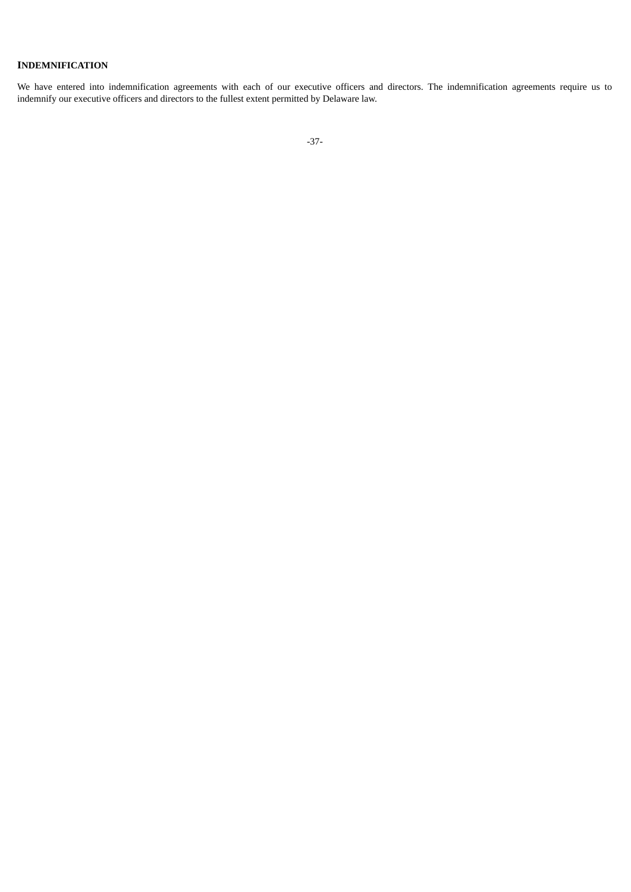## INDEMNIFICATION

We have entered into indemnification agreements with each of our executive officers and directors. The indemnification agreements require us to indemnify our executive officers and directors to the fullest extent permitted by Delaware law.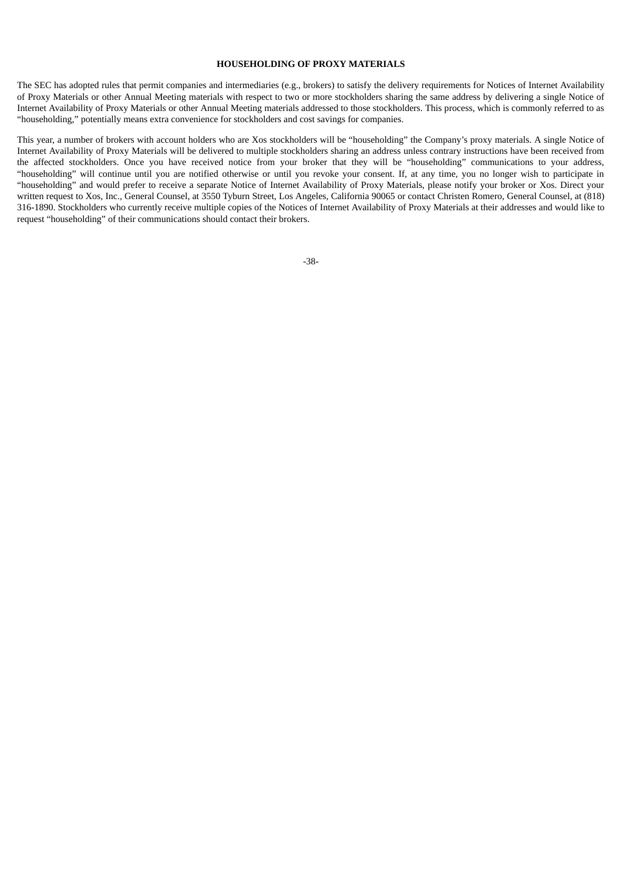## HOUSEHOLDING OF PROXY MATERIALS

The SEC has adopted rules that permit companies and intermediaries (e.g., brokers) to satisfy the delivery requirements for Notices of Internet Availability of Proxy Materials or other Annual Meeting materials with respect to two or more stockholders sharing the same address by delivering a single Notice of Internet Availability of Proxy Materials or other Annual Meeting materials addressed to those stockholders. This process, which is commonly referred to as "householding," potentially means extra convenience for stockholders and cost savings for companies.

This year, a number of brokers with account holders who are Xos stockholders will be "householding" the Company's proxy materials. A single Notice of Internet Availability of Proxy Materials will be delivered to multiple stockholders sharing an address unless contrary instructions have been received from the affected stockholders. Once you have received notice from your broker that they will be "householding" communications to your address, "householding" will continue until you are notified otherwise or until you revoke your consent. If, at any time, you no longer wish to participate in "householding" and would prefer to receive a separate Notice of Internet Availability of Proxy Materials, please notify your broker or Xos. Direct your written request to Xos, Inc., General Counsel, at 3550 Tyburn Street, Los Angeles, California 90065 or contact Christen Romero, General Counsel, at (818) 316-1890. Stockholders who currently receive multiple copies of the Notices of Internet Availability of Proxy Materials at their addresses and would like to request "householding" of their communications should contact their brokers.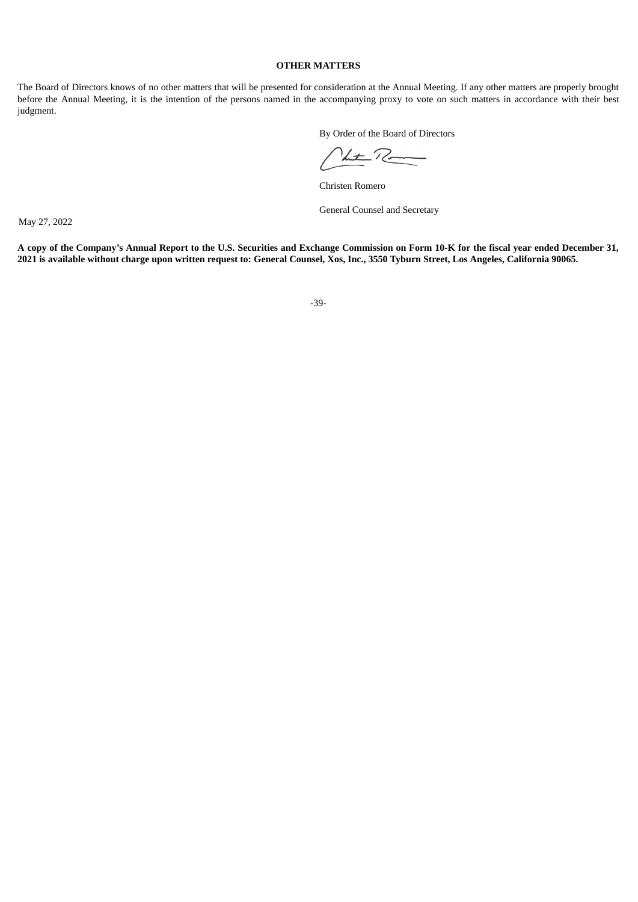## OTHER MATTERS

The Board of Directors knows of no other matters that will be presented for consideration at the Annual Meeting. If any other matters are properly brought before the Annual Meeting, it is the intention of the persons named in the accompanying proxy to vote on such matters in accordance with their best judgment.

By Order of the Board of Directors

Christen Romero

General Counsel and Secretary

May 27, 2022

**A copy of the Company's Annual Report to the U.S. Securities and Exchange Commission on Form 10-K for the fiscal year ended December 31, 2021 is available without charge upon written request to: General Counsel, Xos, Inc., 3550 Tyburn Street, Los Angeles, California 90065.**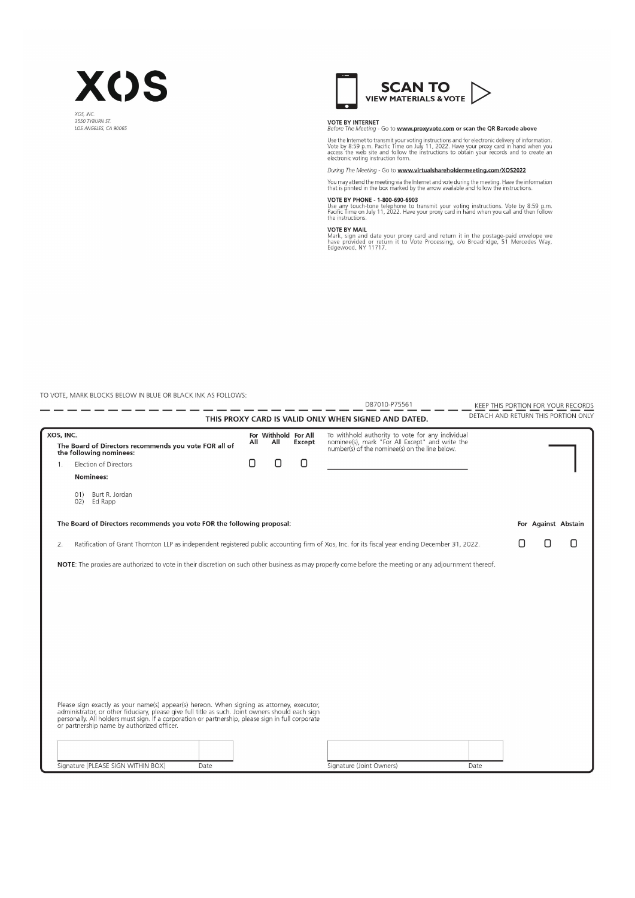# XOS

*XOS, INC.*
*3550 TYBURN ST.*
*LOS ANGELES, CA 90065*

**SCAN TO VIEW MATERIALS & VOTE**

**VOTE BY INTERNET**
*Before The Meeting* - Go to **www.proxyvote.com** or scan the QR Barcode above

Use the Internet to transmit your voting instructions and for electronic delivery of information. Vote by 8:59 p.m. Pacific Time on July 11, 2022. Have your proxy card in hand when you access the web site and follow the instructions to obtain your records and to create an electronic voting instruction form.

*During The Meeting* - Go to **www.virtualshareholdermeeting.com/XOS2022**

You may attend the meeting via the Internet and vote during the meeting. Have the information that is printed in the box marked by the arrow available and follow the instructions.

**VOTE BY PHONE - 1-800-690-6903**
Use any touch-tone telephone to transmit your voting instructions. Vote by 8:59 p.m. Pacific Time on July 11, 2022. Have your proxy card in hand when you call and then follow the instructions.

**VOTE BY MAIL**
Mark, sign and date your proxy card and return it in the postage-paid envelope we have provided or return it to Vote Processing, c/o Broadridge, 51 Mercedes Way, Edgewood, NY 11717.

TO VOTE, MARK BLOCKS BELOW IN BLUE OR BLACK INK AS FOLLOWS:

D87010-P75561 KEEP THIS PORTION FOR YOUR RECORDS

**THIS PROXY CARD IS VALID ONLY WHEN SIGNED AND DATED.** DETACH AND RETURN THIS PORTION ONLY

**XOS, INC.**

**The Board of Directors recommends you vote FOR all of the following nominees:**

| | For All | Withhold All | For All Except |
|---|---|---|---|
| 1. Election of Directors | ☐ | ☐ | ☐ |

To withhold authority to vote for any individual nominee(s), mark "For All Except" and write the number(s) of the nominee(s) on the line below.

\_\_\_\_\_\_\_\_\_\_\_\_\_\_\_\_\_\_\_\_\_\_\_\_\_\_\_\_\_\_

**Nominees:**

01) Burt R. Jordan
02) Ed Rapp

**The Board of Directors recommends you vote FOR the following proposal:**

| | For | Against | Abstain |
|---|---|---|---|
| 2. Ratification of Grant Thornton LLP as independent registered public accounting firm of Xos, Inc. for its fiscal year ending December 31, 2022. | ☐ | ☐ | ☐ |

**NOTE**: The proxies are authorized to vote in their discretion on such other business as may properly come before the meeting or any adjournment thereof.

Please sign exactly as your name(s) appear(s) hereon. When signing as attorney, executor, administrator, or other fiduciary, please give full title as such. Joint owners should each sign personally. All holders must sign. If a corporation or partnership, please sign in full corporate or partnership name by authorized officer.

| Signature [PLEASE SIGN WITHIN BOX] | Date | Signature (Joint Owners) | Date |
|---|---|---|---|
| | | | |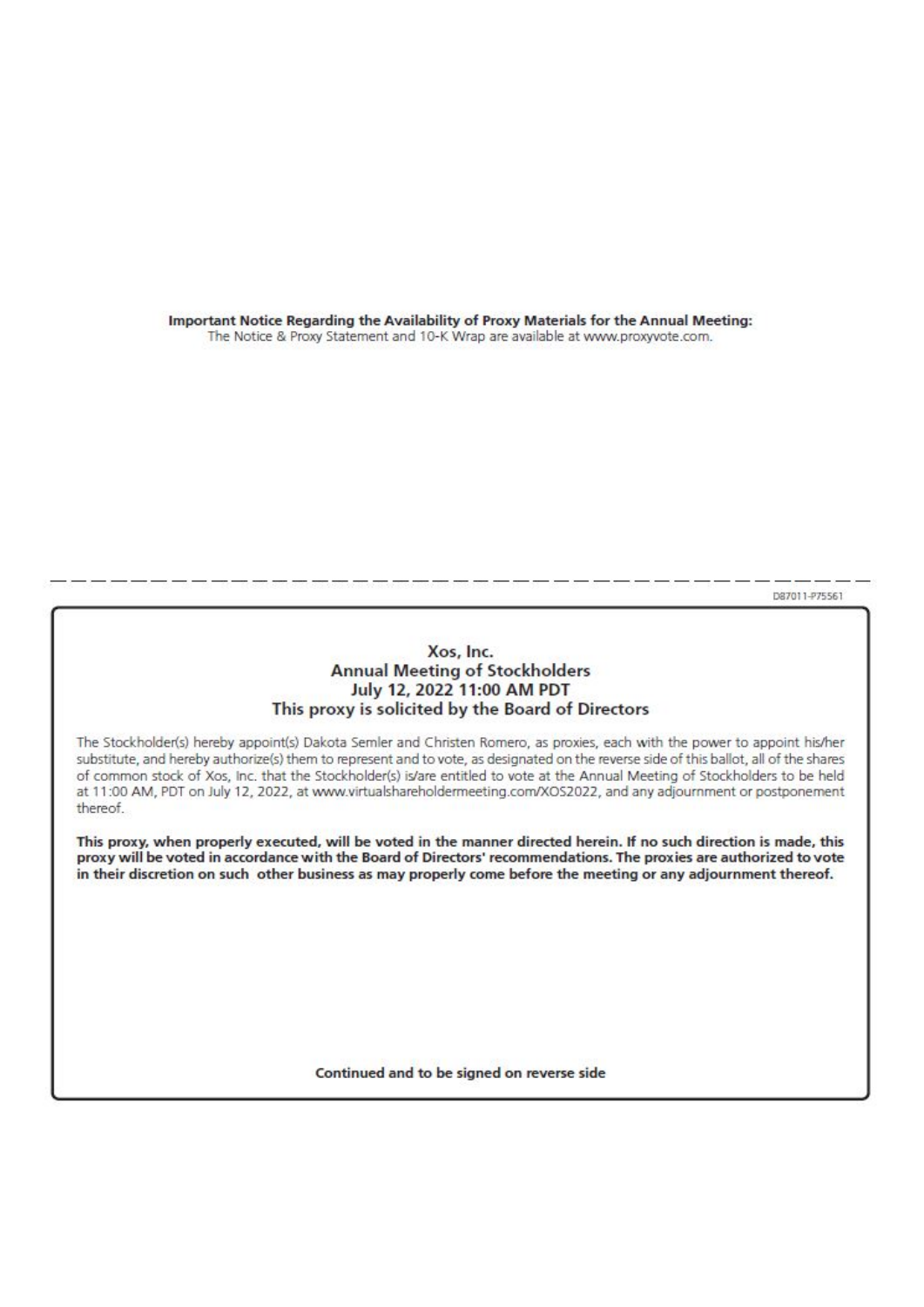**Important Notice Regarding the Availability of Proxy Materials for the Annual Meeting:**
The Notice & Proxy Statement and 10-K Wrap are available at www.proxyvote.com.

D87011-P75561

**Xos, Inc.**
**Annual Meeting of Stockholders**
**July 12, 2022 11:00 AM PDT**
**This proxy is solicited by the Board of Directors**

The Stockholder(s) hereby appoint(s) Dakota Semler and Christen Romero, as proxies, each with the power to appoint his/her substitute, and hereby authorize(s) them to represent and to vote, as designated on the reverse side of this ballot, all of the shares of common stock of Xos, Inc. that the Stockholder(s) is/are entitled to vote at the Annual Meeting of Stockholders to be held at 11:00 AM, PDT on July 12, 2022, at www.virtualshareholdermeeting.com/XOS2022, and any adjournment or postponement thereof.

**This proxy, when properly executed, will be voted in the manner directed herein. If no such direction is made, this proxy will be voted in accordance with the Board of Directors' recommendations. The proxies are authorized to vote in their discretion on such other business as may properly come before the meeting or any adjournment thereof.**

**Continued and to be signed on reverse side**